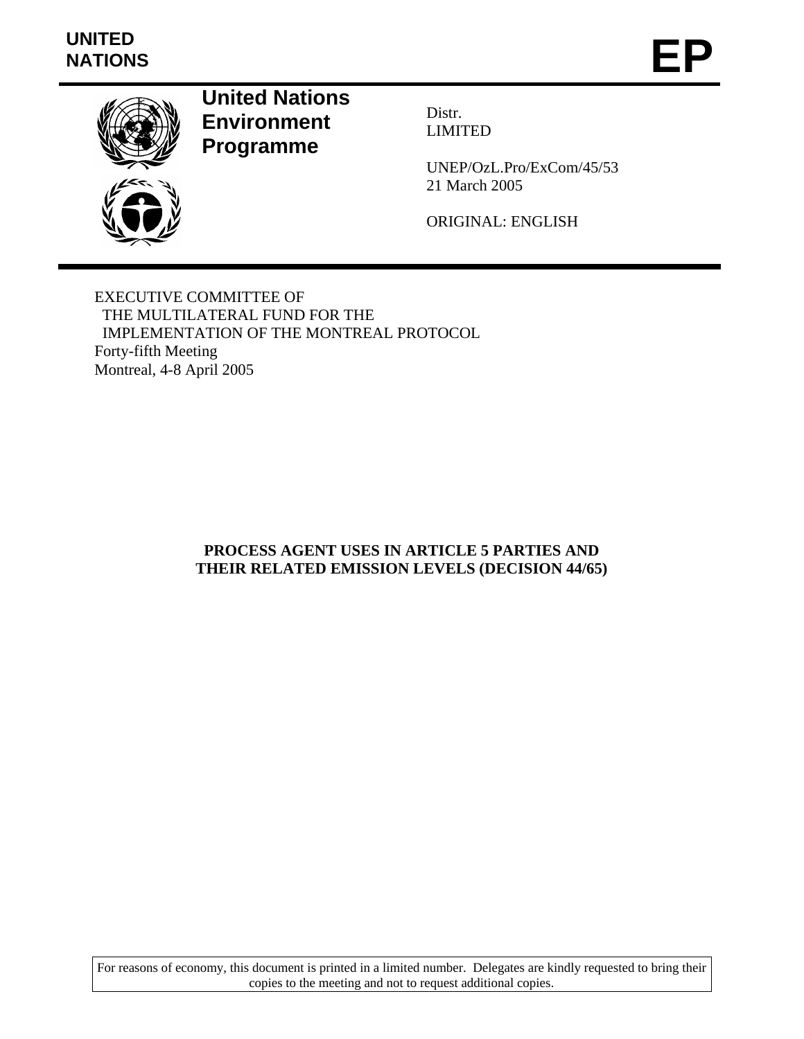UNITED NATIONS

# EP

**United Nations Environment Programme**

Distr.
LIMITED

UNEP/OzL.Pro/ExCom/45/53
21 March 2005

ORIGINAL: ENGLISH

EXECUTIVE COMMITTEE OF
THE MULTILATERAL FUND FOR THE
IMPLEMENTATION OF THE MONTREAL PROTOCOL
Forty-fifth Meeting
Montreal, 4-8 April 2005

## PROCESS AGENT USES IN ARTICLE 5 PARTIES AND THEIR RELATED EMISSION LEVELS (DECISION 44/65)

For reasons of economy, this document is printed in a limited number. Delegates are kindly requested to bring their copies to the meeting and not to request additional copies.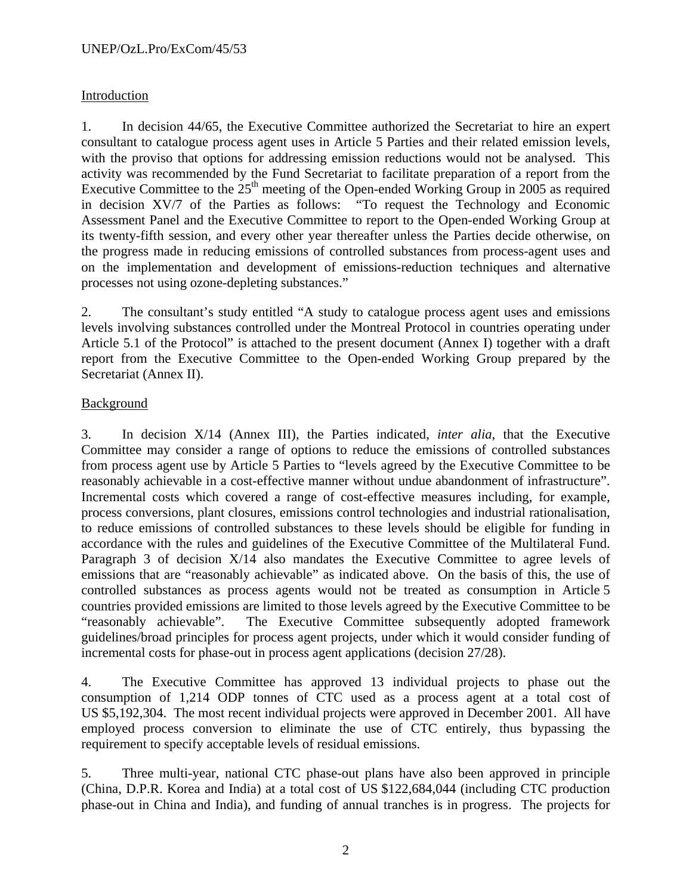## Introduction

1. In decision 44/65, the Executive Committee authorized the Secretariat to hire an expert consultant to catalogue process agent uses in Article 5 Parties and their related emission levels, with the proviso that options for addressing emission reductions would not be analysed. This activity was recommended by the Fund Secretariat to facilitate preparation of a report from the Executive Committee to the 25th meeting of the Open-ended Working Group in 2005 as required in decision XV/7 of the Parties as follows: "To request the Technology and Economic Assessment Panel and the Executive Committee to report to the Open-ended Working Group at its twenty-fifth session, and every other year thereafter unless the Parties decide otherwise, on the progress made in reducing emissions of controlled substances from process-agent uses and on the implementation and development of emissions-reduction techniques and alternative processes not using ozone-depleting substances."

2. The consultant's study entitled "A study to catalogue process agent uses and emissions levels involving substances controlled under the Montreal Protocol in countries operating under Article 5.1 of the Protocol" is attached to the present document (Annex I) together with a draft report from the Executive Committee to the Open-ended Working Group prepared by the Secretariat (Annex II).

## Background

3. In decision X/14 (Annex III), the Parties indicated, *inter alia*, that the Executive Committee may consider a range of options to reduce the emissions of controlled substances from process agent use by Article 5 Parties to "levels agreed by the Executive Committee to be reasonably achievable in a cost-effective manner without undue abandonment of infrastructure". Incremental costs which covered a range of cost-effective measures including, for example, process conversions, plant closures, emissions control technologies and industrial rationalisation, to reduce emissions of controlled substances to these levels should be eligible for funding in accordance with the rules and guidelines of the Executive Committee of the Multilateral Fund. Paragraph 3 of decision X/14 also mandates the Executive Committee to agree levels of emissions that are "reasonably achievable" as indicated above. On the basis of this, the use of controlled substances as process agents would not be treated as consumption in Article 5 countries provided emissions are limited to those levels agreed by the Executive Committee to be "reasonably achievable". The Executive Committee subsequently adopted framework guidelines/broad principles for process agent projects, under which it would consider funding of incremental costs for phase-out in process agent applications (decision 27/28).

4. The Executive Committee has approved 13 individual projects to phase out the consumption of 1,214 ODP tonnes of CTC used as a process agent at a total cost of US $5,192,304. The most recent individual projects were approved in December 2001. All have employed process conversion to eliminate the use of CTC entirely, thus bypassing the requirement to specify acceptable levels of residual emissions.

5. Three multi-year, national CTC phase-out plans have also been approved in principle (China, D.P.R. Korea and India) at a total cost of US $122,684,044 (including CTC production phase-out in China and India), and funding of annual tranches is in progress. The projects for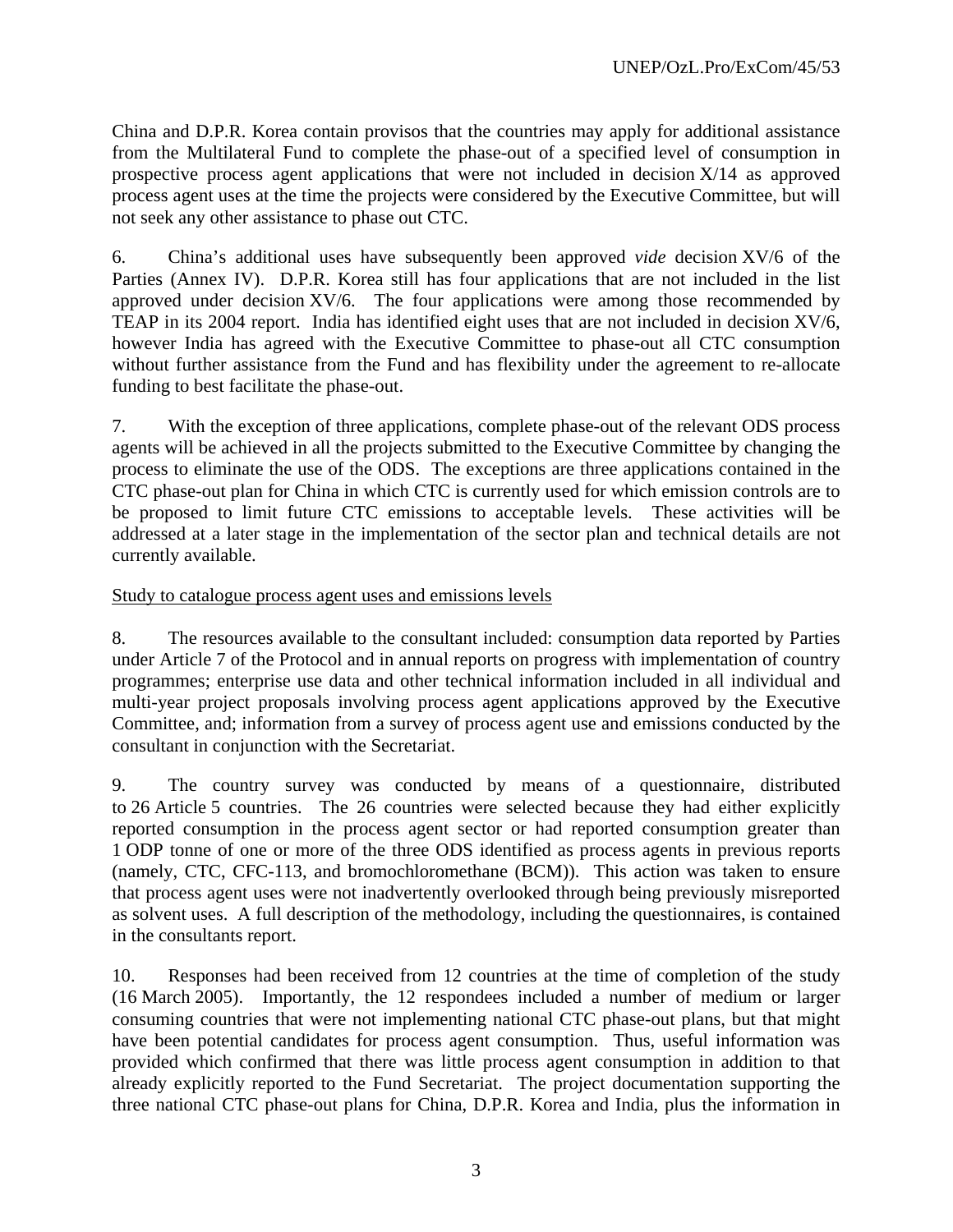China and D.P.R. Korea contain provisos that the countries may apply for additional assistance from the Multilateral Fund to complete the phase-out of a specified level of consumption in prospective process agent applications that were not included in decision X/14 as approved process agent uses at the time the projects were considered by the Executive Committee, but will not seek any other assistance to phase out CTC.

6. China's additional uses have subsequently been approved *vide* decision XV/6 of the Parties (Annex IV). D.P.R. Korea still has four applications that are not included in the list approved under decision XV/6. The four applications were among those recommended by TEAP in its 2004 report. India has identified eight uses that are not included in decision XV/6, however India has agreed with the Executive Committee to phase-out all CTC consumption without further assistance from the Fund and has flexibility under the agreement to re-allocate funding to best facilitate the phase-out.

7. With the exception of three applications, complete phase-out of the relevant ODS process agents will be achieved in all the projects submitted to the Executive Committee by changing the process to eliminate the use of the ODS. The exceptions are three applications contained in the CTC phase-out plan for China in which CTC is currently used for which emission controls are to be proposed to limit future CTC emissions to acceptable levels. These activities will be addressed at a later stage in the implementation of the sector plan and technical details are not currently available.

Study to catalogue process agent uses and emissions levels

8. The resources available to the consultant included: consumption data reported by Parties under Article 7 of the Protocol and in annual reports on progress with implementation of country programmes; enterprise use data and other technical information included in all individual and multi-year project proposals involving process agent applications approved by the Executive Committee, and; information from a survey of process agent use and emissions conducted by the consultant in conjunction with the Secretariat.

9. The country survey was conducted by means of a questionnaire, distributed to 26 Article 5 countries. The 26 countries were selected because they had either explicitly reported consumption in the process agent sector or had reported consumption greater than 1 ODP tonne of one or more of the three ODS identified as process agents in previous reports (namely, CTC, CFC-113, and bromochloromethane (BCM)). This action was taken to ensure that process agent uses were not inadvertently overlooked through being previously misreported as solvent uses. A full description of the methodology, including the questionnaires, is contained in the consultants report.

10. Responses had been received from 12 countries at the time of completion of the study (16 March 2005). Importantly, the 12 respondees included a number of medium or larger consuming countries that were not implementing national CTC phase-out plans, but that might have been potential candidates for process agent consumption. Thus, useful information was provided which confirmed that there was little process agent consumption in addition to that already explicitly reported to the Fund Secretariat. The project documentation supporting the three national CTC phase-out plans for China, D.P.R. Korea and India, plus the information in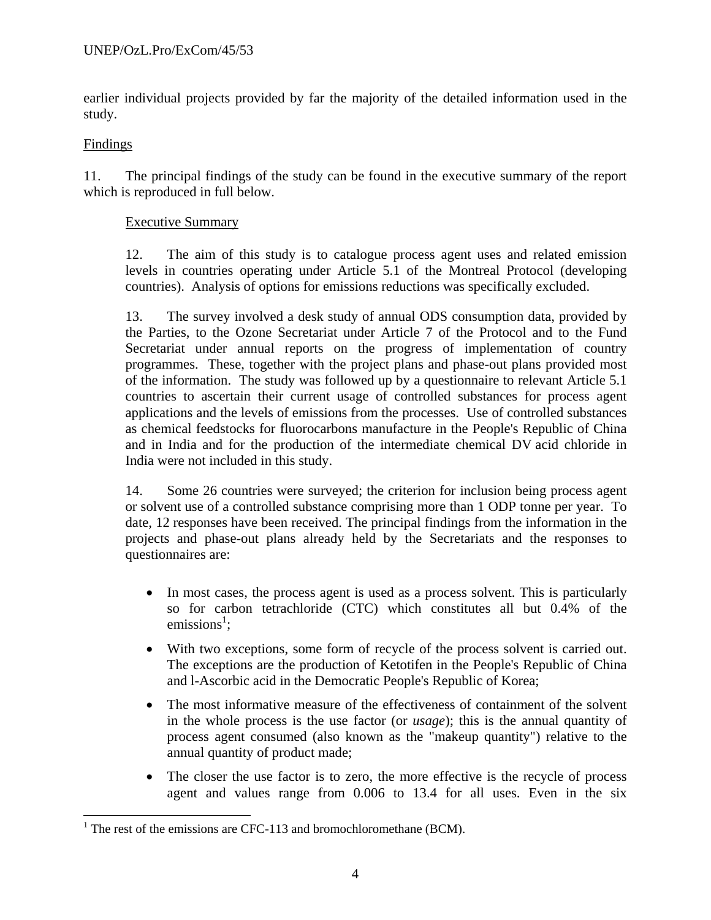earlier individual projects provided by far the majority of the detailed information used in the study.

Findings

11. The principal findings of the study can be found in the executive summary of the report which is reproduced in full below.

Executive Summary

12. The aim of this study is to catalogue process agent uses and related emission levels in countries operating under Article 5.1 of the Montreal Protocol (developing countries). Analysis of options for emissions reductions was specifically excluded.

13. The survey involved a desk study of annual ODS consumption data, provided by the Parties, to the Ozone Secretariat under Article 7 of the Protocol and to the Fund Secretariat under annual reports on the progress of implementation of country programmes. These, together with the project plans and phase-out plans provided most of the information. The study was followed up by a questionnaire to relevant Article 5.1 countries to ascertain their current usage of controlled substances for process agent applications and the levels of emissions from the processes. Use of controlled substances as chemical feedstocks for fluorocarbons manufacture in the People's Republic of China and in India and for the production of the intermediate chemical DV acid chloride in India were not included in this study.

14. Some 26 countries were surveyed; the criterion for inclusion being process agent or solvent use of a controlled substance comprising more than 1 ODP tonne per year. To date, 12 responses have been received. The principal findings from the information in the projects and phase-out plans already held by the Secretariats and the responses to questionnaires are:

- In most cases, the process agent is used as a process solvent. This is particularly so for carbon tetrachloride (CTC) which constitutes all but 0.4% of the emissions[1];
- With two exceptions, some form of recycle of the process solvent is carried out. The exceptions are the production of Ketotifen in the People's Republic of China and l-Ascorbic acid in the Democratic People's Republic of Korea;
- The most informative measure of the effectiveness of containment of the solvent in the whole process is the use factor (or *usage*); this is the annual quantity of process agent consumed (also known as the "makeup quantity") relative to the annual quantity of product made;
- The closer the use factor is to zero, the more effective is the recycle of process agent and values range from 0.006 to 13.4 for all uses. Even in the six

[1] The rest of the emissions are CFC-113 and bromochloromethane (BCM).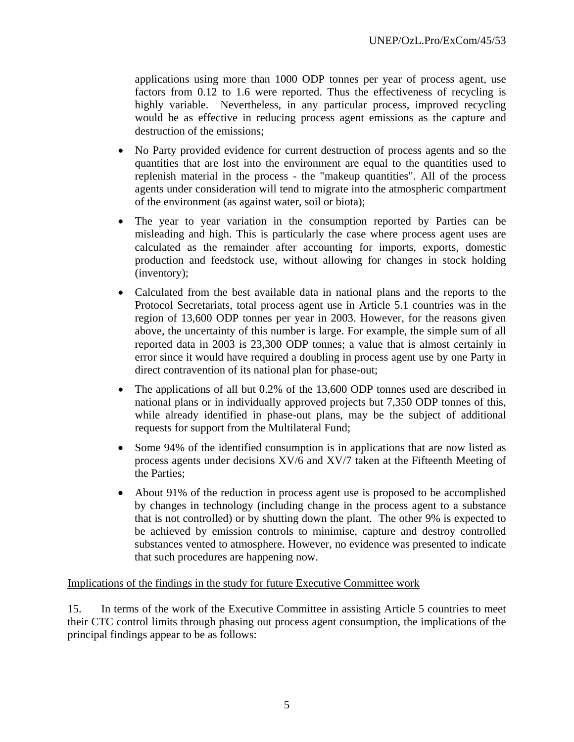applications using more than 1000 ODP tonnes per year of process agent, use factors from 0.12 to 1.6 were reported. Thus the effectiveness of recycling is highly variable. Nevertheless, in any particular process, improved recycling would be as effective in reducing process agent emissions as the capture and destruction of the emissions;

- No Party provided evidence for current destruction of process agents and so the quantities that are lost into the environment are equal to the quantities used to replenish material in the process - the "makeup quantities". All of the process agents under consideration will tend to migrate into the atmospheric compartment of the environment (as against water, soil or biota);
- The year to year variation in the consumption reported by Parties can be misleading and high. This is particularly the case where process agent uses are calculated as the remainder after accounting for imports, exports, domestic production and feedstock use, without allowing for changes in stock holding (inventory);
- Calculated from the best available data in national plans and the reports to the Protocol Secretariats, total process agent use in Article 5.1 countries was in the region of 13,600 ODP tonnes per year in 2003. However, for the reasons given above, the uncertainty of this number is large. For example, the simple sum of all reported data in 2003 is 23,300 ODP tonnes; a value that is almost certainly in error since it would have required a doubling in process agent use by one Party in direct contravention of its national plan for phase-out;
- The applications of all but 0.2% of the 13,600 ODP tonnes used are described in national plans or in individually approved projects but 7,350 ODP tonnes of this, while already identified in phase-out plans, may be the subject of additional requests for support from the Multilateral Fund;
- Some 94% of the identified consumption is in applications that are now listed as process agents under decisions XV/6 and XV/7 taken at the Fifteenth Meeting of the Parties;
- About 91% of the reduction in process agent use is proposed to be accomplished by changes in technology (including change in the process agent to a substance that is not controlled) or by shutting down the plant. The other 9% is expected to be achieved by emission controls to minimise, capture and destroy controlled substances vented to atmosphere. However, no evidence was presented to indicate that such procedures are happening now.

Implications of the findings in the study for future Executive Committee work

15. In terms of the work of the Executive Committee in assisting Article 5 countries to meet their CTC control limits through phasing out process agent consumption, the implications of the principal findings appear to be as follows: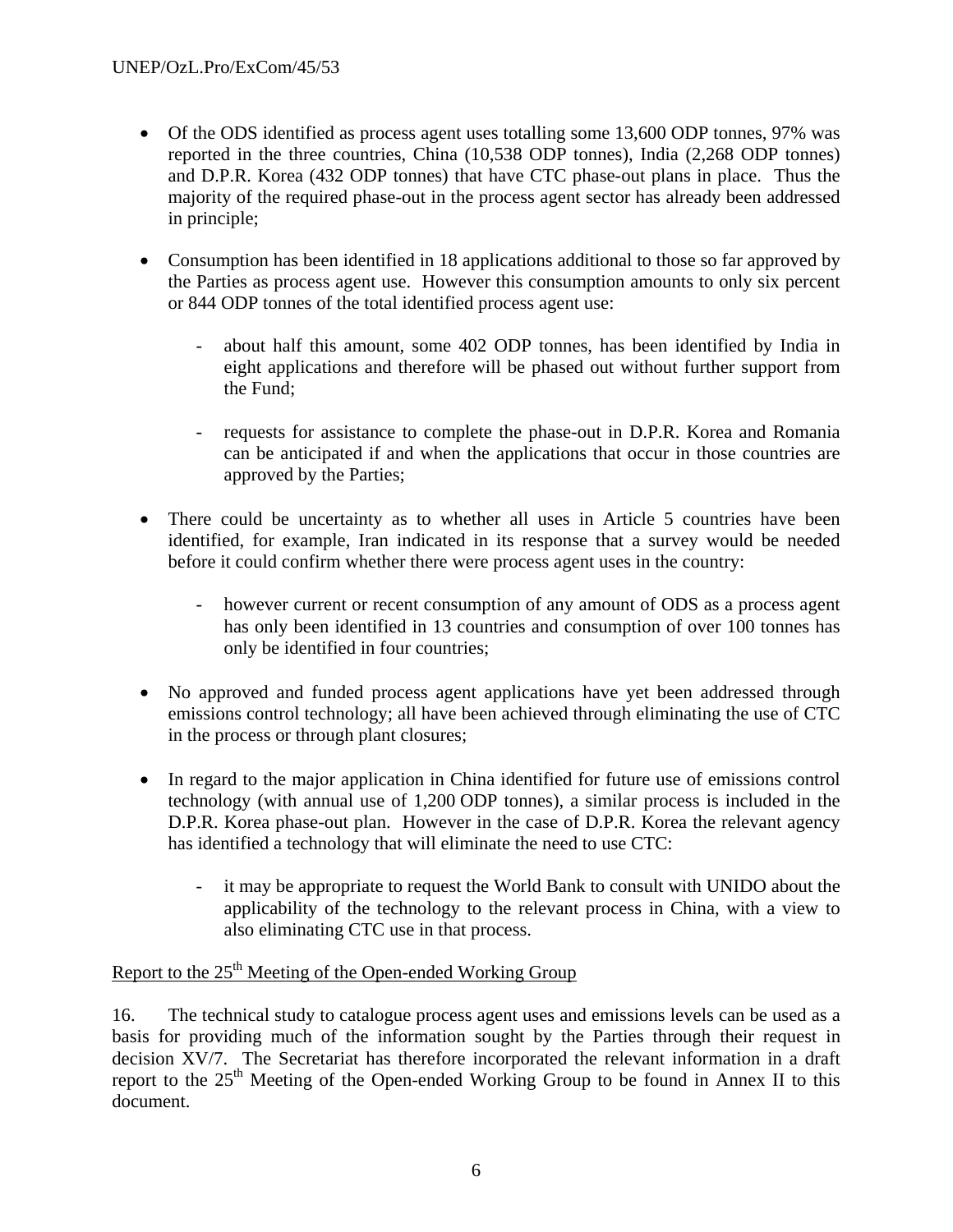- Of the ODS identified as process agent uses totalling some 13,600 ODP tonnes, 97% was reported in the three countries, China (10,538 ODP tonnes), India (2,268 ODP tonnes) and D.P.R. Korea (432 ODP tonnes) that have CTC phase-out plans in place. Thus the majority of the required phase-out in the process agent sector has already been addressed in principle;

- Consumption has been identified in 18 applications additional to those so far approved by the Parties as process agent use. However this consumption amounts to only six percent or 844 ODP tonnes of the total identified process agent use:

  - about half this amount, some 402 ODP tonnes, has been identified by India in eight applications and therefore will be phased out without further support from the Fund;

  - requests for assistance to complete the phase-out in D.P.R. Korea and Romania can be anticipated if and when the applications that occur in those countries are approved by the Parties;

- There could be uncertainty as to whether all uses in Article 5 countries have been identified, for example, Iran indicated in its response that a survey would be needed before it could confirm whether there were process agent uses in the country:

  - however current or recent consumption of any amount of ODS as a process agent has only been identified in 13 countries and consumption of over 100 tonnes has only be identified in four countries;

- No approved and funded process agent applications have yet been addressed through emissions control technology; all have been achieved through eliminating the use of CTC in the process or through plant closures;

- In regard to the major application in China identified for future use of emissions control technology (with annual use of 1,200 ODP tonnes), a similar process is included in the D.P.R. Korea phase-out plan. However in the case of D.P.R. Korea the relevant agency has identified a technology that will eliminate the need to use CTC:

  - it may be appropriate to request the World Bank to consult with UNIDO about the applicability of the technology to the relevant process in China, with a view to also eliminating CTC use in that process.

Report to the 25th Meeting of the Open-ended Working Group

16. The technical study to catalogue process agent uses and emissions levels can be used as a basis for providing much of the information sought by the Parties through their request in decision XV/7. The Secretariat has therefore incorporated the relevant information in a draft report to the 25th Meeting of the Open-ended Working Group to be found in Annex II to this document.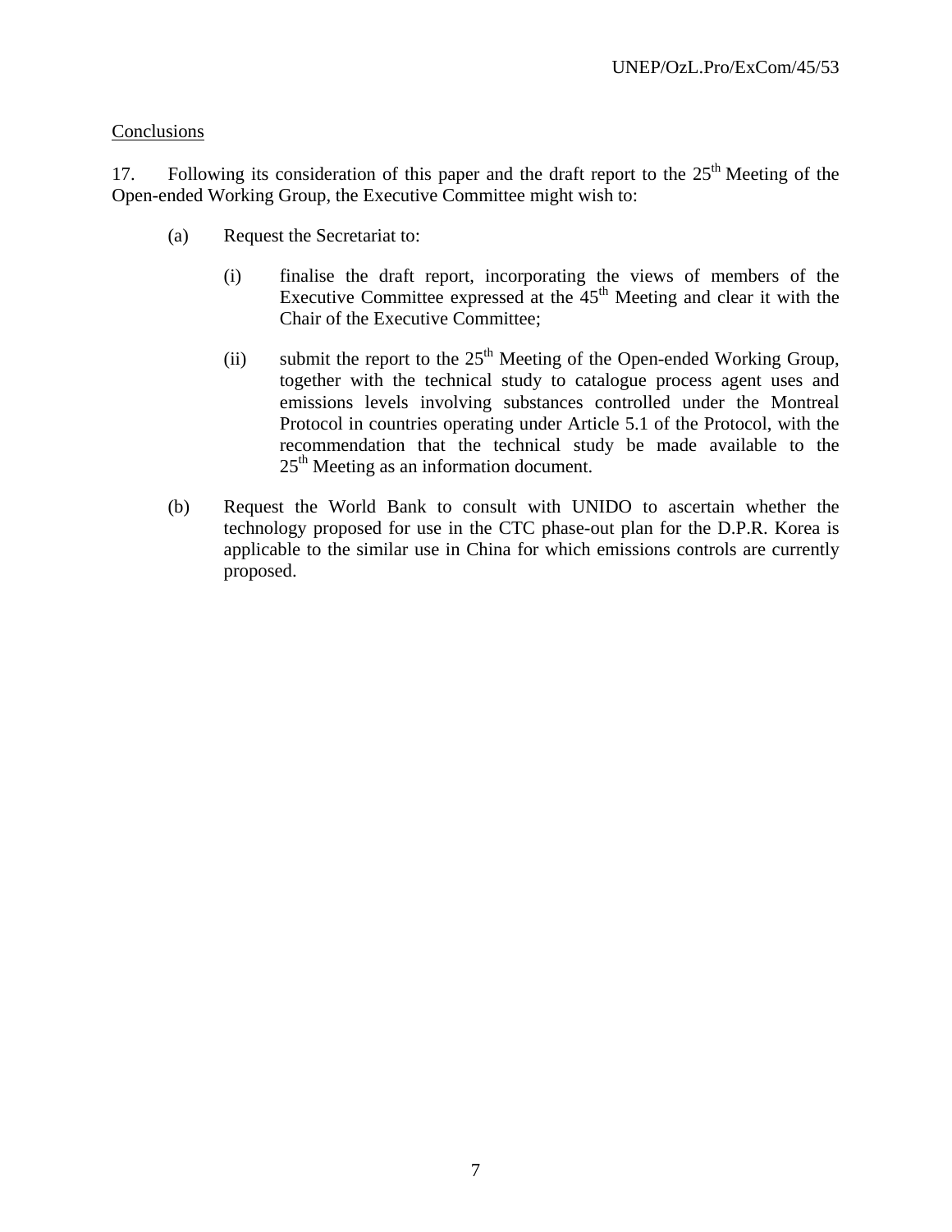Conclusions

17. Following its consideration of this paper and the draft report to the 25th Meeting of the Open-ended Working Group, the Executive Committee might wish to:

(a) Request the Secretariat to:

(i) finalise the draft report, incorporating the views of members of the Executive Committee expressed at the 45th Meeting and clear it with the Chair of the Executive Committee;

(ii) submit the report to the 25th Meeting of the Open-ended Working Group, together with the technical study to catalogue process agent uses and emissions levels involving substances controlled under the Montreal Protocol in countries operating under Article 5.1 of the Protocol, with the recommendation that the technical study be made available to the 25th Meeting as an information document.

(b) Request the World Bank to consult with UNIDO to ascertain whether the technology proposed for use in the CTC phase-out plan for the D.P.R. Korea is applicable to the similar use in China for which emissions controls are currently proposed.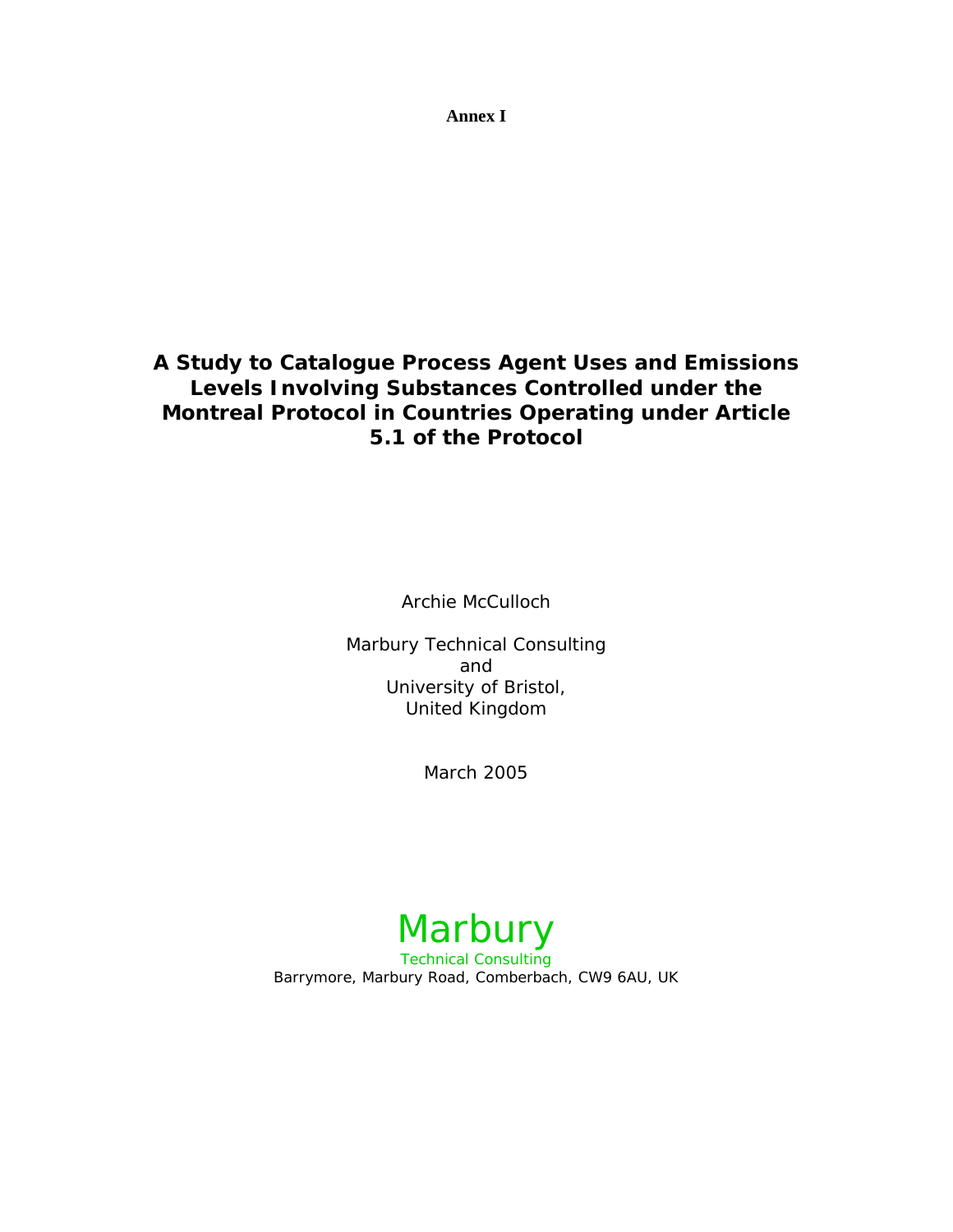**Annex I**

# A Study to Catalogue Process Agent Uses and Emissions Levels Involving Substances Controlled under the Montreal Protocol in Countries Operating under Article 5.1 of the Protocol

Archie McCulloch

Marbury Technical Consulting
and
University of Bristol,
United Kingdom

March 2005

Marbury
Technical Consulting
Barrymore, Marbury Road, Comberbach, CW9 6AU, UK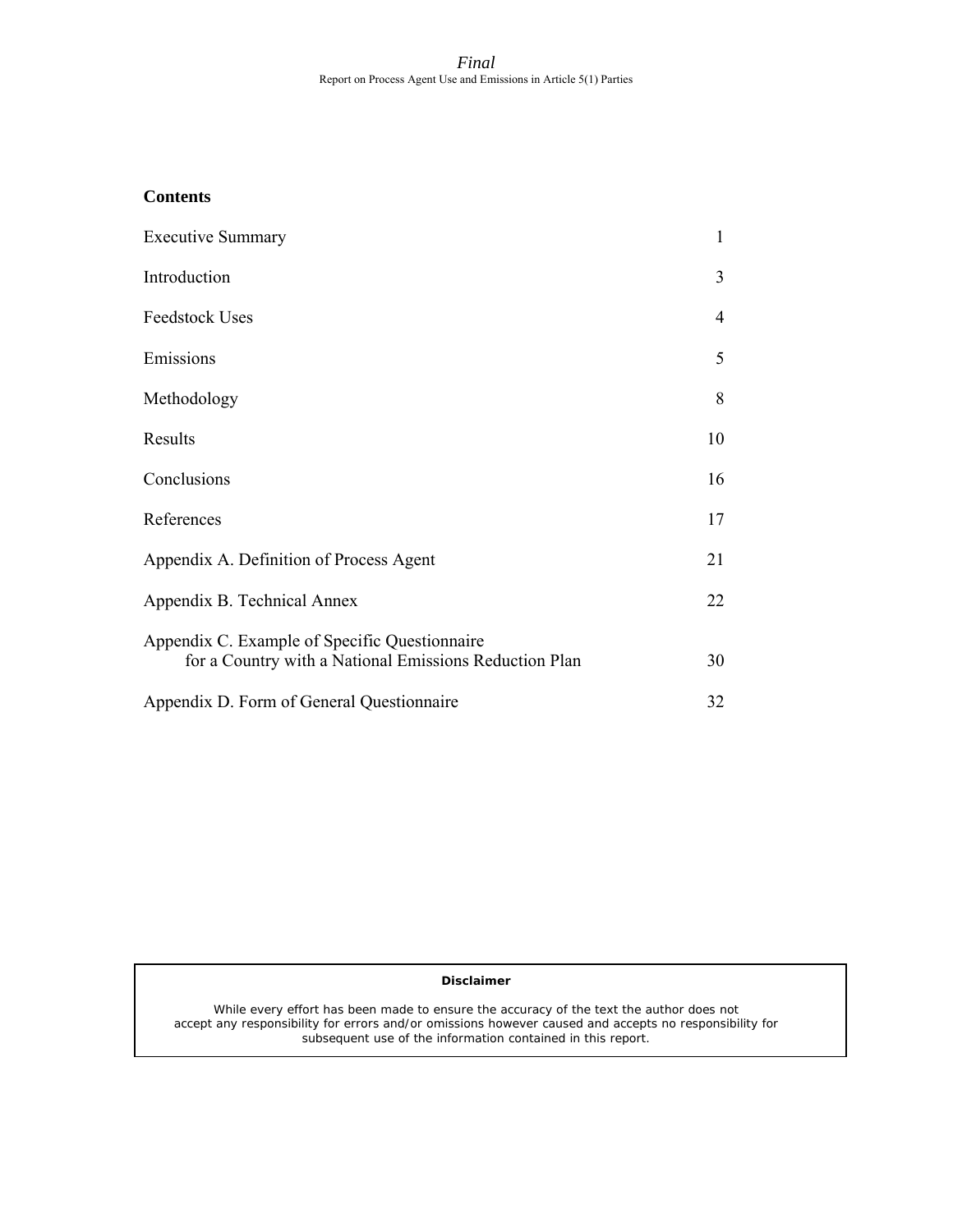## Contents

| | |
|---|---|
| Executive Summary | 1 |
| Introduction | 3 |
| Feedstock Uses | 4 |
| Emissions | 5 |
| Methodology | 8 |
| Results | 10 |
| Conclusions | 16 |
| References | 17 |
| Appendix A. Definition of Process Agent | 21 |
| Appendix B. Technical Annex | 22 |
| Appendix C. Example of Specific Questionnaire for a Country with a National Emissions Reduction Plan | 30 |
| Appendix D. Form of General Questionnaire | 32 |

**Disclaimer**

While every effort has been made to ensure the accuracy of the text the author does not accept any responsibility for errors and/or omissions however caused and accepts no responsibility for subsequent use of the information contained in this report.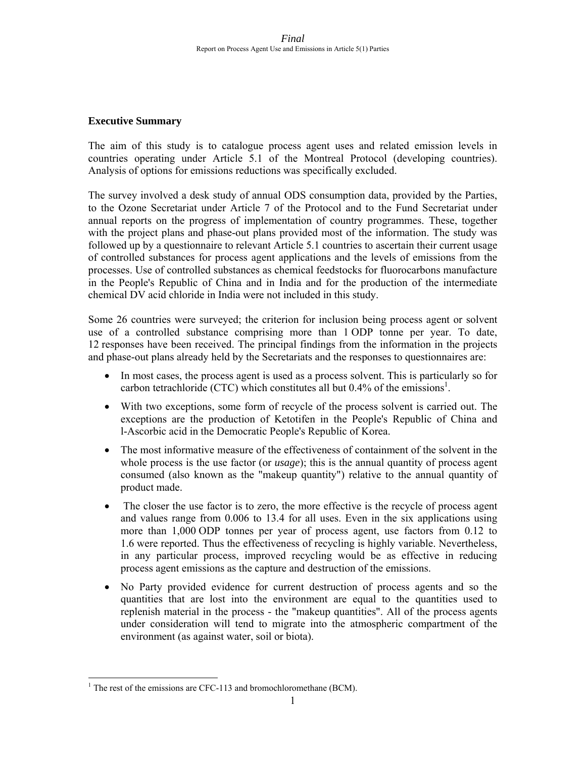## Executive Summary

The aim of this study is to catalogue process agent uses and related emission levels in countries operating under Article 5.1 of the Montreal Protocol (developing countries). Analysis of options for emissions reductions was specifically excluded.

The survey involved a desk study of annual ODS consumption data, provided by the Parties, to the Ozone Secretariat under Article 7 of the Protocol and to the Fund Secretariat under annual reports on the progress of implementation of country programmes. These, together with the project plans and phase-out plans provided most of the information. The study was followed up by a questionnaire to relevant Article 5.1 countries to ascertain their current usage of controlled substances for process agent applications and the levels of emissions from the processes. Use of controlled substances as chemical feedstocks for fluorocarbons manufacture in the People's Republic of China and in India and for the production of the intermediate chemical DV acid chloride in India were not included in this study.

Some 26 countries were surveyed; the criterion for inclusion being process agent or solvent use of a controlled substance comprising more than 1 ODP tonne per year. To date, 12 responses have been received. The principal findings from the information in the projects and phase-out plans already held by the Secretariats and the responses to questionnaires are:

- In most cases, the process agent is used as a process solvent. This is particularly so for carbon tetrachloride (CTC) which constitutes all but 0.4% of the emissions[1].
- With two exceptions, some form of recycle of the process solvent is carried out. The exceptions are the production of Ketotifen in the People's Republic of China and l-Ascorbic acid in the Democratic People's Republic of Korea.
- The most informative measure of the effectiveness of containment of the solvent in the whole process is the use factor (or *usage*); this is the annual quantity of process agent consumed (also known as the "makeup quantity") relative to the annual quantity of product made.
- The closer the use factor is to zero, the more effective is the recycle of process agent and values range from 0.006 to 13.4 for all uses. Even in the six applications using more than 1,000 ODP tonnes per year of process agent, use factors from 0.12 to 1.6 were reported. Thus the effectiveness of recycling is highly variable. Nevertheless, in any particular process, improved recycling would be as effective in reducing process agent emissions as the capture and destruction of the emissions.
- No Party provided evidence for current destruction of process agents and so the quantities that are lost into the environment are equal to the quantities used to replenish material in the process - the "makeup quantities". All of the process agents under consideration will tend to migrate into the atmospheric compartment of the environment (as against water, soil or biota).

[1] The rest of the emissions are CFC-113 and bromochloromethane (BCM).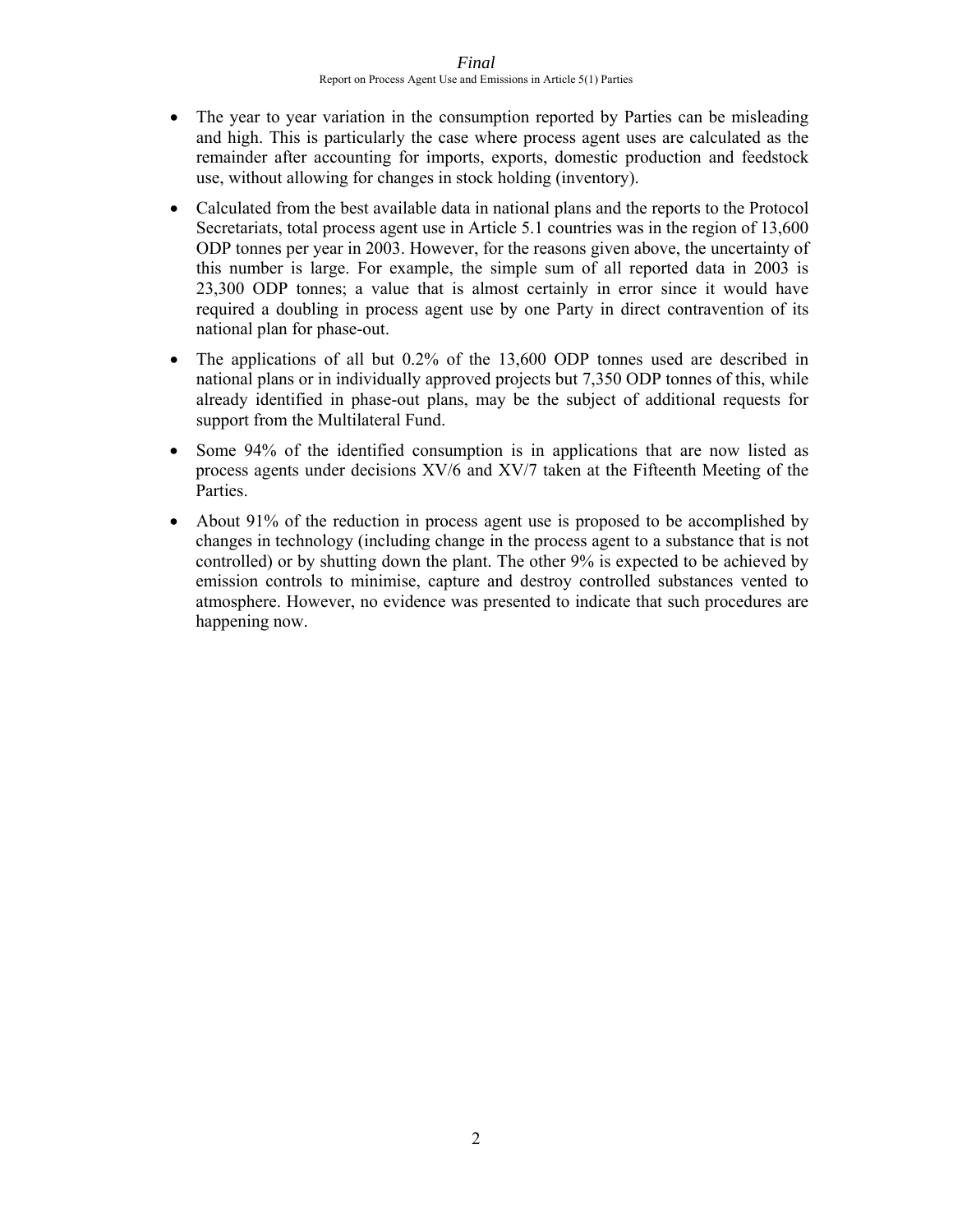- The year to year variation in the consumption reported by Parties can be misleading and high. This is particularly the case where process agent uses are calculated as the remainder after accounting for imports, exports, domestic production and feedstock use, without allowing for changes in stock holding (inventory).

- Calculated from the best available data in national plans and the reports to the Protocol Secretariats, total process agent use in Article 5.1 countries was in the region of 13,600 ODP tonnes per year in 2003. However, for the reasons given above, the uncertainty of this number is large. For example, the simple sum of all reported data in 2003 is 23,300 ODP tonnes; a value that is almost certainly in error since it would have required a doubling in process agent use by one Party in direct contravention of its national plan for phase-out.

- The applications of all but 0.2% of the 13,600 ODP tonnes used are described in national plans or in individually approved projects but 7,350 ODP tonnes of this, while already identified in phase-out plans, may be the subject of additional requests for support from the Multilateral Fund.

- Some 94% of the identified consumption is in applications that are now listed as process agents under decisions XV/6 and XV/7 taken at the Fifteenth Meeting of the Parties.

- About 91% of the reduction in process agent use is proposed to be accomplished by changes in technology (including change in the process agent to a substance that is not controlled) or by shutting down the plant. The other 9% is expected to be achieved by emission controls to minimise, capture and destroy controlled substances vented to atmosphere. However, no evidence was presented to indicate that such procedures are happening now.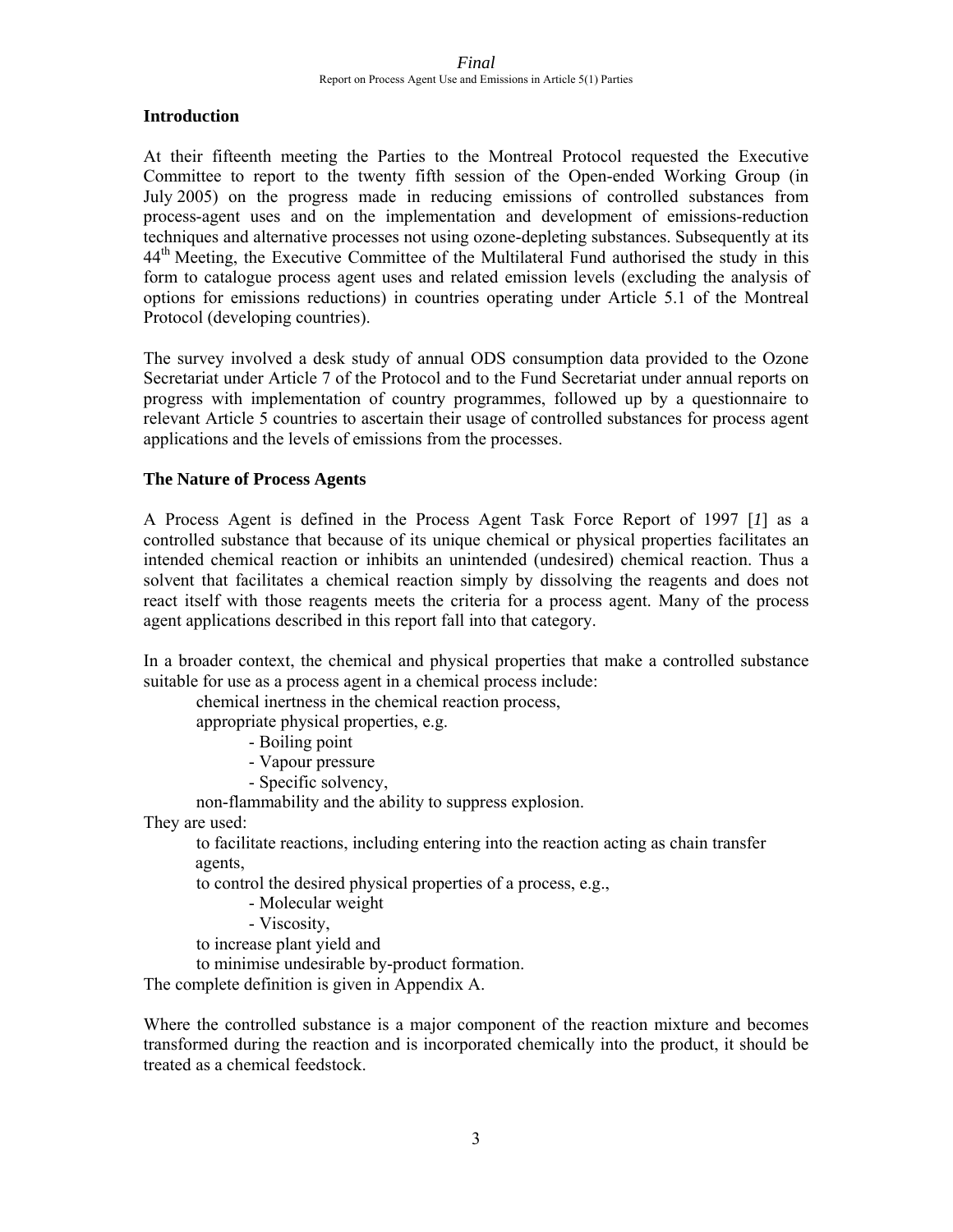## Introduction

At their fifteenth meeting the Parties to the Montreal Protocol requested the Executive Committee to report to the twenty fifth session of the Open-ended Working Group (in July 2005) on the progress made in reducing emissions of controlled substances from process-agent uses and on the implementation and development of emissions-reduction techniques and alternative processes not using ozone-depleting substances. Subsequently at its 44th Meeting, the Executive Committee of the Multilateral Fund authorised the study in this form to catalogue process agent uses and related emission levels (excluding the analysis of options for emissions reductions) in countries operating under Article 5.1 of the Montreal Protocol (developing countries).

The survey involved a desk study of annual ODS consumption data provided to the Ozone Secretariat under Article 7 of the Protocol and to the Fund Secretariat under annual reports on progress with implementation of country programmes, followed up by a questionnaire to relevant Article 5 countries to ascertain their usage of controlled substances for process agent applications and the levels of emissions from the processes.

## The Nature of Process Agents

A Process Agent is defined in the Process Agent Task Force Report of 1997 [*1*] as a controlled substance that because of its unique chemical or physical properties facilitates an intended chemical reaction or inhibits an unintended (undesired) chemical reaction. Thus a solvent that facilitates a chemical reaction simply by dissolving the reagents and does not react itself with those reagents meets the criteria for a process agent. Many of the process agent applications described in this report fall into that category.

In a broader context, the chemical and physical properties that make a controlled substance suitable for use as a process agent in a chemical process include:

- chemical inertness in the chemical reaction process,
- appropriate physical properties, e.g.
  - Boiling point
  - Vapour pressure
  - Specific solvency,
- non-flammability and the ability to suppress explosion.

They are used:

- to facilitate reactions, including entering into the reaction acting as chain transfer agents,
- to control the desired physical properties of a process, e.g.,
  - Molecular weight
  - Viscosity,
- to increase plant yield and
- to minimise undesirable by-product formation.

The complete definition is given in Appendix A.

Where the controlled substance is a major component of the reaction mixture and becomes transformed during the reaction and is incorporated chemically into the product, it should be treated as a chemical feedstock.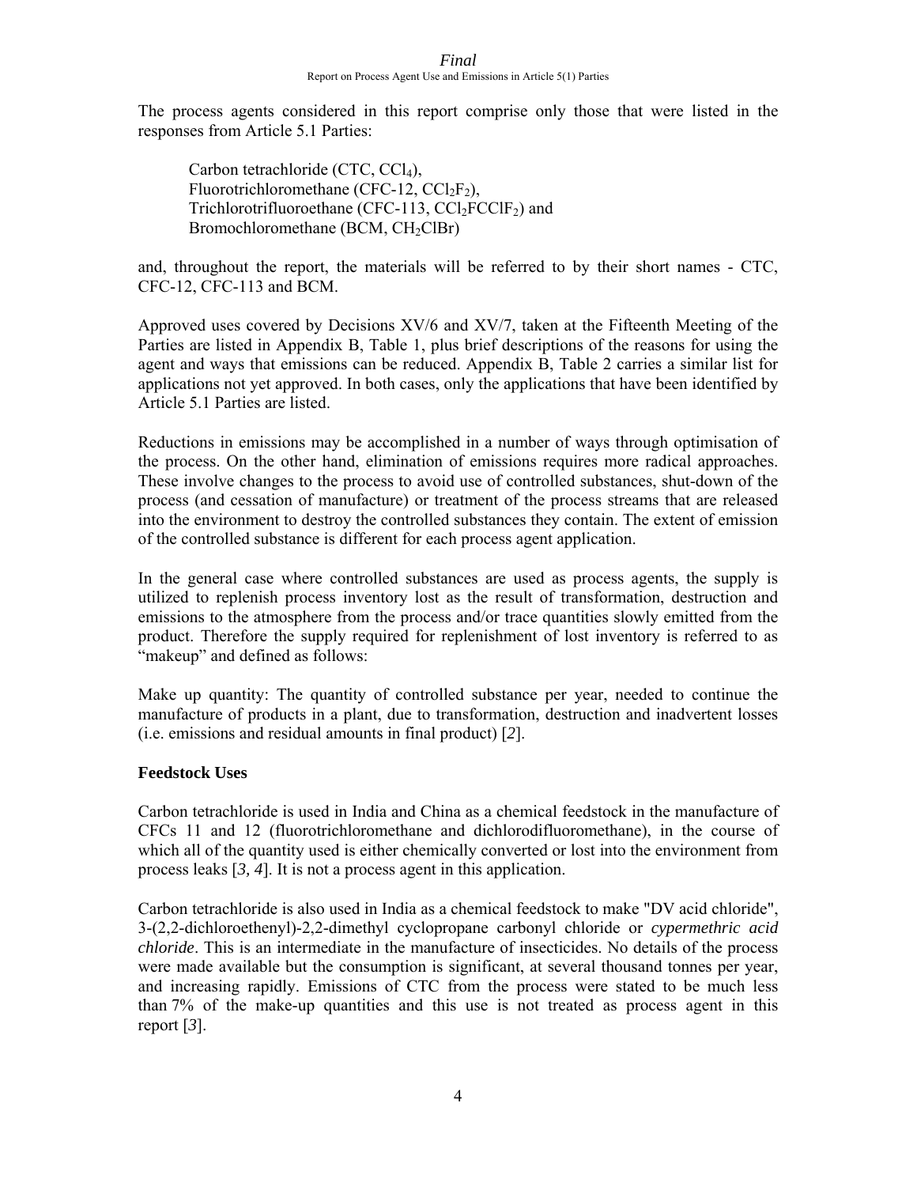The process agents considered in this report comprise only those that were listed in the responses from Article 5.1 Parties:

Carbon tetrachloride (CTC, $CCl_4$),
Fluorotrichloromethane (CFC-12, $CCl_2F_2$),
Trichlorotrifluoroethane (CFC-113, $CCl_2FCClF_2$) and
Bromochloromethane (BCM, $CH_2ClBr$)

and, throughout the report, the materials will be referred to by their short names - CTC, CFC-12, CFC-113 and BCM.

Approved uses covered by Decisions XV/6 and XV/7, taken at the Fifteenth Meeting of the Parties are listed in Appendix B, Table 1, plus brief descriptions of the reasons for using the agent and ways that emissions can be reduced. Appendix B, Table 2 carries a similar list for applications not yet approved. In both cases, only the applications that have been identified by Article 5.1 Parties are listed.

Reductions in emissions may be accomplished in a number of ways through optimisation of the process. On the other hand, elimination of emissions requires more radical approaches. These involve changes to the process to avoid use of controlled substances, shut-down of the process (and cessation of manufacture) or treatment of the process streams that are released into the environment to destroy the controlled substances they contain. The extent of emission of the controlled substance is different for each process agent application.

In the general case where controlled substances are used as process agents, the supply is utilized to replenish process inventory lost as the result of transformation, destruction and emissions to the atmosphere from the process and/or trace quantities slowly emitted from the product. Therefore the supply required for replenishment of lost inventory is referred to as "makeup" and defined as follows:

Make up quantity: The quantity of controlled substance per year, needed to continue the manufacture of products in a plant, due to transformation, destruction and inadvertent losses (i.e. emissions and residual amounts in final product) [*2*].

**Feedstock Uses**

Carbon tetrachloride is used in India and China as a chemical feedstock in the manufacture of CFCs 11 and 12 (fluorotrichloromethane and dichlorodifluoromethane), in the course of which all of the quantity used is either chemically converted or lost into the environment from process leaks [*3, 4*]. It is not a process agent in this application.

Carbon tetrachloride is also used in India as a chemical feedstock to make "DV acid chloride", 3-(2,2-dichloroethenyl)-2,2-dimethyl cyclopropane carbonyl chloride or *cypermethric acid chloride*. This is an intermediate in the manufacture of insecticides. No details of the process were made available but the consumption is significant, at several thousand tonnes per year, and increasing rapidly. Emissions of CTC from the process were stated to be much less than 7% of the make-up quantities and this use is not treated as process agent in this report [*3*].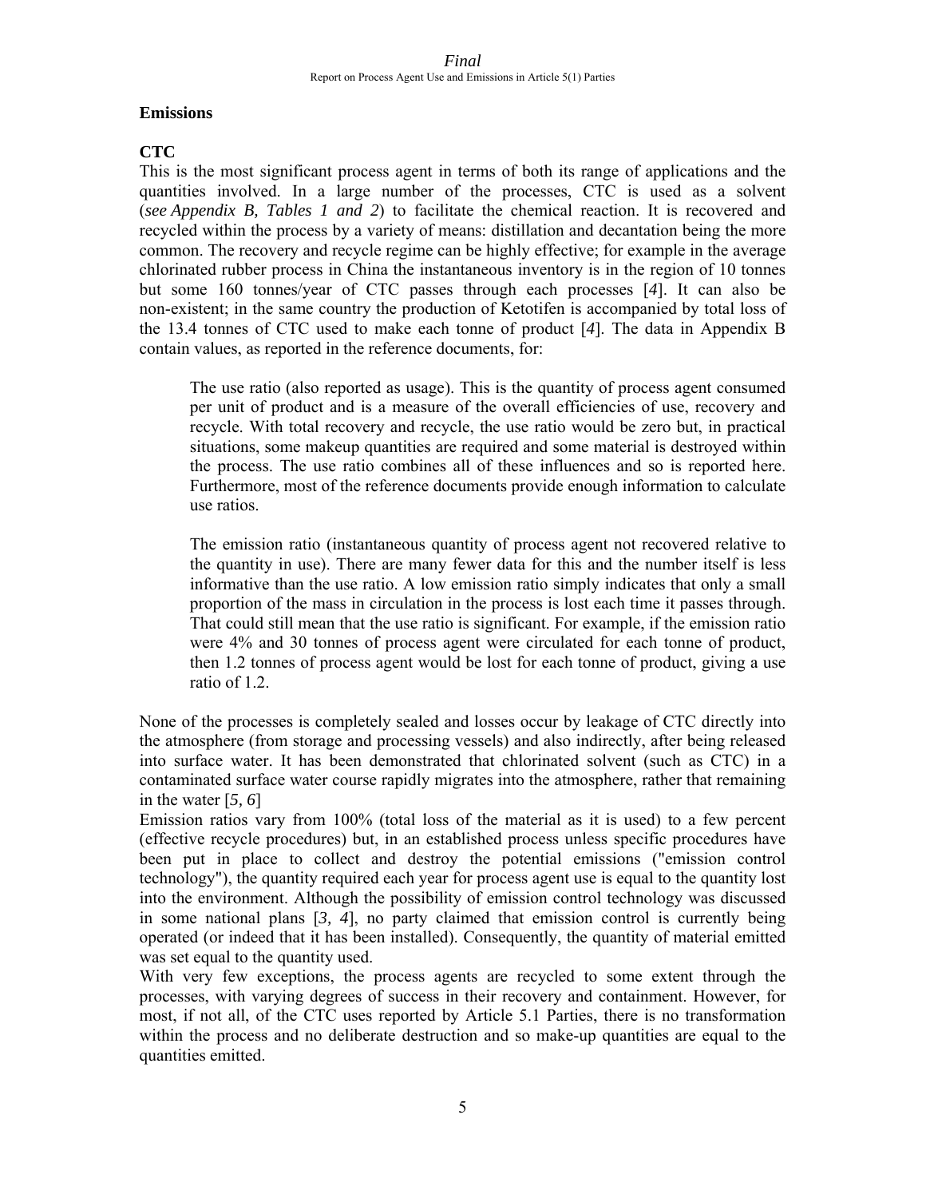## Emissions

### CTC

This is the most significant process agent in terms of both its range of applications and the quantities involved. In a large number of the processes, CTC is used as a solvent (*see Appendix B, Tables 1 and 2*) to facilitate the chemical reaction. It is recovered and recycled within the process by a variety of means: distillation and decantation being the more common. The recovery and recycle regime can be highly effective; for example in the average chlorinated rubber process in China the instantaneous inventory is in the region of 10 tonnes but some 160 tonnes/year of CTC passes through each processes [*4*]. It can also be non-existent; in the same country the production of Ketotifen is accompanied by total loss of the 13.4 tonnes of CTC used to make each tonne of product [*4*]. The data in Appendix B contain values, as reported in the reference documents, for:

> The use ratio (also reported as usage). This is the quantity of process agent consumed per unit of product and is a measure of the overall efficiencies of use, recovery and recycle. With total recovery and recycle, the use ratio would be zero but, in practical situations, some makeup quantities are required and some material is destroyed within the process. The use ratio combines all of these influences and so is reported here. Furthermore, most of the reference documents provide enough information to calculate use ratios.
>
> The emission ratio (instantaneous quantity of process agent not recovered relative to the quantity in use). There are many fewer data for this and the number itself is less informative than the use ratio. A low emission ratio simply indicates that only a small proportion of the mass in circulation in the process is lost each time it passes through. That could still mean that the use ratio is significant. For example, if the emission ratio were 4% and 30 tonnes of process agent were circulated for each tonne of product, then 1.2 tonnes of process agent would be lost for each tonne of product, giving a use ratio of 1.2.

None of the processes is completely sealed and losses occur by leakage of CTC directly into the atmosphere (from storage and processing vessels) and also indirectly, after being released into surface water. It has been demonstrated that chlorinated solvent (such as CTC) in a contaminated surface water course rapidly migrates into the atmosphere, rather that remaining in the water [*5, 6*]

Emission ratios vary from 100% (total loss of the material as it is used) to a few percent (effective recycle procedures) but, in an established process unless specific procedures have been put in place to collect and destroy the potential emissions ("emission control technology"), the quantity required each year for process agent use is equal to the quantity lost into the environment. Although the possibility of emission control technology was discussed in some national plans [*3, 4*], no party claimed that emission control is currently being operated (or indeed that it has been installed). Consequently, the quantity of material emitted was set equal to the quantity used.

With very few exceptions, the process agents are recycled to some extent through the processes, with varying degrees of success in their recovery and containment. However, for most, if not all, of the CTC uses reported by Article 5.1 Parties, there is no transformation within the process and no deliberate destruction and so make-up quantities are equal to the quantities emitted.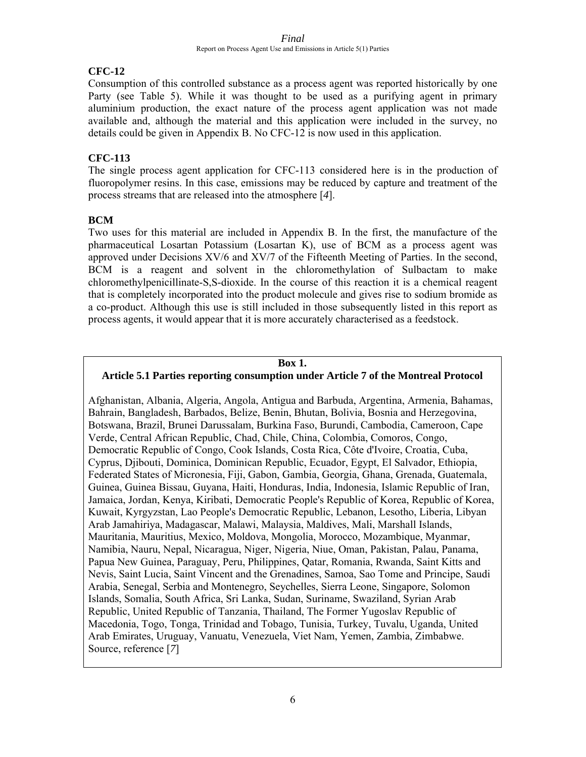### CFC-12

Consumption of this controlled substance as a process agent was reported historically by one Party (see Table 5). While it was thought to be used as a purifying agent in primary aluminium production, the exact nature of the process agent application was not made available and, although the material and this application were included in the survey, no details could be given in Appendix B. No CFC-12 is now used in this application.

### CFC-113

The single process agent application for CFC-113 considered here is in the production of fluoropolymer resins. In this case, emissions may be reduced by capture and treatment of the process streams that are released into the atmosphere [*4*].

### BCM

Two uses for this material are included in Appendix B. In the first, the manufacture of the pharmaceutical Losartan Potassium (Losartan K), use of BCM as a process agent was approved under Decisions XV/6 and XV/7 of the Fifteenth Meeting of Parties. In the second, BCM is a reagent and solvent in the chloromethylation of Sulbactam to make chloromethylpenicillinate-S,S-dioxide. In the course of this reaction it is a chemical reagent that is completely incorporated into the product molecule and gives rise to sodium bromide as a co-product. Although this use is still included in those subsequently listed in this report as process agents, it would appear that it is more accurately characterised as a feedstock.

---

**Box 1.**
**Article 5.1 Parties reporting consumption under Article 7 of the Montreal Protocol**

Afghanistan, Albania, Algeria, Angola, Antigua and Barbuda, Argentina, Armenia, Bahamas, Bahrain, Bangladesh, Barbados, Belize, Benin, Bhutan, Bolivia, Bosnia and Herzegovina, Botswana, Brazil, Brunei Darussalam, Burkina Faso, Burundi, Cambodia, Cameroon, Cape Verde, Central African Republic, Chad, Chile, China, Colombia, Comoros, Congo, Democratic Republic of Congo, Cook Islands, Costa Rica, Côte d'Ivoire, Croatia, Cuba, Cyprus, Djibouti, Dominica, Dominican Republic, Ecuador, Egypt, El Salvador, Ethiopia, Federated States of Micronesia, Fiji, Gabon, Gambia, Georgia, Ghana, Grenada, Guatemala, Guinea, Guinea Bissau, Guyana, Haiti, Honduras, India, Indonesia, Islamic Republic of Iran, Jamaica, Jordan, Kenya, Kiribati, Democratic People's Republic of Korea, Republic of Korea, Kuwait, Kyrgyzstan, Lao People's Democratic Republic, Lebanon, Lesotho, Liberia, Libyan Arab Jamahiriya, Madagascar, Malawi, Malaysia, Maldives, Mali, Marshall Islands, Mauritania, Mauritius, Mexico, Moldova, Mongolia, Morocco, Mozambique, Myanmar, Namibia, Nauru, Nepal, Nicaragua, Niger, Nigeria, Niue, Oman, Pakistan, Palau, Panama, Papua New Guinea, Paraguay, Peru, Philippines, Qatar, Romania, Rwanda, Saint Kitts and Nevis, Saint Lucia, Saint Vincent and the Grenadines, Samoa, Sao Tome and Principe, Saudi Arabia, Senegal, Serbia and Montenegro, Seychelles, Sierra Leone, Singapore, Solomon Islands, Somalia, South Africa, Sri Lanka, Sudan, Suriname, Swaziland, Syrian Arab Republic, United Republic of Tanzania, Thailand, The Former Yugoslav Republic of Macedonia, Togo, Tonga, Trinidad and Tobago, Tunisia, Turkey, Tuvalu, Uganda, United Arab Emirates, Uruguay, Vanuatu, Venezuela, Viet Nam, Yemen, Zambia, Zimbabwe.
Source, reference [*7*]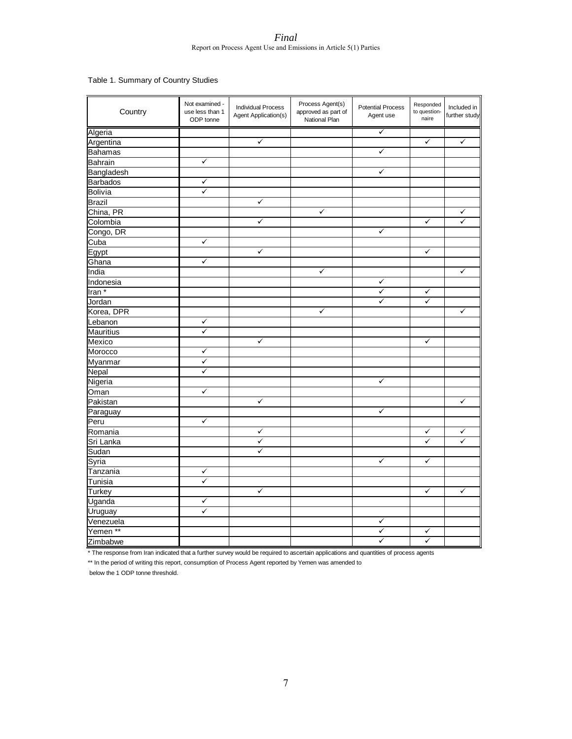Table 1. Summary of Country Studies

| Country | Not examined - use less than 1 ODP tonne | Individual Process Agent Application(s) | Process Agent(s) approved as part of National Plan | Potential Process Agent use | Responded to question-naire | Included in further study |
|---|---|---|---|---|---|---|
| Algeria | | | | ✓ | | |
| Argentina | | ✓ | | | ✓ | ✓ |
| Bahamas | | | | ✓ | | |
| Bahrain | ✓ | | | | | |
| Bangladesh | | | | ✓ | | |
| Barbados | ✓ | | | | | |
| Bolivia | ✓ | | | | | |
| Brazil | | ✓ | | | | |
| China, PR | | | ✓ | | | ✓ |
| Colombia | | ✓ | | | ✓ | ✓ |
| Congo, DR | | | | ✓ | | |
| Cuba | ✓ | | | | | |
| Egypt | | ✓ | | | ✓ | |
| Ghana | ✓ | | | | | |
| India | | | ✓ | | | ✓ |
| Indonesia | | | | ✓ | | |
| Iran * | | | | ✓ | ✓ | |
| Jordan | | | | ✓ | ✓ | |
| Korea, DPR | | | ✓ | | | ✓ |
| Lebanon | ✓ | | | | | |
| Mauritius | ✓ | | | | | |
| Mexico | | ✓ | | | ✓ | |
| Morocco | ✓ | | | | | |
| Myanmar | ✓ | | | | | |
| Nepal | ✓ | | | | | |
| Nigeria | | | | ✓ | | |
| Oman | ✓ | | | | | |
| Pakistan | | ✓ | | | | ✓ |
| Paraguay | | | | ✓ | | |
| Peru | ✓ | | | | | |
| Romania | | ✓ | | | ✓ | ✓ |
| Sri Lanka | | ✓ | | | ✓ | ✓ |
| Sudan | | ✓ | | | | |
| Syria | | | | ✓ | ✓ | |
| Tanzania | ✓ | | | | | |
| Tunisia | ✓ | | | | | |
| Turkey | | ✓ | | | ✓ | ✓ |
| Uganda | ✓ | | | | | |
| Uruguay | ✓ | | | | | |
| Venezuela | | | | ✓ | | |
| Yemen ** | | | | ✓ | ✓ | |
| Zimbabwe | | | | ✓ | ✓ | |

* The response from Iran indicated that a further survey would be required to ascertain applications and quantities of process agents

** In the period of writing this report, consumption of Process Agent reported by Yemen was amended to below the 1 ODP tonne threshold.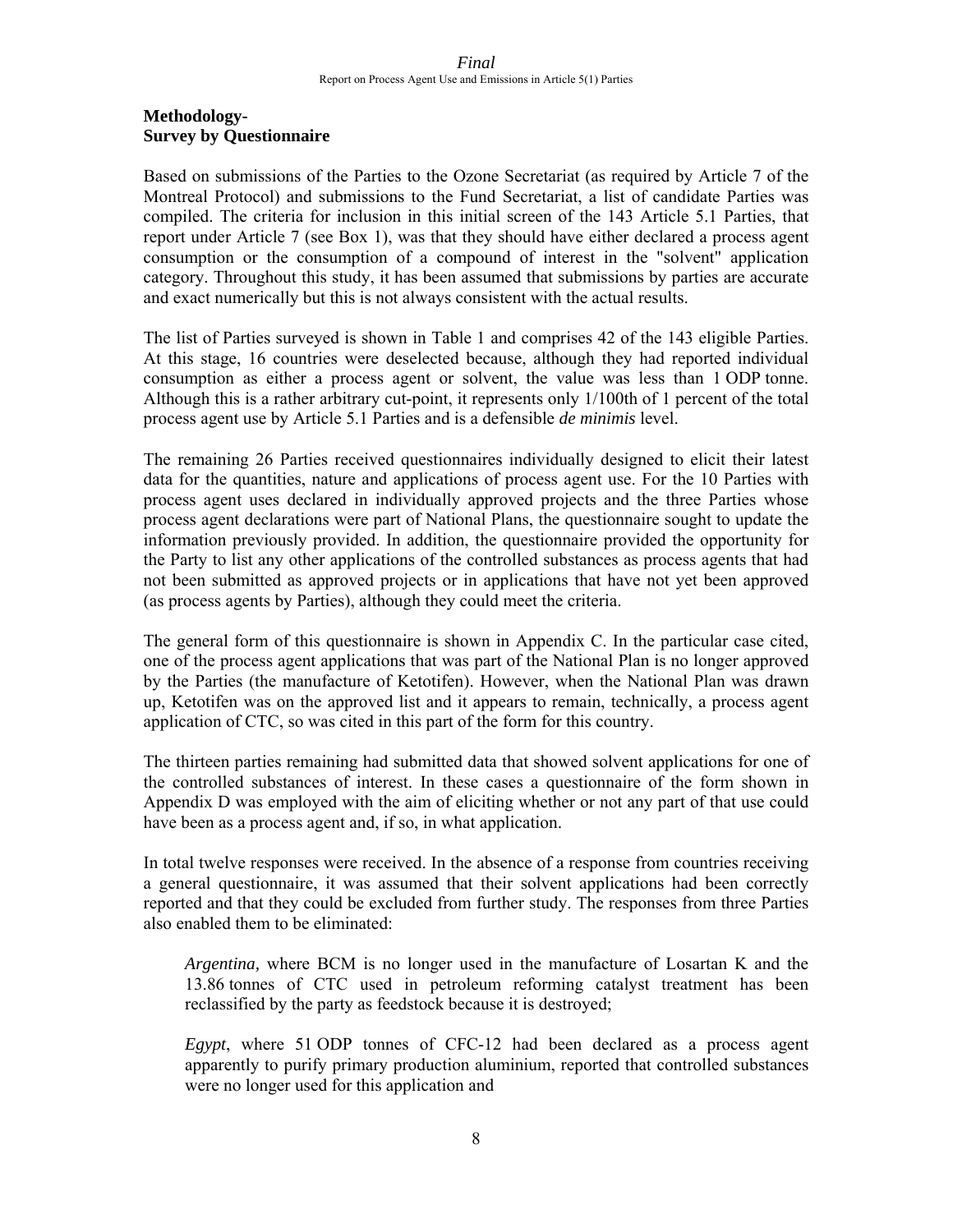## Methodology-
## Survey by Questionnaire

Based on submissions of the Parties to the Ozone Secretariat (as required by Article 7 of the Montreal Protocol) and submissions to the Fund Secretariat, a list of candidate Parties was compiled. The criteria for inclusion in this initial screen of the 143 Article 5.1 Parties, that report under Article 7 (see Box 1), was that they should have either declared a process agent consumption or the consumption of a compound of interest in the "solvent" application category. Throughout this study, it has been assumed that submissions by parties are accurate and exact numerically but this is not always consistent with the actual results.

The list of Parties surveyed is shown in Table 1 and comprises 42 of the 143 eligible Parties. At this stage, 16 countries were deselected because, although they had reported individual consumption as either a process agent or solvent, the value was less than 1 ODP tonne. Although this is a rather arbitrary cut-point, it represents only 1/100th of 1 percent of the total process agent use by Article 5.1 Parties and is a defensible *de minimis* level.

The remaining 26 Parties received questionnaires individually designed to elicit their latest data for the quantities, nature and applications of process agent use. For the 10 Parties with process agent uses declared in individually approved projects and the three Parties whose process agent declarations were part of National Plans, the questionnaire sought to update the information previously provided. In addition, the questionnaire provided the opportunity for the Party to list any other applications of the controlled substances as process agents that had not been submitted as approved projects or in applications that have not yet been approved (as process agents by Parties), although they could meet the criteria.

The general form of this questionnaire is shown in Appendix C. In the particular case cited, one of the process agent applications that was part of the National Plan is no longer approved by the Parties (the manufacture of Ketotifen). However, when the National Plan was drawn up, Ketotifen was on the approved list and it appears to remain, technically, a process agent application of CTC, so was cited in this part of the form for this country.

The thirteen parties remaining had submitted data that showed solvent applications for one of the controlled substances of interest. In these cases a questionnaire of the form shown in Appendix D was employed with the aim of eliciting whether or not any part of that use could have been as a process agent and, if so, in what application.

In total twelve responses were received. In the absence of a response from countries receiving a general questionnaire, it was assumed that their solvent applications had been correctly reported and that they could be excluded from further study. The responses from three Parties also enabled them to be eliminated:

> *Argentina,* where BCM is no longer used in the manufacture of Losartan K and the 13.86 tonnes of CTC used in petroleum reforming catalyst treatment has been reclassified by the party as feedstock because it is destroyed;
>
> *Egypt*, where 51 ODP tonnes of CFC-12 had been declared as a process agent apparently to purify primary production aluminium, reported that controlled substances were no longer used for this application and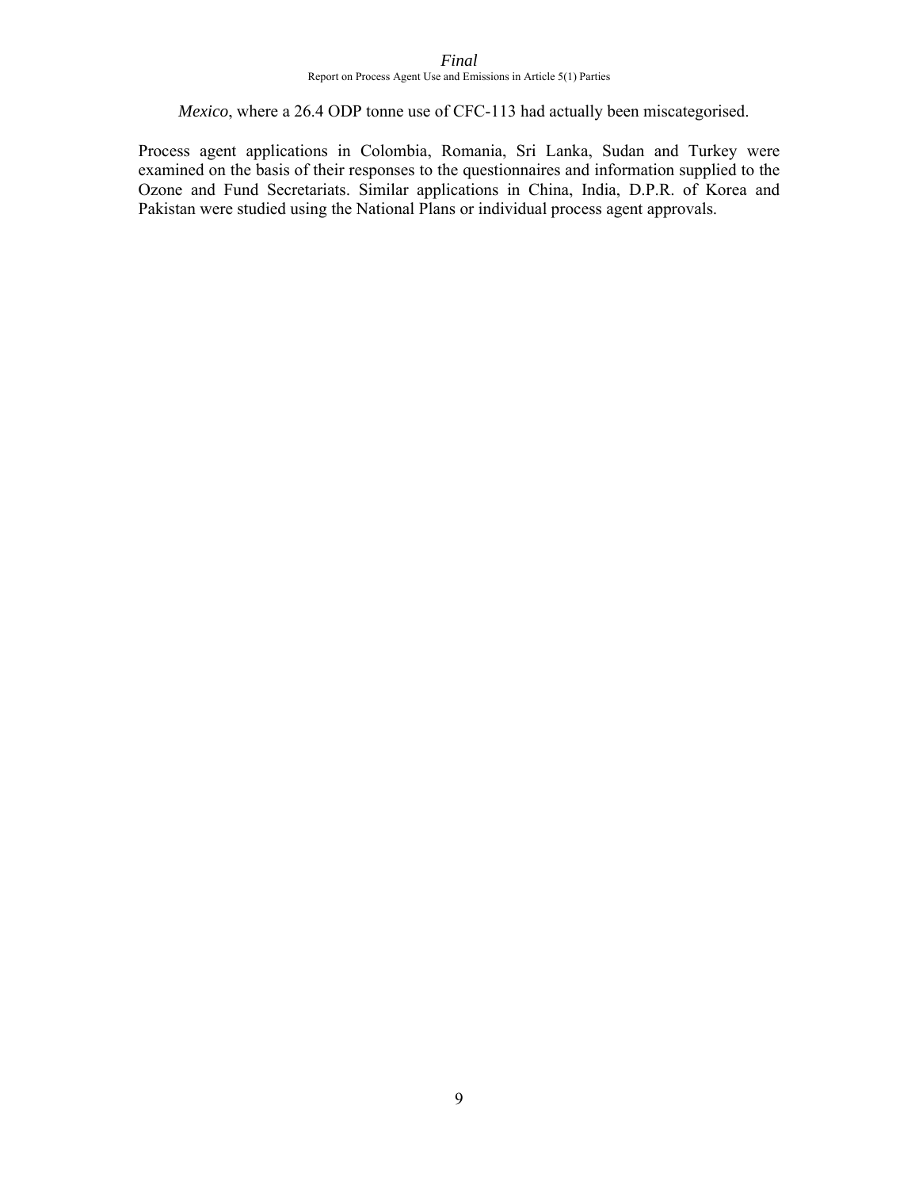*Mexico*, where a 26.4 ODP tonne use of CFC-113 had actually been miscategorised.

Process agent applications in Colombia, Romania, Sri Lanka, Sudan and Turkey were examined on the basis of their responses to the questionnaires and information supplied to the Ozone and Fund Secretariats. Similar applications in China, India, D.P.R. of Korea and Pakistan were studied using the National Plans or individual process agent approvals.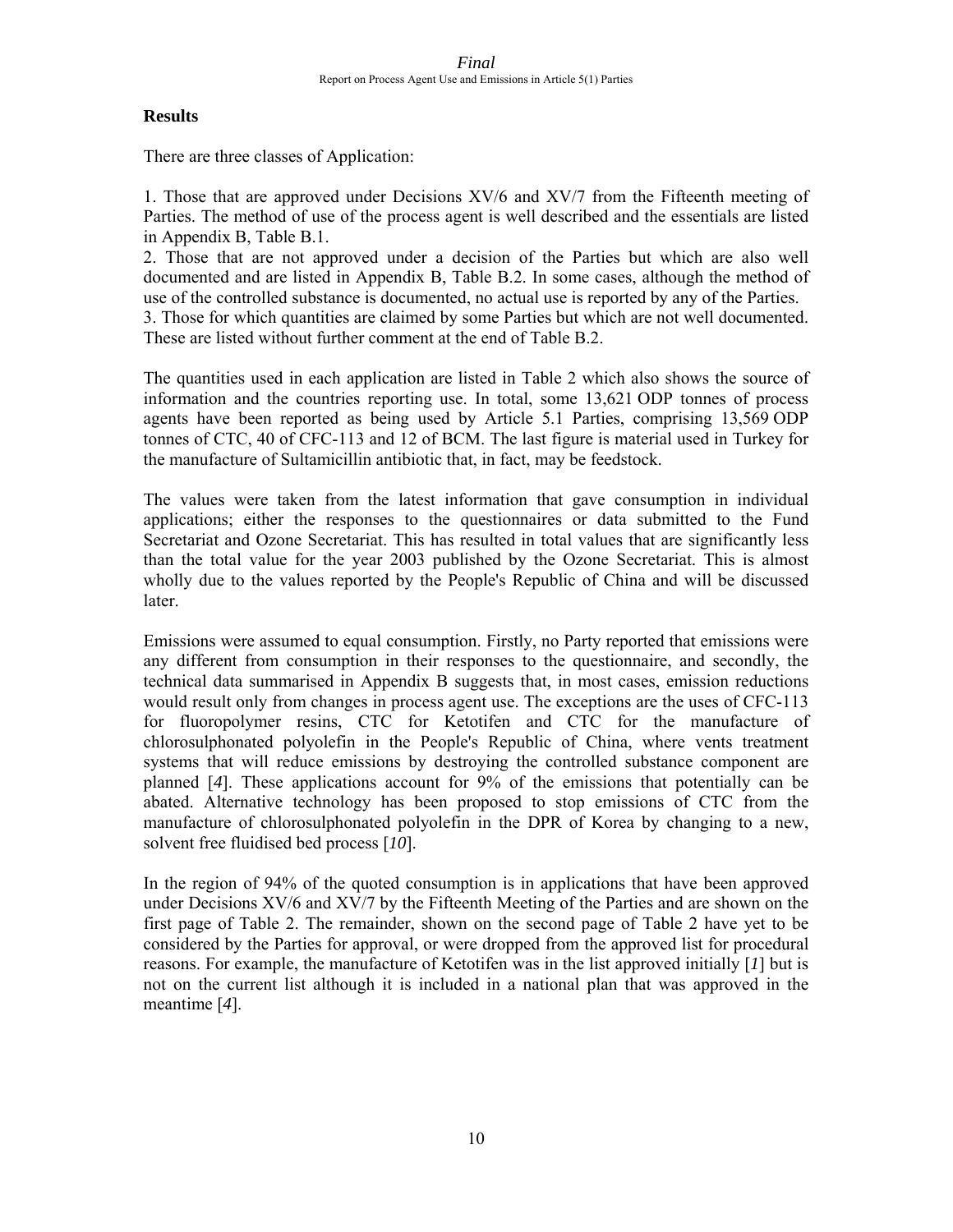**Results**

There are three classes of Application:

1. Those that are approved under Decisions XV/6 and XV/7 from the Fifteenth meeting of Parties. The method of use of the process agent is well described and the essentials are listed in Appendix B, Table B.1.
2. Those that are not approved under a decision of the Parties but which are also well documented and are listed in Appendix B, Table B.2. In some cases, although the method of use of the controlled substance is documented, no actual use is reported by any of the Parties.
3. Those for which quantities are claimed by some Parties but which are not well documented. These are listed without further comment at the end of Table B.2.

The quantities used in each application are listed in Table 2 which also shows the source of information and the countries reporting use. In total, some 13,621 ODP tonnes of process agents have been reported as being used by Article 5.1 Parties, comprising 13,569 ODP tonnes of CTC, 40 of CFC-113 and 12 of BCM. The last figure is material used in Turkey for the manufacture of Sultamicillin antibiotic that, in fact, may be feedstock.

The values were taken from the latest information that gave consumption in individual applications; either the responses to the questionnaires or data submitted to the Fund Secretariat and Ozone Secretariat. This has resulted in total values that are significantly less than the total value for the year 2003 published by the Ozone Secretariat. This is almost wholly due to the values reported by the People's Republic of China and will be discussed later.

Emissions were assumed to equal consumption. Firstly, no Party reported that emissions were any different from consumption in their responses to the questionnaire, and secondly, the technical data summarised in Appendix B suggests that, in most cases, emission reductions would result only from changes in process agent use. The exceptions are the uses of CFC-113 for fluoropolymer resins, CTC for Ketotifen and CTC for the manufacture of chlorosulphonated polyolefin in the People's Republic of China, where vents treatment systems that will reduce emissions by destroying the controlled substance component are planned [*4*]. These applications account for 9% of the emissions that potentially can be abated. Alternative technology has been proposed to stop emissions of CTC from the manufacture of chlorosulphonated polyolefin in the DPR of Korea by changing to a new, solvent free fluidised bed process [*10*].

In the region of 94% of the quoted consumption is in applications that have been approved under Decisions XV/6 and XV/7 by the Fifteenth Meeting of the Parties and are shown on the first page of Table 2. The remainder, shown on the second page of Table 2 have yet to be considered by the Parties for approval, or were dropped from the approved list for procedural reasons. For example, the manufacture of Ketotifen was in the list approved initially [*1*] but is not on the current list although it is included in a national plan that was approved in the meantime [*4*].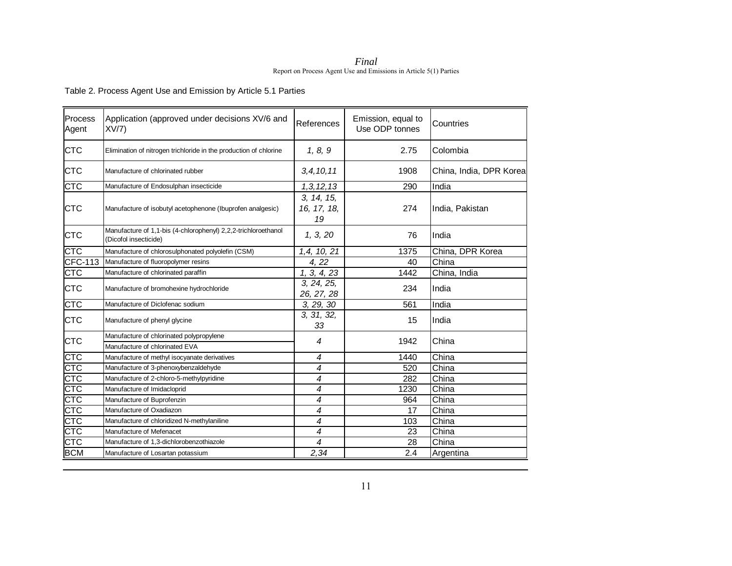Table 2. Process Agent Use and Emission by Article 5.1 Parties

| Process Agent | Application (approved under decisions XV/6 and XV/7) | References | Emission, equal to Use ODP tonnes | Countries |
|---|---|---|---|---|
| CTC | Elimination of nitrogen trichloride in the production of chlorine | *1, 8, 9* | 2.75 | Colombia |
| CTC | Manufacture of chlorinated rubber | *3,4,10,11* | 1908 | China, India, DPR Korea |
| CTC | Manufacture of Endosulphan insecticide | *1,3,12,13* | 290 | India |
| CTC | Manufacture of isobutyl acetophenone (Ibuprofen analgesic) | *3, 14, 15, 16, 17, 18, 19* | 274 | India, Pakistan |
| CTC | Manufacture of 1,1-bis (4-chlorophenyl) 2,2,2-trichloroethanol (Dicofol insecticide) | *1, 3, 20* | 76 | India |
| CTC | Manufacture of chlorosulphonated polyolefin (CSM) | *1,4, 10, 21* | 1375 | China, DPR Korea |
| CFC-113 | Manufacture of fluoropolymer resins | *4, 22* | 40 | China |
| CTC | Manufacture of chlorinated paraffin | *1, 3, 4, 23* | 1442 | China, India |
| CTC | Manufacture of bromohexine hydrochloride | *3, 24, 25, 26, 27, 28* | 234 | India |
| CTC | Manufacture of Diclofenac sodium | *3, 29, 30* | 561 | India |
| CTC | Manufacture of phenyl glycine | *3, 31, 32, 33* | 15 | India |
| CTC | Manufacture of chlorinated polypropylene; Manufacture of chlorinated EVA | *4* | 1942 | China |
| CTC | Manufacture of methyl isocyanate derivatives | *4* | 1440 | China |
| CTC | Manufacture of 3-phenoxybenzaldehyde | *4* | 520 | China |
| CTC | Manufacture of 2-chloro-5-methylpyridine | *4* | 282 | China |
| CTC | Manufacture of Imidacloprid | *4* | 1230 | China |
| CTC | Manufacture of Buprofenzin | *4* | 964 | China |
| CTC | Manufacture of Oxadiazon | *4* | 17 | China |
| CTC | Manufacture of chloridized N-methylaniline | *4* | 103 | China |
| CTC | Manufacture of Mefenacet | *4* | 23 | China |
| CTC | Manufacture of 1,3-dichlorobenzothiazole | *4* | 28 | China |
| BCM | Manufacture of Losartan potassium | *2,34* | 2.4 | Argentina |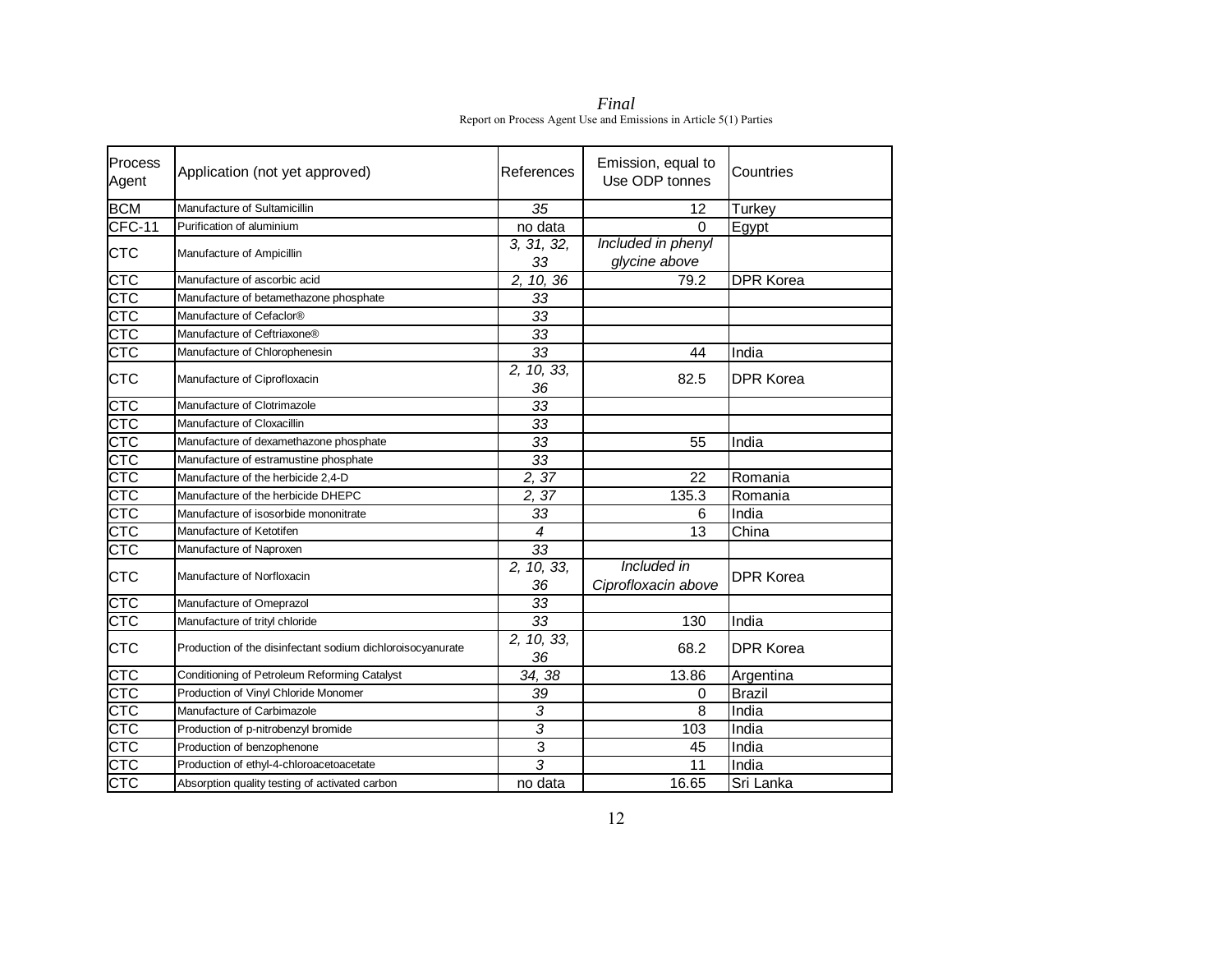| Process Agent | Application (not yet approved) | References | Emission, equal to Use ODP tonnes | Countries |
|---|---|---|---|---|
| BCM | Manufacture of Sultamicillin | *35* | 12 | Turkey |
| CFC-11 | Purification of aluminium | no data | 0 | Egypt |
| CTC | Manufacture of Ampicillin | *3, 31, 32, 33* | *Included in phenyl glycine above* | |
| CTC | Manufacture of ascorbic acid | *2, 10, 36* | 79.2 | DPR Korea |
| CTC | Manufacture of betamethazone phosphate | *33* | | |
| CTC | Manufacture of Cefaclor® | *33* | | |
| CTC | Manufacture of Ceftriaxone® | *33* | | |
| CTC | Manufacture of Chlorophenesin | *33* | 44 | India |
| CTC | Manufacture of Ciprofloxacin | *2, 10, 33, 36* | 82.5 | DPR Korea |
| CTC | Manufacture of Clotrimazole | *33* | | |
| CTC | Manufacture of Cloxacillin | *33* | | |
| CTC | Manufacture of dexamethazone phosphate | *33* | 55 | India |
| CTC | Manufacture of estramustine phosphate | *33* | | |
| CTC | Manufacture of the herbicide 2,4-D | *2, 37* | 22 | Romania |
| CTC | Manufacture of the herbicide DHEPC | *2, 37* | 135.3 | Romania |
| CTC | Manufacture of isosorbide mononitrate | *33* | 6 | India |
| CTC | Manufacture of Ketotifen | *4* | 13 | China |
| CTC | Manufacture of Naproxen | *33* | | |
| CTC | Manufacture of Norfloxacin | *2, 10, 33, 36* | *Included in Ciprofloxacin above* | DPR Korea |
| CTC | Manufacture of Omeprazol | *33* | | |
| CTC | Manufacture of trityl chloride | *33* | 130 | India |
| CTC | Production of the disinfectant sodium dichloroisocyanurate | *2, 10, 33, 36* | 68.2 | DPR Korea |
| CTC | Conditioning of Petroleum Reforming Catalyst | *34, 38* | 13.86 | Argentina |
| CTC | Production of Vinyl Chloride Monomer | *39* | 0 | Brazil |
| CTC | Manufacture of Carbimazole | *3* | 8 | India |
| CTC | Production of p-nitrobenzyl bromide | *3* | 103 | India |
| CTC | Production of benzophenone | 3 | 45 | India |
| CTC | Production of ethyl-4-chloroacetoacetate | *3* | 11 | India |
| CTC | Absorption quality testing of activated carbon | no data | 16.65 | Sri Lanka |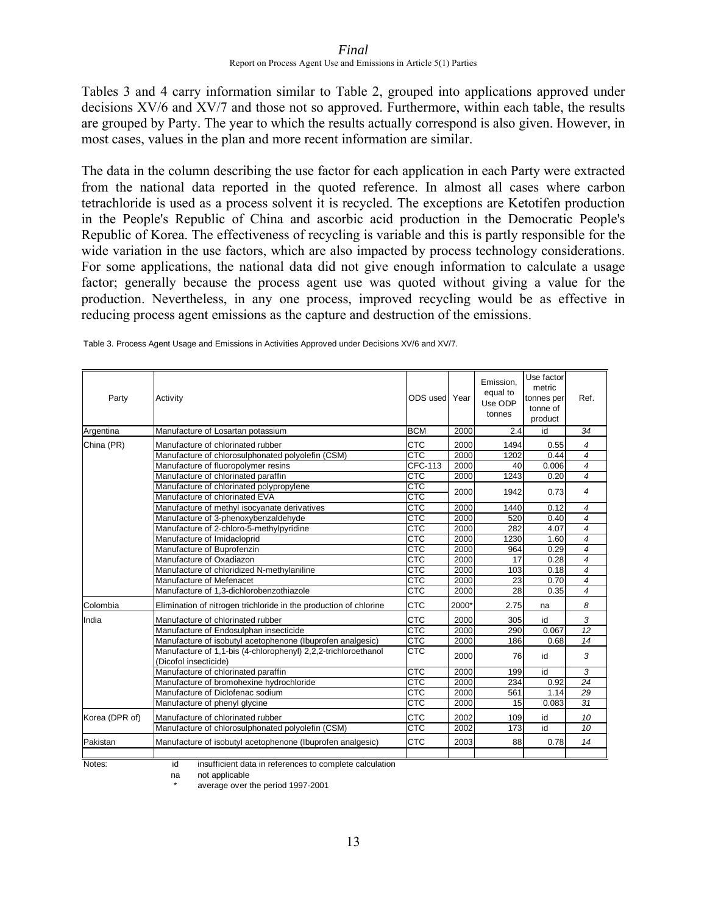Tables 3 and 4 carry information similar to Table 2, grouped into applications approved under decisions XV/6 and XV/7 and those not so approved. Furthermore, within each table, the results are grouped by Party. The year to which the results actually correspond is also given. However, in most cases, values in the plan and more recent information are similar.

The data in the column describing the use factor for each application in each Party were extracted from the national data reported in the quoted reference. In almost all cases where carbon tetrachloride is used as a process solvent it is recycled. The exceptions are Ketotifen production in the People's Republic of China and ascorbic acid production in the Democratic People's Republic of Korea. The effectiveness of recycling is variable and this is partly responsible for the wide variation in the use factors, which are also impacted by process technology considerations. For some applications, the national data did not give enough information to calculate a usage factor; generally because the process agent use was quoted without giving a value for the production. Nevertheless, in any one process, improved recycling would be as effective in reducing process agent emissions as the capture and destruction of the emissions.

Table 3. Process Agent Usage and Emissions in Activities Approved under Decisions XV/6 and XV/7.

| Party | Activity | ODS used | Year | Emission, equal to Use ODP tonnes | Use factor metric tonnes per tonne of product | Ref. |
|---|---|---|---|---|---|---|
| Argentina | Manufacture of Losartan potassium | BCM | 2000 | 2.4 | id | 34 |
| China (PR) | Manufacture of chlorinated rubber | CTC | 2000 | 1494 | 0.55 | 4 |
| | Manufacture of chlorosulphonated polyolefin (CSM) | CTC | 2000 | 1202 | 0.44 | 4 |
| | Manufacture of fluoropolymer resins | CFC-113 | 2000 | 40 | 0.006 | 4 |
| | Manufacture of chlorinated paraffin | CTC | 2000 | 1243 | 0.20 | 4 |
| | Manufacture of chlorinated polypropylene | CTC | 2000 | 1942 | 0.73 | 4 |
| | Manufacture of chlorinated EVA | CTC | | | | |
| | Manufacture of methyl isocyanate derivatives | CTC | 2000 | 1440 | 0.12 | 4 |
| | Manufacture of 3-phenoxybenzaldehyde | CTC | 2000 | 520 | 0.40 | 4 |
| | Manufacture of 2-chloro-5-methylpyridine | CTC | 2000 | 282 | 4.07 | 4 |
| | Manufacture of Imidacloprid | CTC | 2000 | 1230 | 1.60 | 4 |
| | Manufacture of Buprofenzin | CTC | 2000 | 964 | 0.29 | 4 |
| | Manufacture of Oxadiazon | CTC | 2000 | 17 | 0.28 | 4 |
| | Manufacture of chloridized N-methylaniline | CTC | 2000 | 103 | 0.18 | 4 |
| | Manufacture of Mefenacet | CTC | 2000 | 23 | 0.70 | 4 |
| | Manufacture of 1,3-dichlorobenzothiazole | CTC | 2000 | 28 | 0.35 | 4 |
| Colombia | Elimination of nitrogen trichloride in the production of chlorine | CTC | 2000* | 2.75 | na | 8 |
| India | Manufacture of chlorinated rubber | CTC | 2000 | 305 | id | 3 |
| | Manufacture of Endosulphan insecticide | CTC | 2000 | 290 | 0.067 | 12 |
| | Manufacture of isobutyl acetophenone (Ibuprofen analgesic) | CTC | 2000 | 186 | 0.68 | 14 |
| | Manufacture of 1,1-bis (4-chlorophenyl) 2,2,2-trichloroethanol (Dicofol insecticide) | CTC | 2000 | 76 | id | 3 |
| | Manufacture of chlorinated paraffin | CTC | 2000 | 199 | id | 3 |
| | Manufacture of bromohexine hydrochloride | CTC | 2000 | 234 | 0.92 | 24 |
| | Manufacture of Diclofenac sodium | CTC | 2000 | 561 | 1.14 | 29 |
| | Manufacture of phenyl glycine | CTC | 2000 | 15 | 0.083 | 31 |
| Korea (DPR of) | Manufacture of chlorinated rubber | CTC | 2002 | 109 | id | 10 |
| | Manufacture of chlorosulphonated polyolefin (CSM) | CTC | 2002 | 173 | id | 10 |
| Pakistan | Manufacture of isobutyl acetophenone (Ibuprofen analgesic) | CTC | 2003 | 88 | 0.78 | 14 |

Notes:
- id insufficient data in references to complete calculation
- na not applicable
- \* average over the period 1997-2001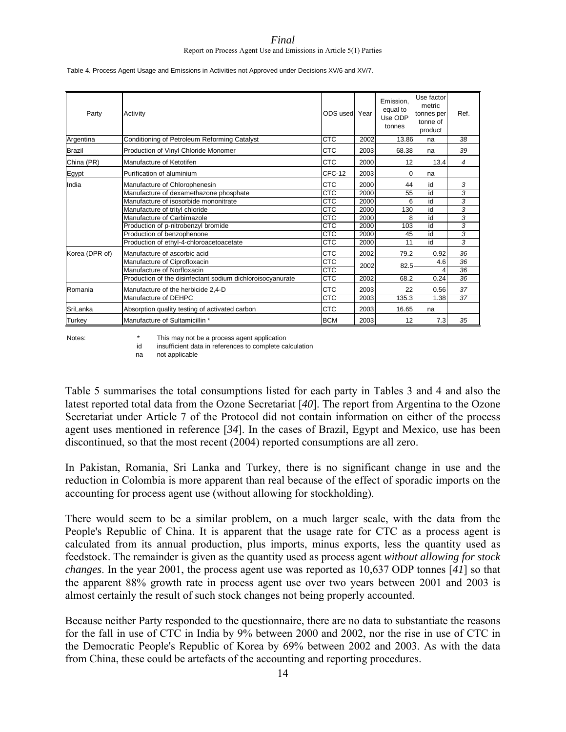Table 4. Process Agent Usage and Emissions in Activities not Approved under Decisions XV/6 and XV/7.

| Party | Activity | ODS used | Year | Emission, equal to Use ODP tonnes | Use factor metric tonnes per tonne of product | Ref. |
|---|---|---|---|---|---|---|
| Argentina | Conditioning of Petroleum Reforming Catalyst | CTC | 2002 | 13.86 | na | 38 |
| Brazil | Production of Vinyl Chloride Monomer | CTC | 2003 | 68.38 | na | 39 |
| China (PR) | Manufacture of Ketotifen | CTC | 2000 | 12 | 13.4 | 4 |
| Egypt | Purification of aluminium | CFC-12 | 2003 | 0 | na | |
| India | Manufacture of Chlorophenesin | CTC | 2000 | 44 | id | 3 |
| | Manufacture of dexamethazone phosphate | CTC | 2000 | 55 | id | 3 |
| | Manufacture of isosorbide mononitrate | CTC | 2000 | 6 | id | 3 |
| | Manufacture of trityl chloride | CTC | 2000 | 130 | id | 3 |
| | Manufacture of Carbimazole | CTC | 2000 | 8 | id | 3 |
| | Production of p-nitrobenzyl bromide | CTC | 2000 | 103 | id | 3 |
| | Production of benzophenone | CTC | 2000 | 45 | id | 3 |
| | Production of ethyl-4-chloroacetoacetate | CTC | 2000 | 11 | id | 3 |
| Korea (DPR of) | Manufacture of ascorbic acid | CTC | 2002 | 79.2 | 0.92 | 36 |
| | Manufacture of Ciprofloxacin | CTC | 2002 | 82.5 | 4.6 | 36 |
| | Manufacture of Norfloxacin | CTC | | | 4 | 36 |
| | Production of the disinfectant sodium dichloroisocyanurate | CTC | 2002 | 68.2 | 0.24 | 36 |
| Romania | Manufacture of the herbicide 2,4-D | CTC | 2003 | 22 | 0.56 | 37 |
| | Manufacture of DEHPC | CTC | 2003 | 135.3 | 1.38 | 37 |
| SriLanka | Absorption quality testing of activated carbon | CTC | 2003 | 16.65 | na | |
| Turkey | Manufacture of Sultamicillin * | BCM | 2003 | 12 | 7.3 | 35 |

Notes:
- \* This may not be a process agent application
- id insufficient data in references to complete calculation
- na not applicable

Table 5 summarises the total consumptions listed for each party in Tables 3 and 4 and also the latest reported total data from the Ozone Secretariat [*40*]. The report from Argentina to the Ozone Secretariat under Article 7 of the Protocol did not contain information on either of the process agent uses mentioned in reference [*34*]. In the cases of Brazil, Egypt and Mexico, use has been discontinued, so that the most recent (2004) reported consumptions are all zero.

In Pakistan, Romania, Sri Lanka and Turkey, there is no significant change in use and the reduction in Colombia is more apparent than real because of the effect of sporadic imports on the accounting for process agent use (without allowing for stockholding).

There would seem to be a similar problem, on a much larger scale, with the data from the People's Republic of China. It is apparent that the usage rate for CTC as a process agent is calculated from its annual production, plus imports, minus exports, less the quantity used as feedstock. The remainder is given as the quantity used as process agent *without allowing for stock changes*. In the year 2001, the process agent use was reported as 10,637 ODP tonnes [*41*] so that the apparent 88% growth rate in process agent use over two years between 2001 and 2003 is almost certainly the result of such stock changes not being properly accounted.

Because neither Party responded to the questionnaire, there are no data to substantiate the reasons for the fall in use of CTC in India by 9% between 2000 and 2002, nor the rise in use of CTC in the Democratic People's Republic of Korea by 69% between 2002 and 2003. As with the data from China, these could be artefacts of the accounting and reporting procedures.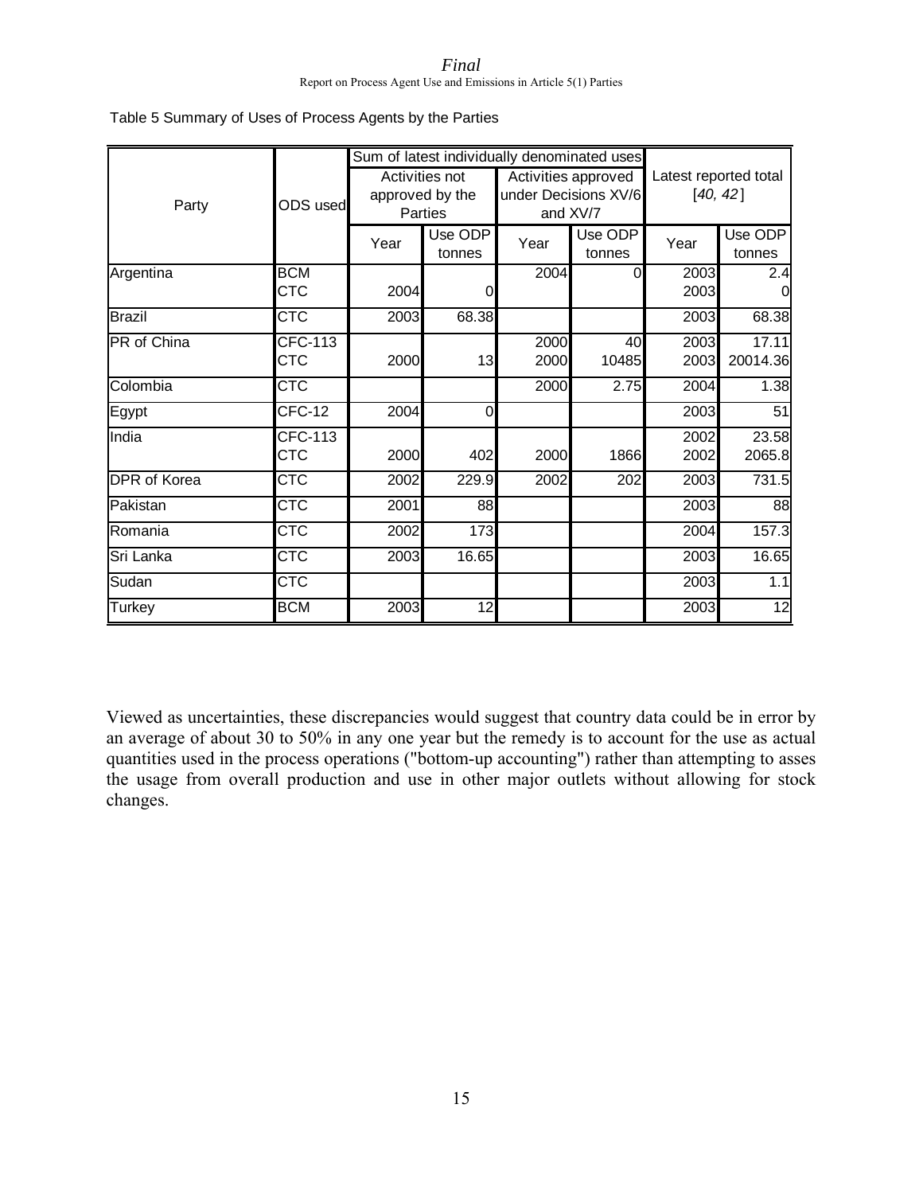Table 5 Summary of Uses of Process Agents by the Parties

| Party | ODS used | Sum of latest individually denominated uses | | | | Latest reported total [40, 42] | |
|---|---|---|---|---|---|---|---|
| | | Activities not approved by the Parties | | Activities approved under Decisions XV/6 and XV/7 | | | |
| | | Year | Use ODP tonnes | Year | Use ODP tonnes | Year | Use ODP tonnes |
| Argentina | BCM | | | 2004 | 0 | 2003 | 2.4 |
| | CTC | 2004 | 0 | | | 2003 | 0 |
| Brazil | CTC | 2003 | 68.38 | | | 2003 | 68.38 |
| PR of China | CFC-113 | | | 2000 | 40 | 2003 | 17.11 |
| | CTC | 2000 | 13 | 2000 | 10485 | 2003 | 20014.36 |
| Colombia | CTC | | | 2000 | 2.75 | 2004 | 1.38 |
| Egypt | CFC-12 | 2004 | 0 | | | 2003 | 51 |
| India | CFC-113 | | | | | 2002 | 23.58 |
| | CTC | 2000 | 402 | 2000 | 1866 | 2002 | 2065.8 |
| DPR of Korea | CTC | 2002 | 229.9 | 2002 | 202 | 2003 | 731.5 |
| Pakistan | CTC | 2001 | 88 | | | 2003 | 88 |
| Romania | CTC | 2002 | 173 | | | 2004 | 157.3 |
| Sri Lanka | CTC | 2003 | 16.65 | | | 2003 | 16.65 |
| Sudan | CTC | | | | | 2003 | 1.1 |
| Turkey | BCM | 2003 | 12 | | | 2003 | 12 |

Viewed as uncertainties, these discrepancies would suggest that country data could be in error by an average of about 30 to 50% in any one year but the remedy is to account for the use as actual quantities used in the process operations ("bottom-up accounting") rather than attempting to asses the usage from overall production and use in other major outlets without allowing for stock changes.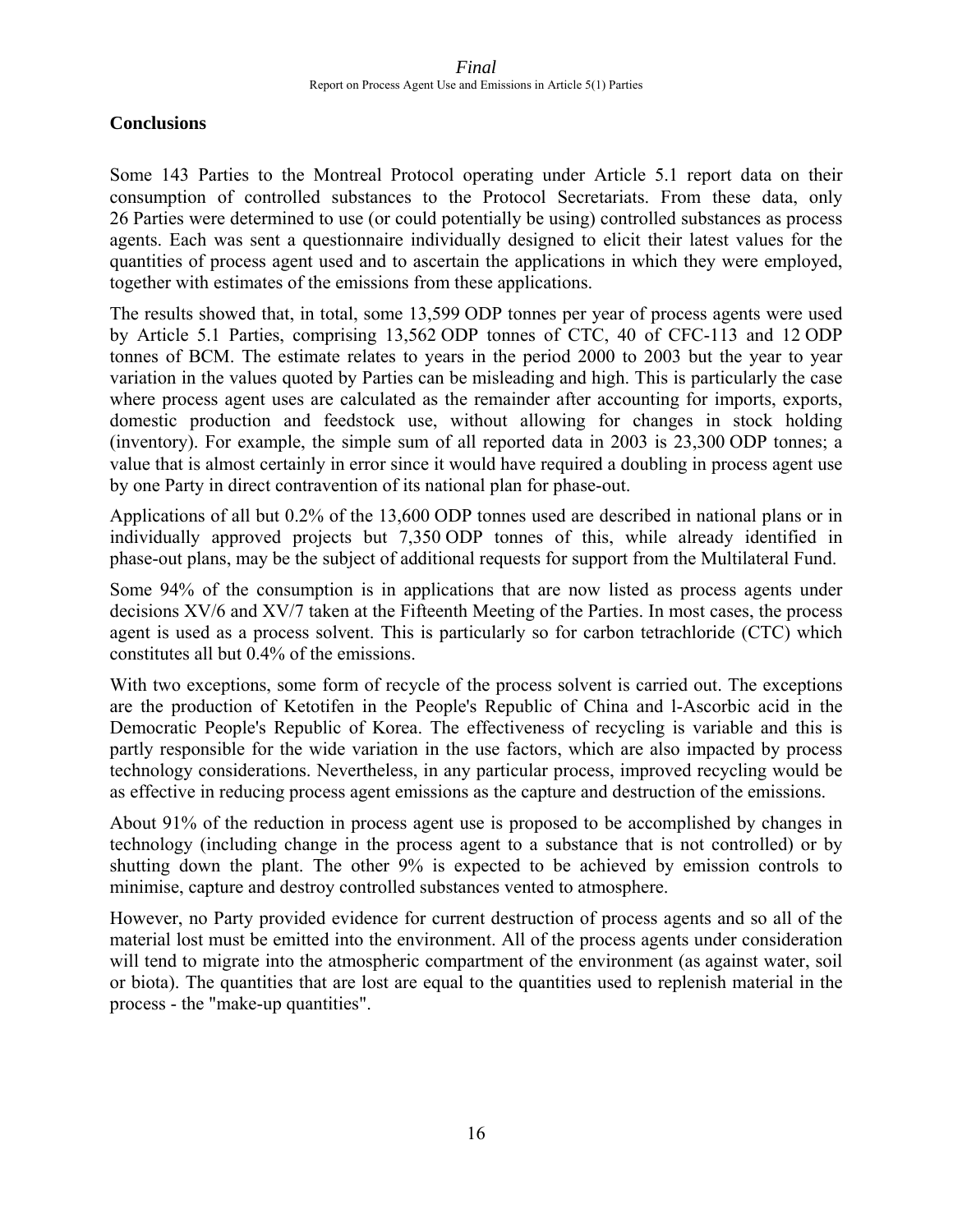## Conclusions

Some 143 Parties to the Montreal Protocol operating under Article 5.1 report data on their consumption of controlled substances to the Protocol Secretariats. From these data, only 26 Parties were determined to use (or could potentially be using) controlled substances as process agents. Each was sent a questionnaire individually designed to elicit their latest values for the quantities of process agent used and to ascertain the applications in which they were employed, together with estimates of the emissions from these applications.

The results showed that, in total, some 13,599 ODP tonnes per year of process agents were used by Article 5.1 Parties, comprising 13,562 ODP tonnes of CTC, 40 of CFC-113 and 12 ODP tonnes of BCM. The estimate relates to years in the period 2000 to 2003 but the year to year variation in the values quoted by Parties can be misleading and high. This is particularly the case where process agent uses are calculated as the remainder after accounting for imports, exports, domestic production and feedstock use, without allowing for changes in stock holding (inventory). For example, the simple sum of all reported data in 2003 is 23,300 ODP tonnes; a value that is almost certainly in error since it would have required a doubling in process agent use by one Party in direct contravention of its national plan for phase-out.

Applications of all but 0.2% of the 13,600 ODP tonnes used are described in national plans or in individually approved projects but 7,350 ODP tonnes of this, while already identified in phase-out plans, may be the subject of additional requests for support from the Multilateral Fund.

Some 94% of the consumption is in applications that are now listed as process agents under decisions XV/6 and XV/7 taken at the Fifteenth Meeting of the Parties. In most cases, the process agent is used as a process solvent. This is particularly so for carbon tetrachloride (CTC) which constitutes all but 0.4% of the emissions.

With two exceptions, some form of recycle of the process solvent is carried out. The exceptions are the production of Ketotifen in the People's Republic of China and l-Ascorbic acid in the Democratic People's Republic of Korea. The effectiveness of recycling is variable and this is partly responsible for the wide variation in the use factors, which are also impacted by process technology considerations. Nevertheless, in any particular process, improved recycling would be as effective in reducing process agent emissions as the capture and destruction of the emissions.

About 91% of the reduction in process agent use is proposed to be accomplished by changes in technology (including change in the process agent to a substance that is not controlled) or by shutting down the plant. The other 9% is expected to be achieved by emission controls to minimise, capture and destroy controlled substances vented to atmosphere.

However, no Party provided evidence for current destruction of process agents and so all of the material lost must be emitted into the environment. All of the process agents under consideration will tend to migrate into the atmospheric compartment of the environment (as against water, soil or biota). The quantities that are lost are equal to the quantities used to replenish material in the process - the "make-up quantities".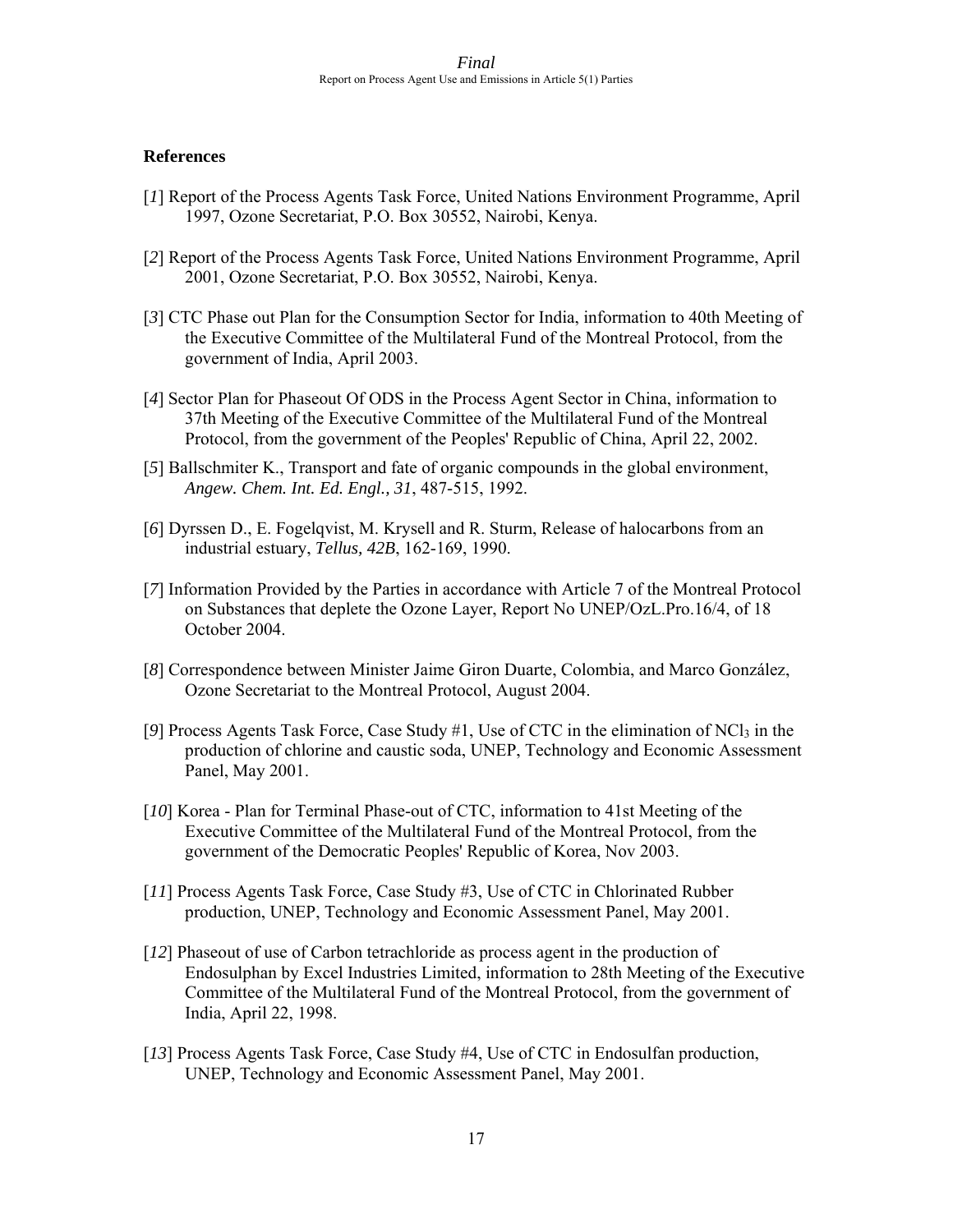## References

[*1*] Report of the Process Agents Task Force, United Nations Environment Programme, April 1997, Ozone Secretariat, P.O. Box 30552, Nairobi, Kenya.

[*2*] Report of the Process Agents Task Force, United Nations Environment Programme, April 2001, Ozone Secretariat, P.O. Box 30552, Nairobi, Kenya.

[*3*] CTC Phase out Plan for the Consumption Sector for India, information to 40th Meeting of the Executive Committee of the Multilateral Fund of the Montreal Protocol, from the government of India, April 2003.

[*4*] Sector Plan for Phaseout Of ODS in the Process Agent Sector in China, information to 37th Meeting of the Executive Committee of the Multilateral Fund of the Montreal Protocol, from the government of the Peoples' Republic of China, April 22, 2002.

[*5*] Ballschmiter K., Transport and fate of organic compounds in the global environment, *Angew. Chem. Int. Ed. Engl., 31*, 487-515, 1992.

[*6*] Dyrssen D., E. Fogelqvist, M. Krysell and R. Sturm, Release of halocarbons from an industrial estuary, *Tellus, 42B*, 162-169, 1990.

[*7*] Information Provided by the Parties in accordance with Article 7 of the Montreal Protocol on Substances that deplete the Ozone Layer, Report No UNEP/OzL.Pro.16/4, of 18 October 2004.

[*8*] Correspondence between Minister Jaime Giron Duarte, Colombia, and Marco González, Ozone Secretariat to the Montreal Protocol, August 2004.

[*9*] Process Agents Task Force, Case Study #1, Use of CTC in the elimination of $NCl_3$ in the production of chlorine and caustic soda, UNEP, Technology and Economic Assessment Panel, May 2001.

[*10*] Korea - Plan for Terminal Phase-out of CTC, information to 41st Meeting of the Executive Committee of the Multilateral Fund of the Montreal Protocol, from the government of the Democratic Peoples' Republic of Korea, Nov 2003.

[*11*] Process Agents Task Force, Case Study #3, Use of CTC in Chlorinated Rubber production, UNEP, Technology and Economic Assessment Panel, May 2001.

[*12*] Phaseout of use of Carbon tetrachloride as process agent in the production of Endosulphan by Excel Industries Limited, information to 28th Meeting of the Executive Committee of the Multilateral Fund of the Montreal Protocol, from the government of India, April 22, 1998.

[*13*] Process Agents Task Force, Case Study #4, Use of CTC in Endosulfan production, UNEP, Technology and Economic Assessment Panel, May 2001.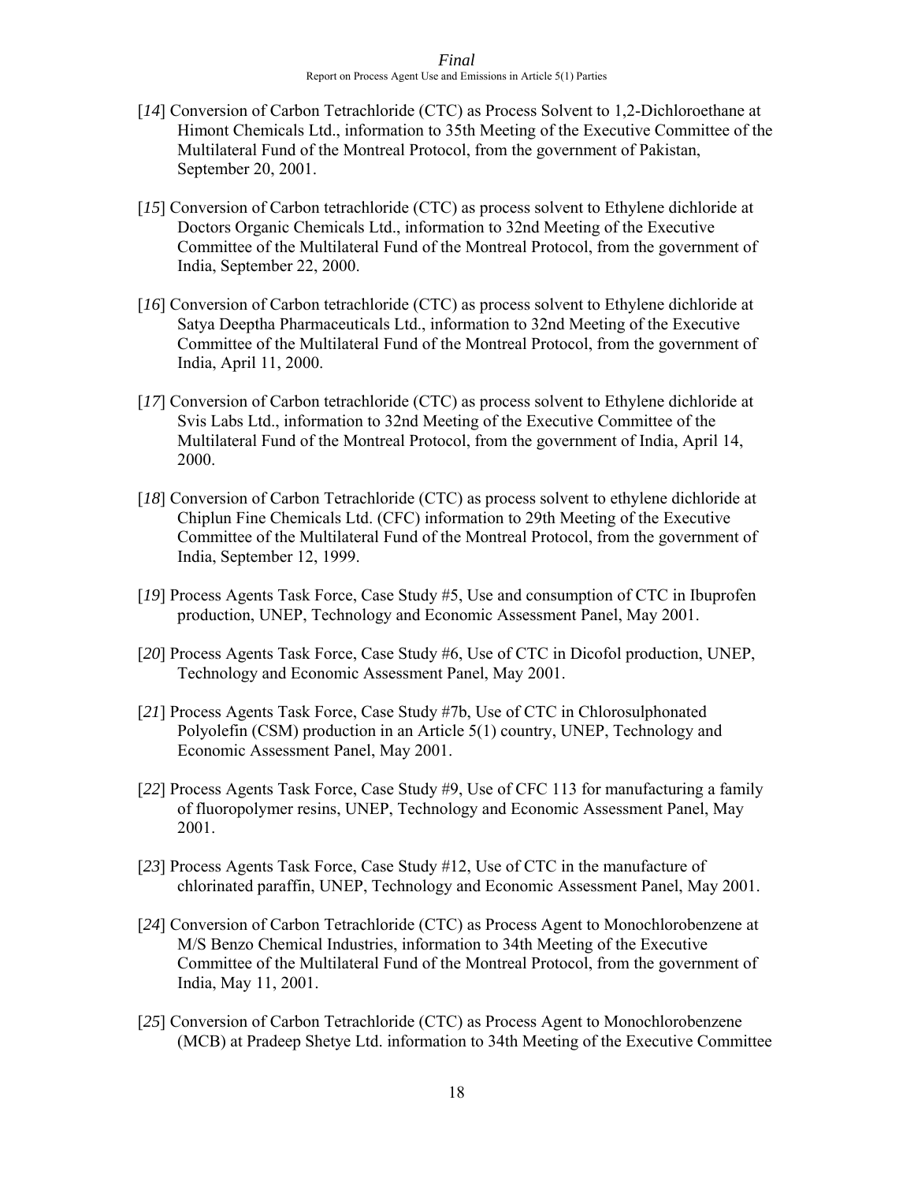[*14*] Conversion of Carbon Tetrachloride (CTC) as Process Solvent to 1,2-Dichloroethane at Himont Chemicals Ltd., information to 35th Meeting of the Executive Committee of the Multilateral Fund of the Montreal Protocol, from the government of Pakistan, September 20, 2001.

[*15*] Conversion of Carbon tetrachloride (CTC) as process solvent to Ethylene dichloride at Doctors Organic Chemicals Ltd., information to 32nd Meeting of the Executive Committee of the Multilateral Fund of the Montreal Protocol, from the government of India, September 22, 2000.

[*16*] Conversion of Carbon tetrachloride (CTC) as process solvent to Ethylene dichloride at Satya Deeptha Pharmaceuticals Ltd., information to 32nd Meeting of the Executive Committee of the Multilateral Fund of the Montreal Protocol, from the government of India, April 11, 2000.

[*17*] Conversion of Carbon tetrachloride (CTC) as process solvent to Ethylene dichloride at Svis Labs Ltd., information to 32nd Meeting of the Executive Committee of the Multilateral Fund of the Montreal Protocol, from the government of India, April 14, 2000.

[*18*] Conversion of Carbon Tetrachloride (CTC) as process solvent to ethylene dichloride at Chiplun Fine Chemicals Ltd. (CFC) information to 29th Meeting of the Executive Committee of the Multilateral Fund of the Montreal Protocol, from the government of India, September 12, 1999.

[*19*] Process Agents Task Force, Case Study #5, Use and consumption of CTC in Ibuprofen production, UNEP, Technology and Economic Assessment Panel, May 2001.

[*20*] Process Agents Task Force, Case Study #6, Use of CTC in Dicofol production, UNEP, Technology and Economic Assessment Panel, May 2001.

[*21*] Process Agents Task Force, Case Study #7b, Use of CTC in Chlorosulphonated Polyolefin (CSM) production in an Article 5(1) country, UNEP, Technology and Economic Assessment Panel, May 2001.

[*22*] Process Agents Task Force, Case Study #9, Use of CFC 113 for manufacturing a family of fluoropolymer resins, UNEP, Technology and Economic Assessment Panel, May 2001.

[*23*] Process Agents Task Force, Case Study #12, Use of CTC in the manufacture of chlorinated paraffin, UNEP, Technology and Economic Assessment Panel, May 2001.

[*24*] Conversion of Carbon Tetrachloride (CTC) as Process Agent to Monochlorobenzene at M/S Benzo Chemical Industries, information to 34th Meeting of the Executive Committee of the Multilateral Fund of the Montreal Protocol, from the government of India, May 11, 2001.

[*25*] Conversion of Carbon Tetrachloride (CTC) as Process Agent to Monochlorobenzene (MCB) at Pradeep Shetye Ltd. information to 34th Meeting of the Executive Committee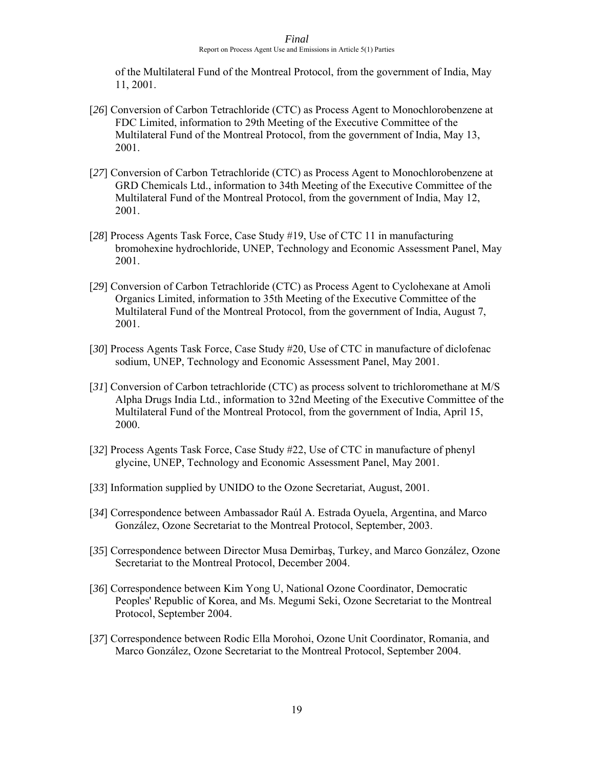of the Multilateral Fund of the Montreal Protocol, from the government of India, May 11, 2001.

[*26*] Conversion of Carbon Tetrachloride (CTC) as Process Agent to Monochlorobenzene at FDC Limited, information to 29th Meeting of the Executive Committee of the Multilateral Fund of the Montreal Protocol, from the government of India, May 13, 2001.

[*27*] Conversion of Carbon Tetrachloride (CTC) as Process Agent to Monochlorobenzene at GRD Chemicals Ltd., information to 34th Meeting of the Executive Committee of the Multilateral Fund of the Montreal Protocol, from the government of India, May 12, 2001.

[*28*] Process Agents Task Force, Case Study #19, Use of CTC 11 in manufacturing bromohexine hydrochloride, UNEP, Technology and Economic Assessment Panel, May 2001.

[*29*] Conversion of Carbon Tetrachloride (CTC) as Process Agent to Cyclohexane at Amoli Organics Limited, information to 35th Meeting of the Executive Committee of the Multilateral Fund of the Montreal Protocol, from the government of India, August 7, 2001.

[*30*] Process Agents Task Force, Case Study #20, Use of CTC in manufacture of diclofenac sodium, UNEP, Technology and Economic Assessment Panel, May 2001.

[*31*] Conversion of Carbon tetrachloride (CTC) as process solvent to trichloromethane at M/S Alpha Drugs India Ltd., information to 32nd Meeting of the Executive Committee of the Multilateral Fund of the Montreal Protocol, from the government of India, April 15, 2000.

[*32*] Process Agents Task Force, Case Study #22, Use of CTC in manufacture of phenyl glycine, UNEP, Technology and Economic Assessment Panel, May 2001.

[*33*] Information supplied by UNIDO to the Ozone Secretariat, August, 2001.

[*34*] Correspondence between Ambassador Raúl A. Estrada Oyuela, Argentina, and Marco González, Ozone Secretariat to the Montreal Protocol, September, 2003.

[*35*] Correspondence between Director Musa Demirbaş, Turkey, and Marco González, Ozone Secretariat to the Montreal Protocol, December 2004.

[*36*] Correspondence between Kim Yong U, National Ozone Coordinator, Democratic Peoples' Republic of Korea, and Ms. Megumi Seki, Ozone Secretariat to the Montreal Protocol, September 2004.

[*37*] Correspondence between Rodic Ella Morohoi, Ozone Unit Coordinator, Romania, and Marco González, Ozone Secretariat to the Montreal Protocol, September 2004.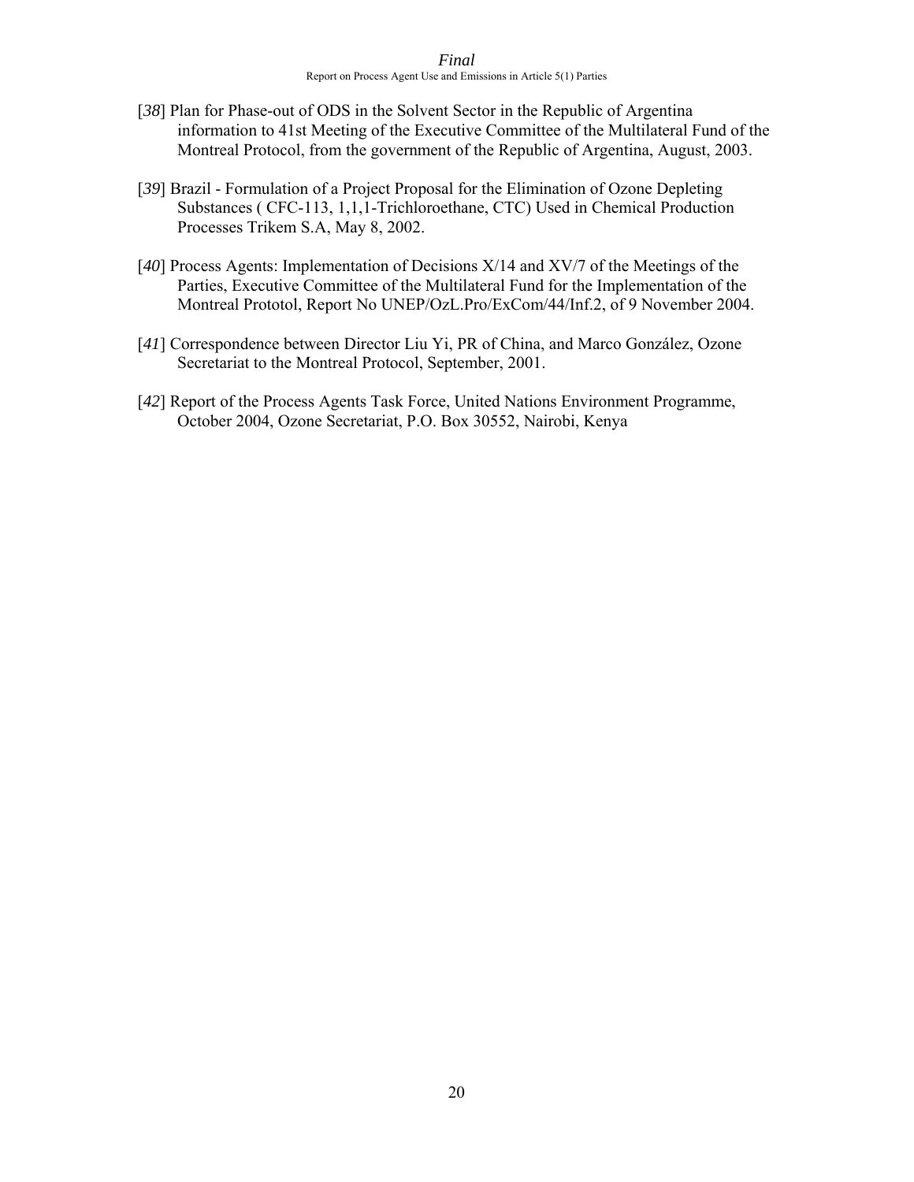[*38*] Plan for Phase-out of ODS in the Solvent Sector in the Republic of Argentina information to 41st Meeting of the Executive Committee of the Multilateral Fund of the Montreal Protocol, from the government of the Republic of Argentina, August, 2003.

[*39*] Brazil - Formulation of a Project Proposal for the Elimination of Ozone Depleting Substances ( CFC-113, 1,1,1-Trichloroethane, CTC) Used in Chemical Production Processes Trikem S.A, May 8, 2002.

[*40*] Process Agents: Implementation of Decisions X/14 and XV/7 of the Meetings of the Parties, Executive Committee of the Multilateral Fund for the Implementation of the Montreal Prototol, Report No UNEP/OzL.Pro/ExCom/44/Inf.2, of 9 November 2004.

[*41*] Correspondence between Director Liu Yi, PR of China, and Marco González, Ozone Secretariat to the Montreal Protocol, September, 2001.

[*42*] Report of the Process Agents Task Force, United Nations Environment Programme, October 2004, Ozone Secretariat, P.O. Box 30552, Nairobi, Kenya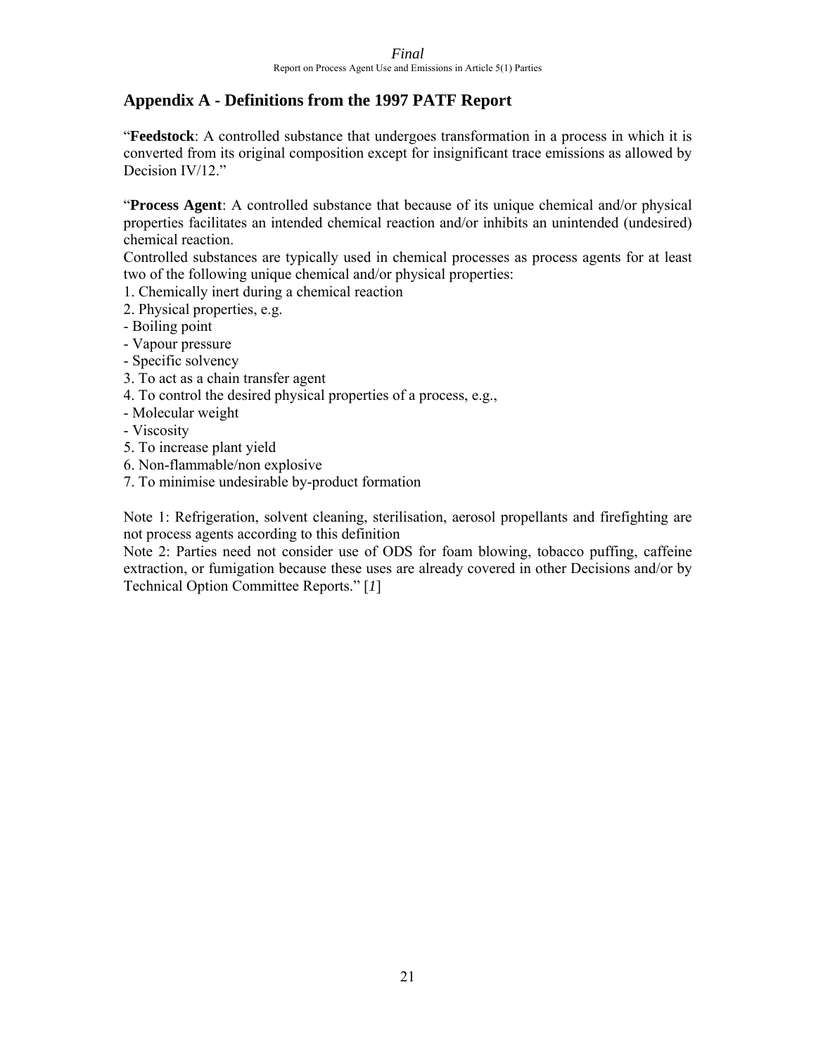## Appendix A - Definitions from the 1997 PATF Report

"**Feedstock**: A controlled substance that undergoes transformation in a process in which it is converted from its original composition except for insignificant trace emissions as allowed by Decision IV/12."

"**Process Agent**: A controlled substance that because of its unique chemical and/or physical properties facilitates an intended chemical reaction and/or inhibits an unintended (undesired) chemical reaction.
Controlled substances are typically used in chemical processes as process agents for at least two of the following unique chemical and/or physical properties:

1. Chemically inert during a chemical reaction
2. Physical properties, e.g.
   - Boiling point
   - Vapour pressure
   - Specific solvency
3. To act as a chain transfer agent
4. To control the desired physical properties of a process, e.g.,
   - Molecular weight
   - Viscosity
5. To increase plant yield
6. Non-flammable/non explosive
7. To minimise undesirable by-product formation

Note 1: Refrigeration, solvent cleaning, sterilisation, aerosol propellants and firefighting are not process agents according to this definition
Note 2: Parties need not consider use of ODS for foam blowing, tobacco puffing, caffeine extraction, or fumigation because these uses are already covered in other Decisions and/or by Technical Option Committee Reports." [*1*]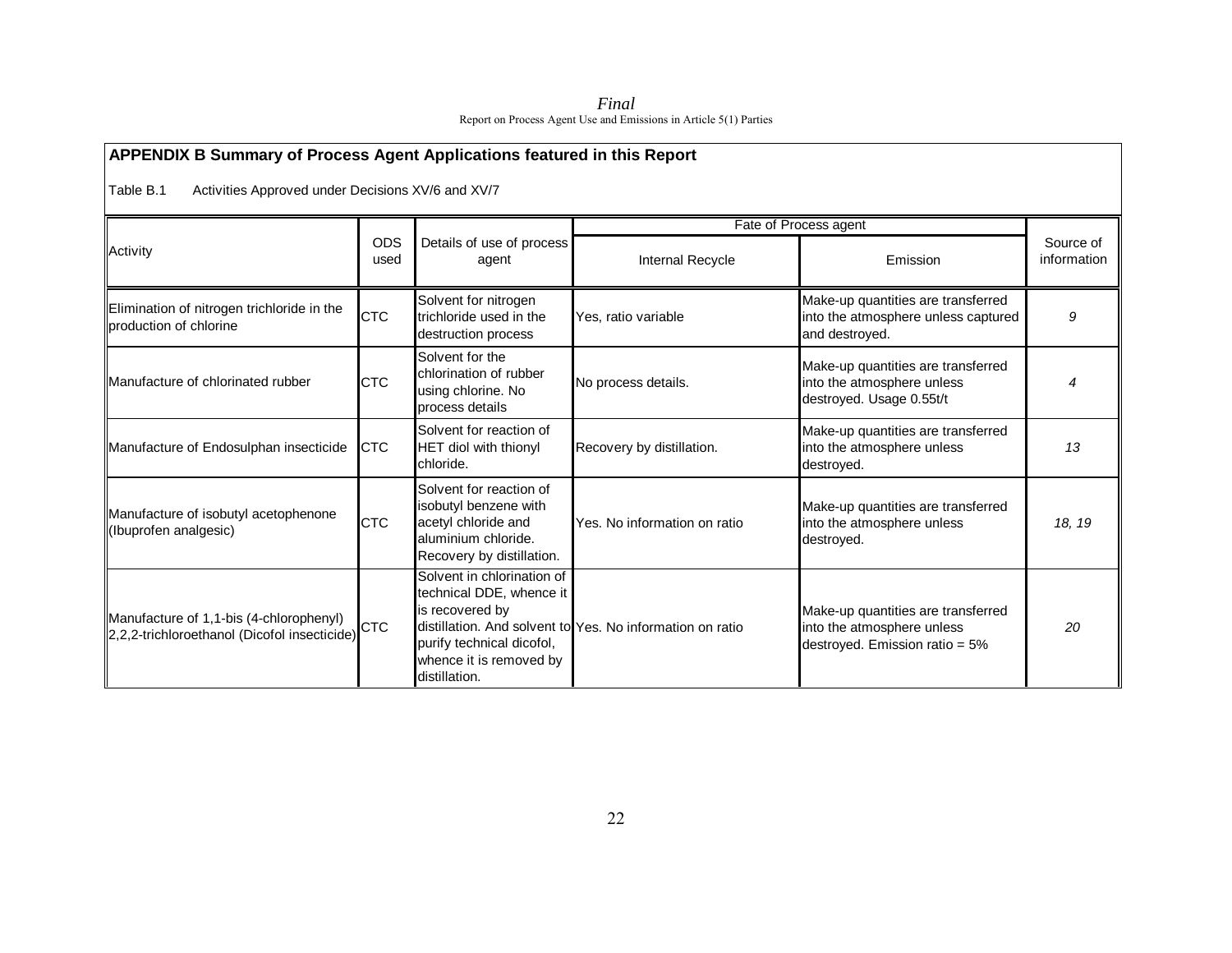## APPENDIX B Summary of Process Agent Applications featured in this Report

Table B.1 Activities Approved under Decisions XV/6 and XV/7

| Activity | ODS used | Details of use of process agent | Fate of Process agent | | Source of information |
|---|---|---|---|---|---|
| | | | Internal Recycle | Emission | |
| Elimination of nitrogen trichloride in the production of chlorine | CTC | Solvent for nitrogen trichloride used in the destruction process | Yes, ratio variable | Make-up quantities are transferred into the atmosphere unless captured and destroyed. | *9* |
| Manufacture of chlorinated rubber | CTC | Solvent for the chlorination of rubber using chlorine. No process details | No process details. | Make-up quantities are transferred into the atmosphere unless destroyed. Usage 0.55t/t | *4* |
| Manufacture of Endosulphan insecticide | CTC | Solvent for reaction of HET diol with thionyl chloride. | Recovery by distillation. | Make-up quantities are transferred into the atmosphere unless destroyed. | *13* |
| Manufacture of isobutyl acetophenone (Ibuprofen analgesic) | CTC | Solvent for reaction of isobutyl benzene with acetyl chloride and aluminium chloride. Recovery by distillation. | Yes. No information on ratio | Make-up quantities are transferred into the atmosphere unless destroyed. | *18, 19* |
| Manufacture of 1,1-bis (4-chlorophenyl) 2,2,2-trichloroethanol (Dicofol insecticide) | CTC | Solvent in chlorination of technical DDE, whence it is recovered by distillation. And solvent to purify technical dicofol, whence it is removed by distillation. | Yes. No information on ratio | Make-up quantities are transferred into the atmosphere unless destroyed. Emission ratio = 5% | *20* |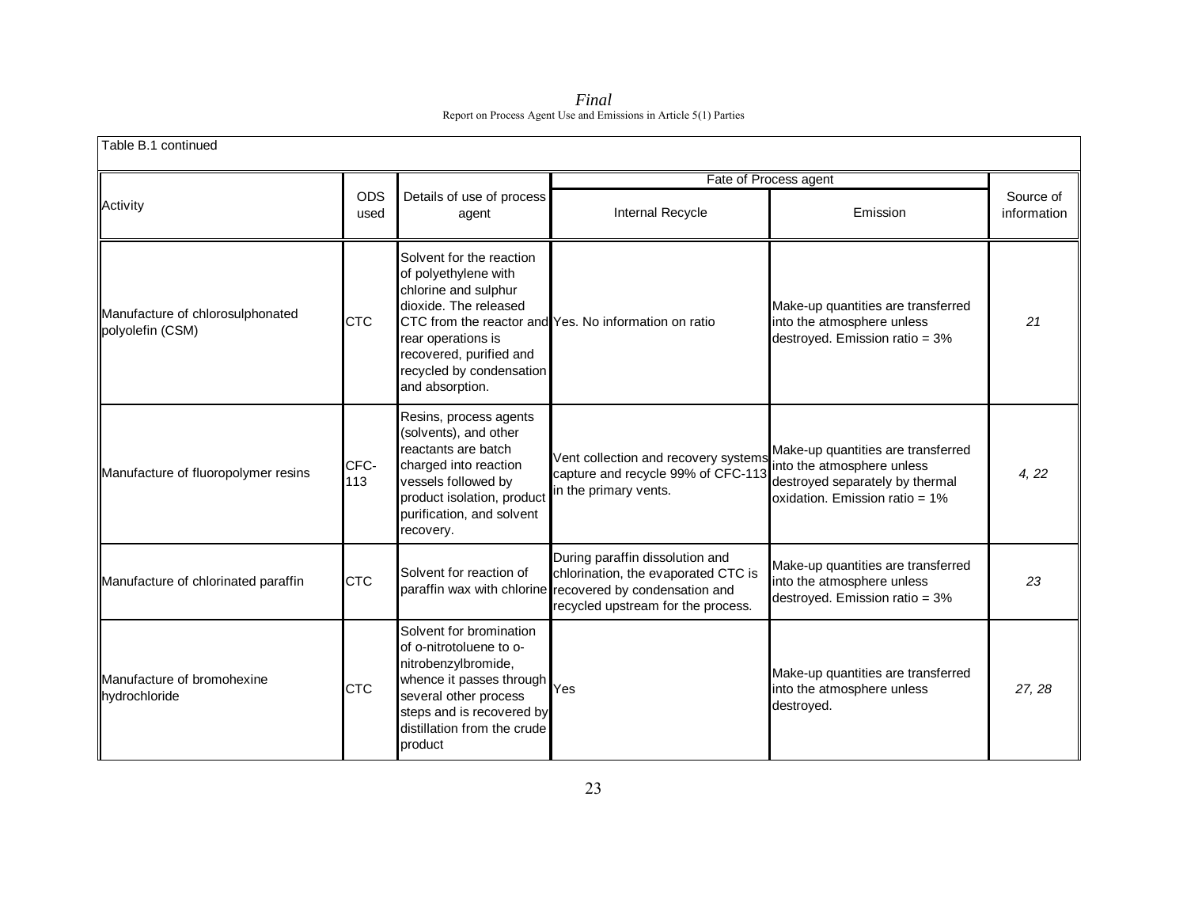Table B.1 continued

| Activity | ODS used | Details of use of process agent | Fate of Process agent | | Source of information |
|---|---|---|---|---|---|
| | | | Internal Recycle | Emission | |
| Manufacture of chlorosulphonated polyolefin (CSM) | CTC | Solvent for the reaction of polyethylene with chlorine and sulphur dioxide. The released CTC from the reactor and rear operations is recovered, purified and recycled by condensation and absorption. | Yes. No information on ratio | Make-up quantities are transferred into the atmosphere unless destroyed. Emission ratio = 3% | *21* |
| Manufacture of fluoropolymer resins | CFC-113 | Resins, process agents (solvents), and other reactants are batch charged into reaction vessels followed by product isolation, product purification, and solvent recovery. | Vent collection and recovery systems capture and recycle 99% of CFC-113 in the primary vents. | Make-up quantities are transferred into the atmosphere unless destroyed separately by thermal oxidation. Emission ratio = 1% | *4, 22* |
| Manufacture of chlorinated paraffin | CTC | Solvent for reaction of paraffin wax with chlorine | During paraffin dissolution and chlorination, the evaporated CTC is recovered by condensation and recycled upstream for the process. | Make-up quantities are transferred into the atmosphere unless destroyed. Emission ratio = 3% | *23* |
| Manufacture of bromohexine hydrochloride | CTC | Solvent for bromination of o-nitrotoluene to o-nitrobenzylbromide, whence it passes through several other process steps and is recovered by distillation from the crude product | Yes | Make-up quantities are transferred into the atmosphere unless destroyed. | *27, 28* |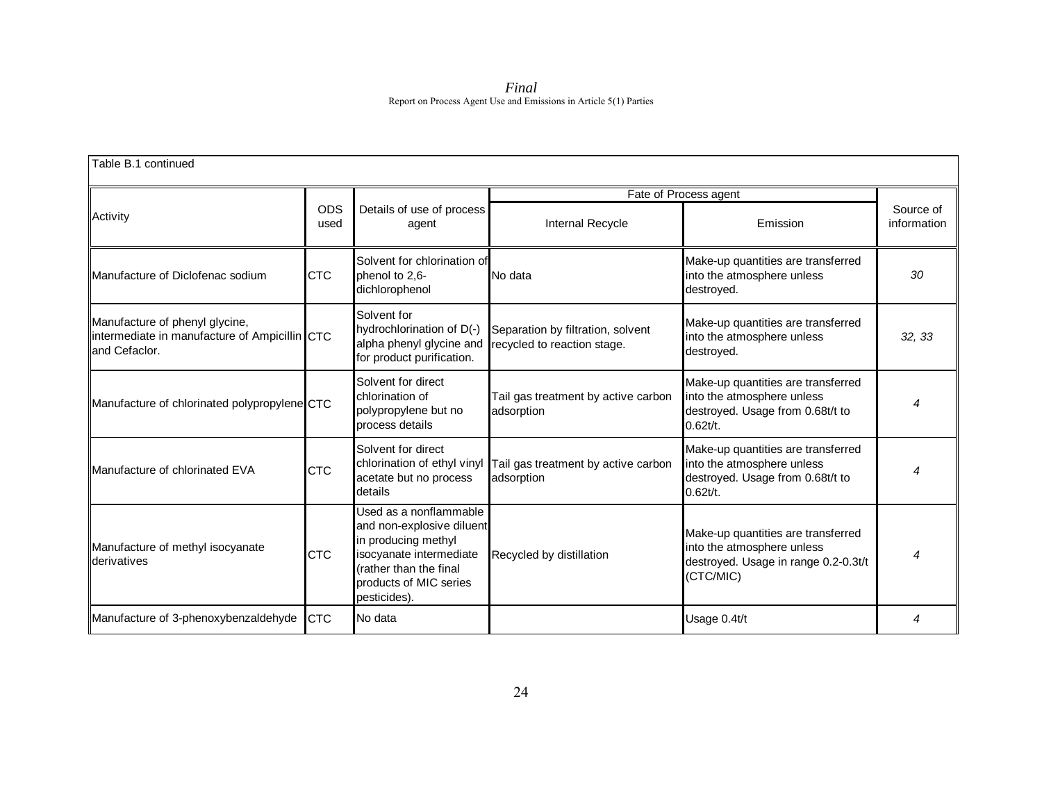Table B.1 continued

| Activity | ODS used | Details of use of process agent | Fate of Process agent | | Source of information |
|---|---|---|---|---|---|
| | | | Internal Recycle | Emission | |
| Manufacture of Diclofenac sodium | CTC | Solvent for chlorination of phenol to 2,6-dichlorophenol | No data | Make-up quantities are transferred into the atmosphere unless destroyed. | *30* |
| Manufacture of phenyl glycine, intermediate in manufacture of Ampicillin and Cefaclor. | CTC | Solvent for hydrochlorination of D(-) alpha phenyl glycine and for product purification. | Separation by filtration, solvent recycled to reaction stage. | Make-up quantities are transferred into the atmosphere unless destroyed. | *32, 33* |
| Manufacture of chlorinated polypropylene | CTC | Solvent for direct chlorination of polypropylene but no process details | Tail gas treatment by active carbon adsorption | Make-up quantities are transferred into the atmosphere unless destroyed. Usage from 0.68t/t to 0.62t/t. | *4* |
| Manufacture of chlorinated EVA | CTC | Solvent for direct chlorination of ethyl vinyl acetate but no process details | Tail gas treatment by active carbon adsorption | Make-up quantities are transferred into the atmosphere unless destroyed. Usage from 0.68t/t to 0.62t/t. | *4* |
| Manufacture of methyl isocyanate derivatives | CTC | Used as a nonflammable and non-explosive diluent in producing methyl isocyanate intermediate (rather than the final products of MIC series pesticides). | Recycled by distillation | Make-up quantities are transferred into the atmosphere unless destroyed. Usage in range 0.2-0.3t/t (CTC/MIC) | *4* |
| Manufacture of 3-phenoxybenzaldehyde | CTC | No data | | Usage 0.4t/t | *4* |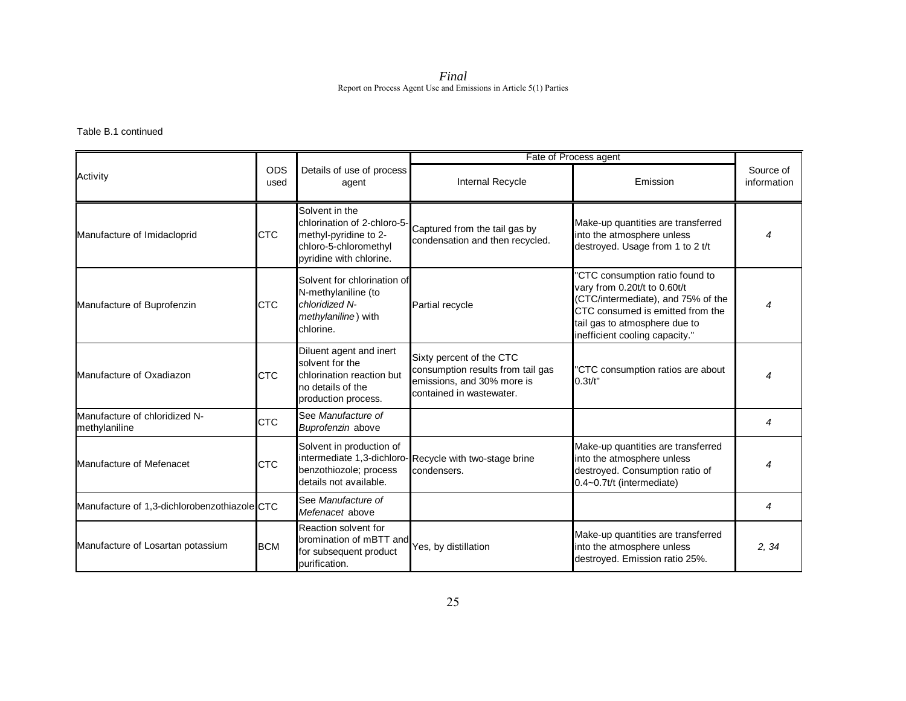Table B.1 continued

| Activity | ODS used | Details of use of process agent | Fate of Process agent | | Source of information |
|---|---|---|---|---|---|
| | | | Internal Recycle | Emission | |
| Manufacture of Imidacloprid | CTC | Solvent in the chlorination of 2-chloro-5-methyl-pyridine to 2-chloro-5-chloromethyl pyridine with chlorine. | Captured from the tail gas by condensation and then recycled. | Make-up quantities are transferred into the atmosphere unless destroyed. Usage from 1 to 2 t/t | *4* |
| Manufacture of Buprofenzin | CTC | Solvent for chlorination of N-methylaniline (to *chloridized N-methylaniline*) with chlorine. | Partial recycle | "CTC consumption ratio found to vary from 0.20t/t to 0.60t/t (CTC/intermediate), and 75% of the CTC consumed is emitted from the tail gas to atmosphere due to inefficient cooling capacity." | *4* |
| Manufacture of Oxadiazon | CTC | Diluent agent and inert solvent for the chlorination reaction but no details of the production process. | Sixty percent of the CTC consumption results from tail gas emissions, and 30% more is contained in wastewater. | "CTC consumption ratios are about 0.3t/t" | *4* |
| Manufacture of chloridized N-methylaniline | CTC | See *Manufacture of Buprofenzin* above | | | *4* |
| Manufacture of Mefenacet | CTC | Solvent in production of intermediate 1,3-dichloro-benzothiozole; process details not available. | Recycle with two-stage brine condensers. | Make-up quantities are transferred into the atmosphere unless destroyed. Consumption ratio of 0.4~0.7t/t (intermediate) | *4* |
| Manufacture of 1,3-dichlorobenzothiazole | CTC | See *Manufacture of Mefenacet* above | | | *4* |
| Manufacture of Losartan potassium | BCM | Reaction solvent for bromination of mBTT and for subsequent product purification. | Yes, by distillation | Make-up quantities are transferred into the atmosphere unless destroyed. Emission ratio 25%. | *2, 34* |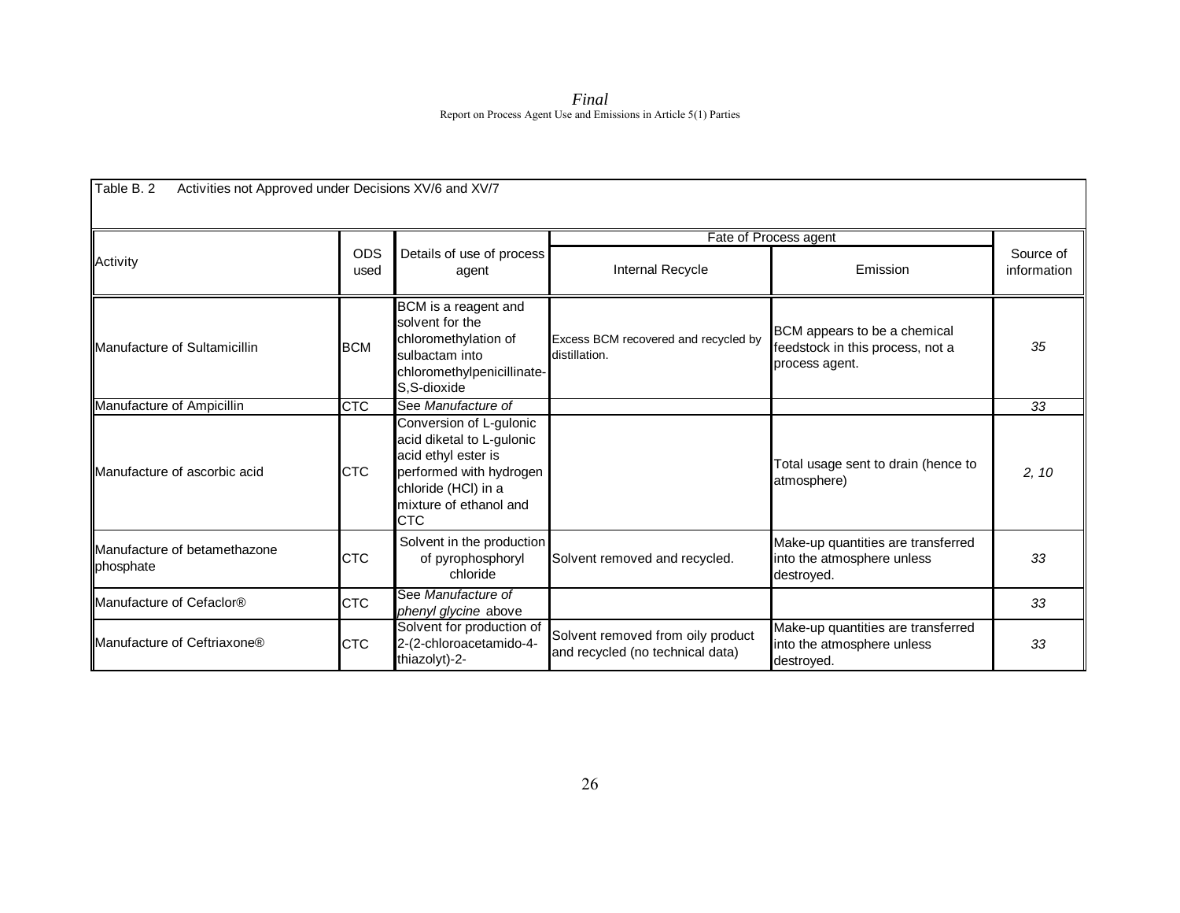Table B. 2 Activities not Approved under Decisions XV/6 and XV/7

| Activity | ODS used | Details of use of process agent | Fate of Process agent | | Source of information |
|---|---|---|---|---|---|
| | | | Internal Recycle | Emission | |
| Manufacture of Sultamicillin | BCM | BCM is a reagent and solvent for the chloromethylation of sulbactam into chloromethylpenicillinate-S,S-dioxide | Excess BCM recovered and recycled by distillation. | BCM appears to be a chemical feedstock in this process, not a process agent. | *35* |
| Manufacture of Ampicillin | CTC | See *Manufacture of* | | | *33* |
| Manufacture of ascorbic acid | CTC | Conversion of L-gulonic acid diketal to L-gulonic acid ethyl ester is performed with hydrogen chloride (HCl) in a mixture of ethanol and CTC | | Total usage sent to drain (hence to atmosphere) | *2, 10* |
| Manufacture of betamethazone phosphate | CTC | Solvent in the production of pyrophosphoryl chloride | Solvent removed and recycled. | Make-up quantities are transferred into the atmosphere unless destroyed. | *33* |
| Manufacture of Cefaclor® | CTC | See *Manufacture of phenyl glycine* above | | | *33* |
| Manufacture of Ceftriaxone® | CTC | Solvent for production of 2-(2-chloroacetamido-4-thiazolyt)-2- | Solvent removed from oily product and recycled (no technical data) | Make-up quantities are transferred into the atmosphere unless destroyed. | *33* |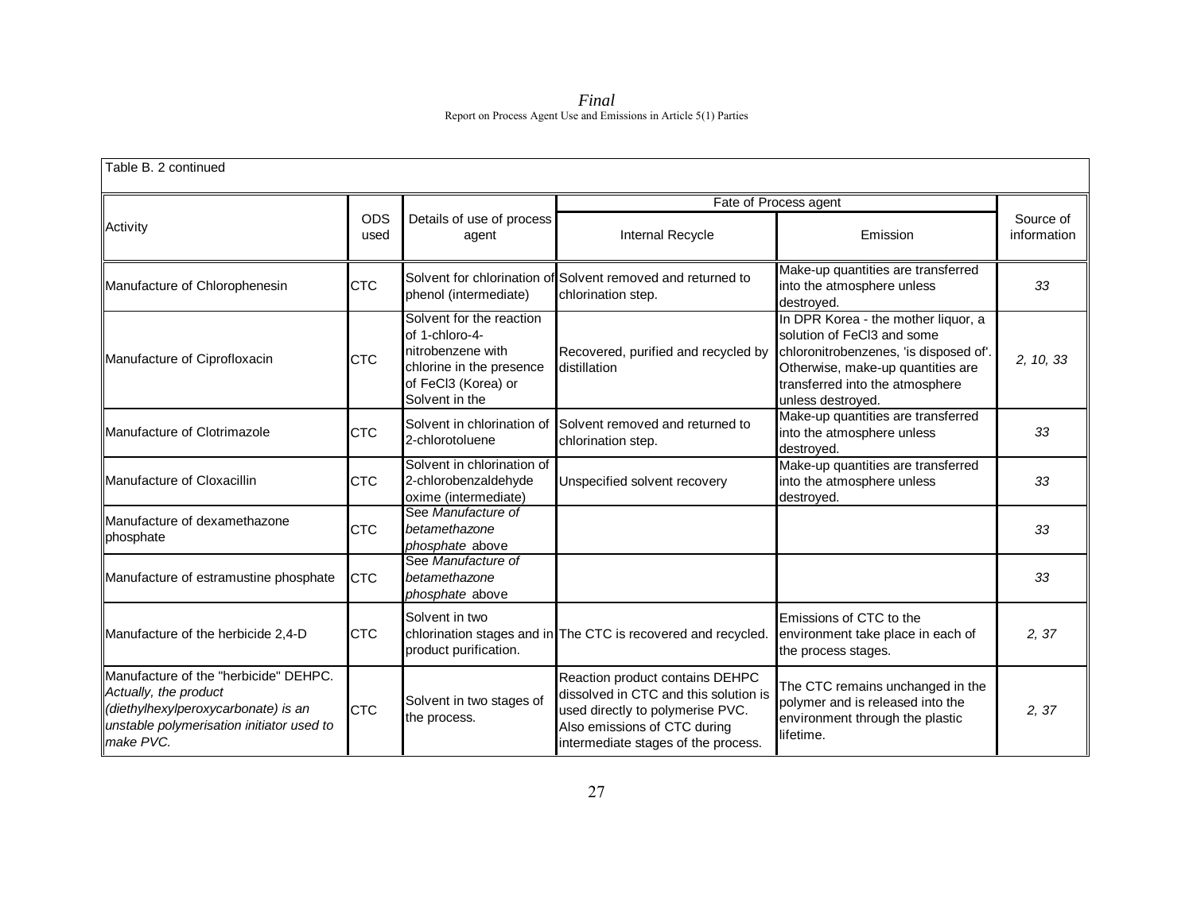Table B. 2 continued

| Activity | ODS used | Details of use of process agent | Fate of Process agent | | Source of information |
|---|---|---|---|---|---|
| | | | Internal Recycle | Emission | |
| Manufacture of Chlorophenesin | CTC | Solvent for chlorination of phenol (intermediate) | Solvent removed and returned to chlorination step. | Make-up quantities are transferred into the atmosphere unless destroyed. | *33* |
| Manufacture of Ciprofloxacin | CTC | Solvent for the reaction of 1-chloro-4-nitrobenzene with chlorine in the presence of $FeCl_3$ (Korea) or Solvent in the | Recovered, purified and recycled by distillation | In DPR Korea - the mother liquor, a solution of $FeCl_3$ and some chloronitrobenzenes, 'is disposed of'. Otherwise, make-up quantities are transferred into the atmosphere unless destroyed. | *2, 10, 33* |
| Manufacture of Clotrimazole | CTC | Solvent in chlorination of 2-chlorotoluene | Solvent removed and returned to chlorination step. | Make-up quantities are transferred into the atmosphere unless destroyed. | *33* |
| Manufacture of Cloxacillin | CTC | Solvent in chlorination of 2-chlorobenzaldehyde oxime (intermediate) | Unspecified solvent recovery | Make-up quantities are transferred into the atmosphere unless destroyed. | *33* |
| Manufacture of dexamethazone phosphate | CTC | See *Manufacture of betamethazone phosphate* above | | | *33* |
| Manufacture of estramustine phosphate | CTC | See *Manufacture of betamethazone phosphate* above | | | *33* |
| Manufacture of the herbicide 2,4-D | CTC | Solvent in two chlorination stages and in product purification. | The CTC is recovered and recycled. | Emissions of CTC to the environment take place in each of the process stages. | *2, 37* |
| Manufacture of the "herbicide" DEHPC. *Actually, the product (diethylhexylperoxycarbonate) is an unstable polymerisation initiator used to make PVC.* | CTC | Solvent in two stages of the process. | Reaction product contains DEHPC dissolved in CTC and this solution is used directly to polymerise PVC. Also emissions of CTC during intermediate stages of the process. | The CTC remains unchanged in the polymer and is released into the environment through the plastic lifetime. | *2, 37* |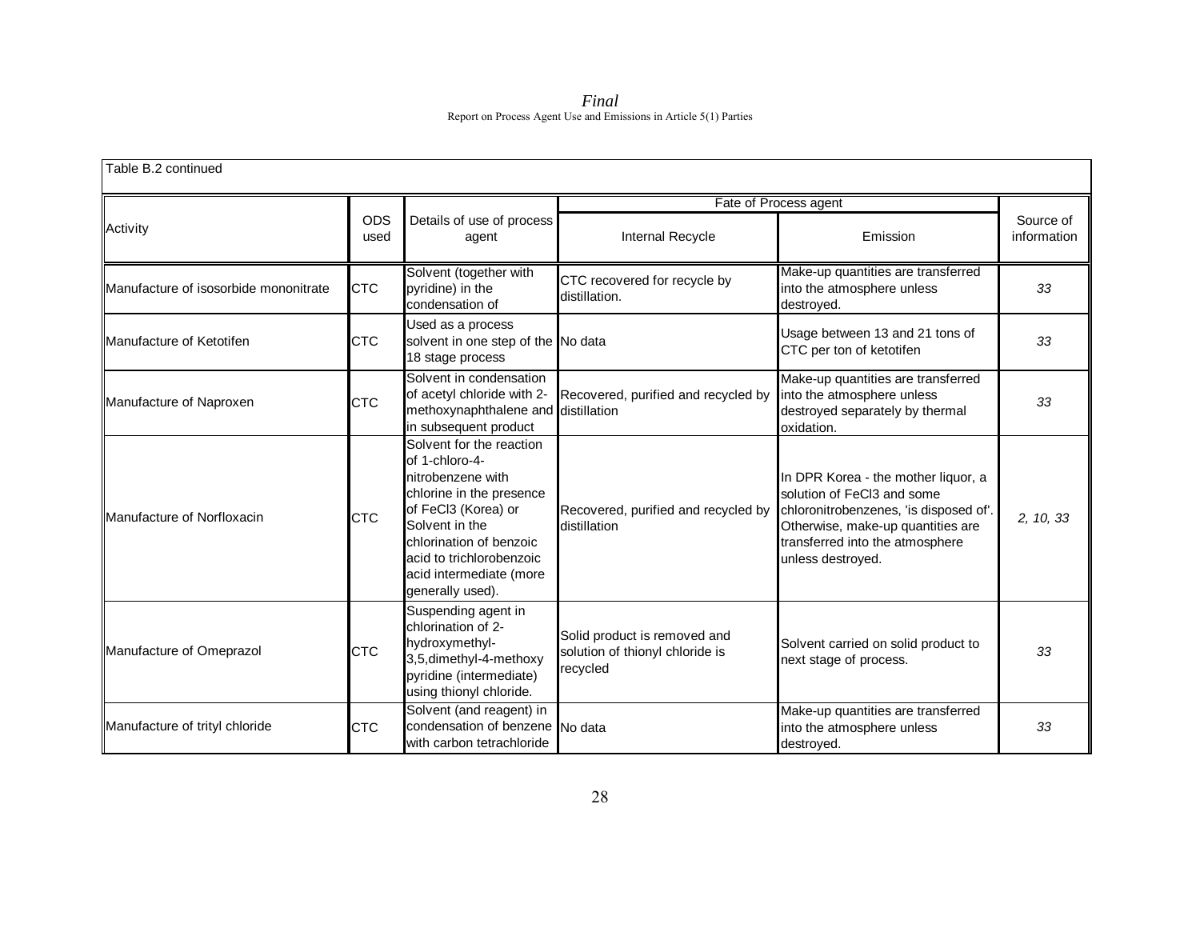Table B.2 continued

| Activity | ODS used | Details of use of process agent | Fate of Process agent | | Source of information |
|---|---|---|---|---|---|
| | | | Internal Recycle | Emission | |
| Manufacture of isosorbide mononitrate | CTC | Solvent (together with pyridine) in the condensation of | CTC recovered for recycle by distillation. | Make-up quantities are transferred into the atmosphere unless destroyed. | *33* |
| Manufacture of Ketotifen | CTC | Used as a process solvent in one step of the 18 stage process | No data | Usage between 13 and 21 tons of CTC per ton of ketotifen | *33* |
| Manufacture of Naproxen | CTC | Solvent in condensation of acetyl chloride with 2-methoxynaphthalene and in subsequent product | Recovered, purified and recycled by distillation | Make-up quantities are transferred into the atmosphere unless destroyed separately by thermal oxidation. | *33* |
| Manufacture of Norfloxacin | CTC | Solvent for the reaction of 1-chloro-4-nitrobenzene with chlorine in the presence of $FeCl_3$ (Korea) or Solvent in the chlorination of benzoic acid to trichlorobenzoic acid intermediate (more generally used). | Recovered, purified and recycled by distillation | In DPR Korea - the mother liquor, a solution of $FeCl_3$ and some chloronitrobenzenes, 'is disposed of'. Otherwise, make-up quantities are transferred into the atmosphere unless destroyed. | *2, 10, 33* |
| Manufacture of Omeprazol | CTC | Suspending agent in chlorination of 2-hydroxymethyl-3,5,dimethyl-4-methoxy pyridine (intermediate) using thionyl chloride. | Solid product is removed and solution of thionyl chloride is recycled | Solvent carried on solid product to next stage of process. | *33* |
| Manufacture of trityl chloride | CTC | Solvent (and reagent) in condensation of benzene with carbon tetrachloride | No data | Make-up quantities are transferred into the atmosphere unless destroyed. | *33* |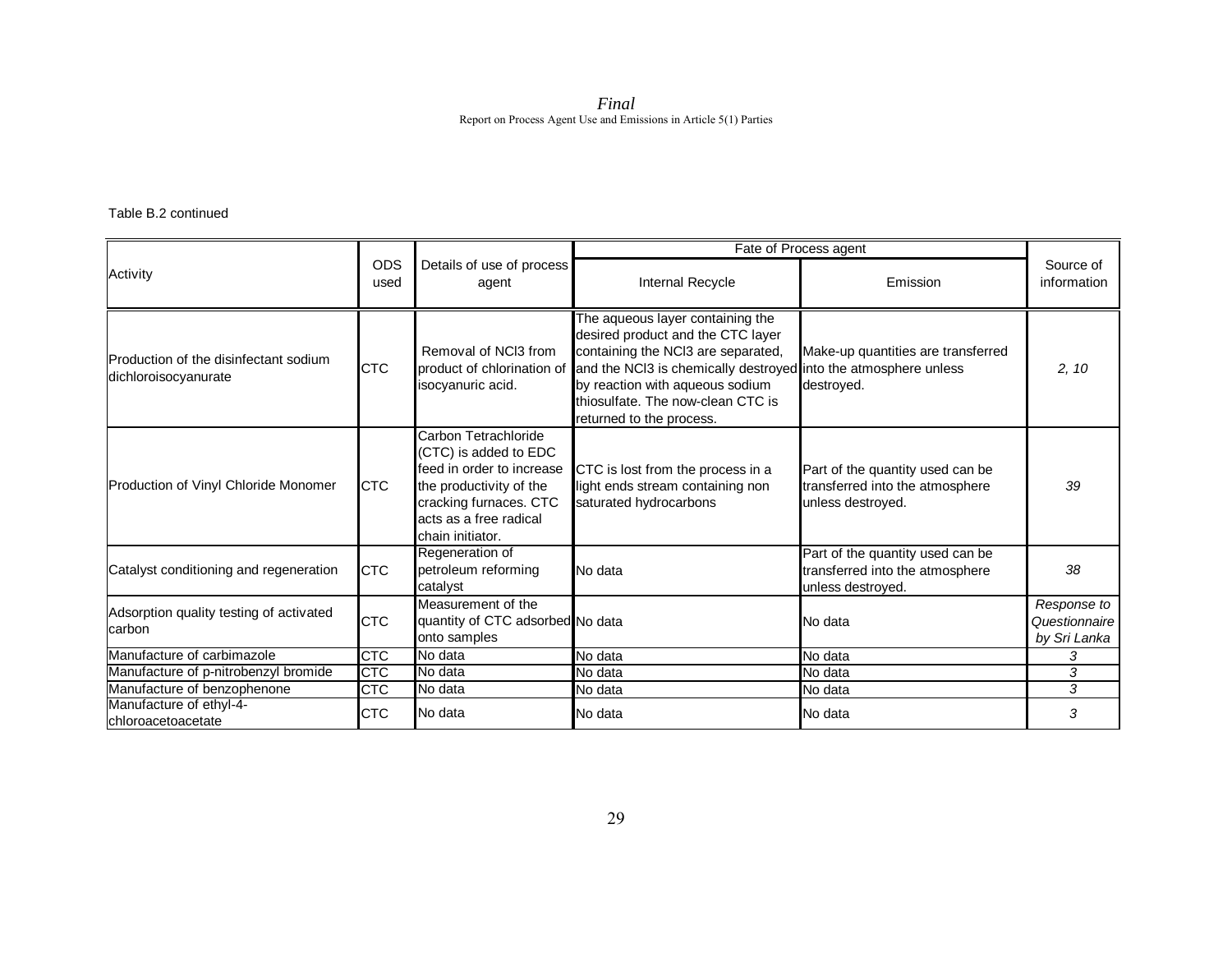Table B.2 continued

| Activity | ODS used | Details of use of process agent | Fate of Process agent | | Source of information |
|---|---|---|---|---|---|
| | | | Internal Recycle | Emission | |
| Production of the disinfectant sodium dichloroisocyanurate | CTC | Removal of $NCl_3$ from product of chlorination of isocyanuric acid. | The aqueous layer containing the desired product and the CTC layer containing the $NCl_3$ are separated, and the $NCl_3$ is chemically destroyed by reaction with aqueous sodium thiosulfate. The now-clean CTC is returned to the process. | Make-up quantities are transferred into the atmosphere unless destroyed. | *2, 10* |
| Production of Vinyl Chloride Monomer | CTC | Carbon Tetrachloride (CTC) is added to EDC feed in order to increase the productivity of the cracking furnaces. CTC acts as a free radical chain initiator. | CTC is lost from the process in a light ends stream containing non saturated hydrocarbons | Part of the quantity used can be transferred into the atmosphere unless destroyed. | *39* |
| Catalyst conditioning and regeneration | CTC | Regeneration of petroleum reforming catalyst | No data | Part of the quantity used can be transferred into the atmosphere unless destroyed. | *38* |
| Adsorption quality testing of activated carbon | CTC | Measurement of the quantity of CTC adsorbed onto samples | No data | No data | *Response to Questionnaire by Sri Lanka* |
| Manufacture of carbimazole | CTC | No data | No data | No data | *3* |
| Manufacture of p-nitrobenzyl bromide | CTC | No data | No data | No data | *3* |
| Manufacture of benzophenone | CTC | No data | No data | No data | *3* |
| Manufacture of ethyl-4-chloroacetoacetate | CTC | No data | No data | No data | *3* |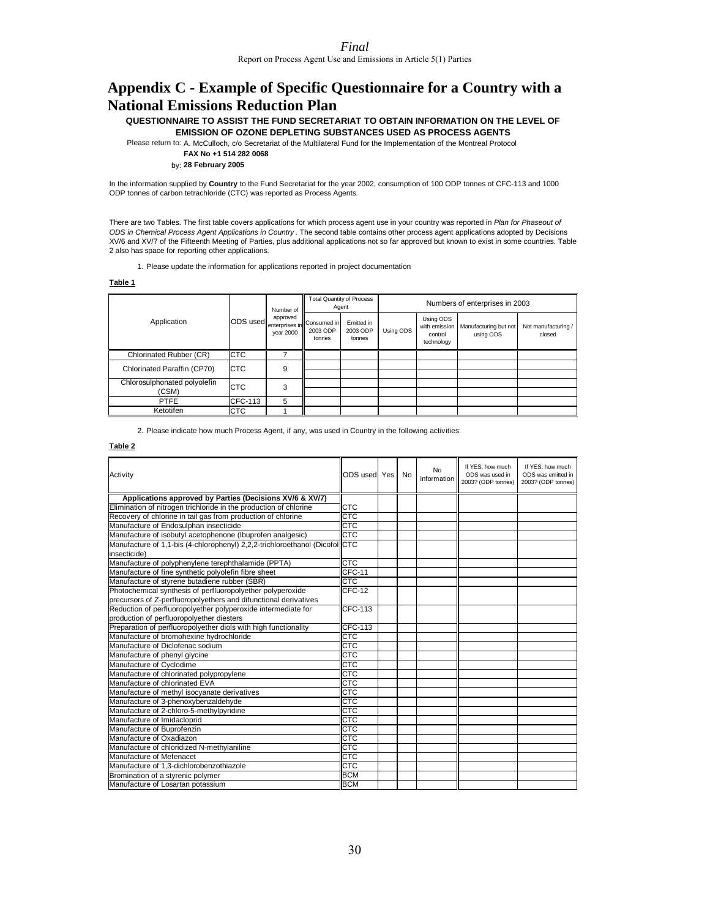# Appendix C - Example of Specific Questionnaire for a Country with a National Emissions Reduction Plan

**QUESTIONNAIRE TO ASSIST THE FUND SECRETARIAT TO OBTAIN INFORMATION ON THE LEVEL OF EMISSION OF OZONE DEPLETING SUBSTANCES USED AS PROCESS AGENTS**

Please return to: A. McCulloch, c/o Secretariat of the Multilateral Fund for the Implementation of the Montreal Protocol

**FAX No +1 514 282 0068**

by: **28 February 2005**

In the information supplied by **Country** to the Fund Secretariat for the year 2002, consumption of 100 ODP tonnes of CFC-113 and 1000 ODP tonnes of carbon tetrachloride (CTC) was reported as Process Agents.

There are two Tables. The first table covers applications for which process agent use in your country was reported in *Plan for Phaseout of ODS in Chemical Process Agent Applications in Country*. The second table contains other process agent applications adopted by Decisions XV/6 and XV/7 of the Fifteenth Meeting of Parties, plus additional applications not so far approved but known to exist in some countries. Table 2 also has space for reporting other applications.

1. Please update the information for applications reported in project documentation

**Table 1**

| Application | ODS used | Number of approved enterprises in year 2000 | Total Quantity of Process Agent | | Numbers of enterprises in 2003 | | | |
|---|---|---|---|---|---|---|---|---|
| | | | Consumed in 2003 ODP tonnes | Emitted in 2003 ODP tonnes | Using ODS | Using ODS with emission control technology | Manufacturing but not using ODS | Not manufacturing / closed |
| Chlorinated Rubber (CR) | CTC | 7 | | | | | | |
| Chlorinated Paraffin (CP70) | CTC | 9 | | | | | | |
| Chlorosulphonated polyolefin (CSM) | CTC | 3 | | | | | | |
| PTFE | CFC-113 | 5 | | | | | | |
| Ketotifen | CTC | 1 | | | | | | |

2. Please indicate how much Process Agent, if any, was used in Country in the following activities:

**Table 2**

| Activity | ODS used | Yes | No | No information | If YES, how much ODS was used in 2003? (ODP tonnes) | If YES, how much ODS was emitted in 2003? (ODP tonnes) |
|---|---|---|---|---|---|---|
| **Applications approved by Parties (Decisions XV/6 & XV/7)** | | | | | | |
| Elimination of nitrogen trichloride in the production of chlorine | CTC | | | | | |
| Recovery of chlorine in tail gas from production of chlorine | CTC | | | | | |
| Manufacture of Endosulphan insecticide | CTC | | | | | |
| Manufacture of isobutyl acetophenone (Ibuprofen analgesic) | CTC | | | | | |
| Manufacture of 1,1-bis (4-chlorophenyl) 2,2,2-trichloroethanol (Dicofol insecticide) | CTC | | | | | |
| Manufacture of polyphenylene terephthalamide (PPTA) | CTC | | | | | |
| Manufacture of fine synthetic polyolefin fibre sheet | CFC-11 | | | | | |
| Manufacture of styrene butadiene rubber (SBR) | CTC | | | | | |
| Photochemical synthesis of perfluoropolyether polyperoxide precursors of Z-perfluoropolyethers and difunctional derivatives | CFC-12 | | | | | |
| Reduction of perfluoropolyether polyperoxide intermediate for production of perfluoropolyether diesters | CFC-113 | | | | | |
| Preparation of perfluoropolyether diols with high functionality | CFC-113 | | | | | |
| Manufacture of bromohexine hydrochloride | CTC | | | | | |
| Manufacture of Diclofenac sodium | CTC | | | | | |
| Manufacture of phenyl glycine | CTC | | | | | |
| Manufacture of Cyclodime | CTC | | | | | |
| Manufacture of chlorinated polypropylene | CTC | | | | | |
| Manufacture of chlorinated EVA | CTC | | | | | |
| Manufacture of methyl isocyanate derivatives | CTC | | | | | |
| Manufacture of 3-phenoxybenzaldehyde | CTC | | | | | |
| Manufacture of 2-chloro-5-methylpyridine | CTC | | | | | |
| Manufacture of Imidacloprid | CTC | | | | | |
| Manufacture of Buprofenzin | CTC | | | | | |
| Manufacture of Oxadiazon | CTC | | | | | |
| Manufacture of chloridized N-methylaniline | CTC | | | | | |
| Manufacture of Mefenacet | CTC | | | | | |
| Manufacture of 1,3-dichlorobenzothiazole | CTC | | | | | |
| Bromination of a styrenic polymer | BCM | | | | | |
| Manufacture of Losartan potassium | BCM | | | | | |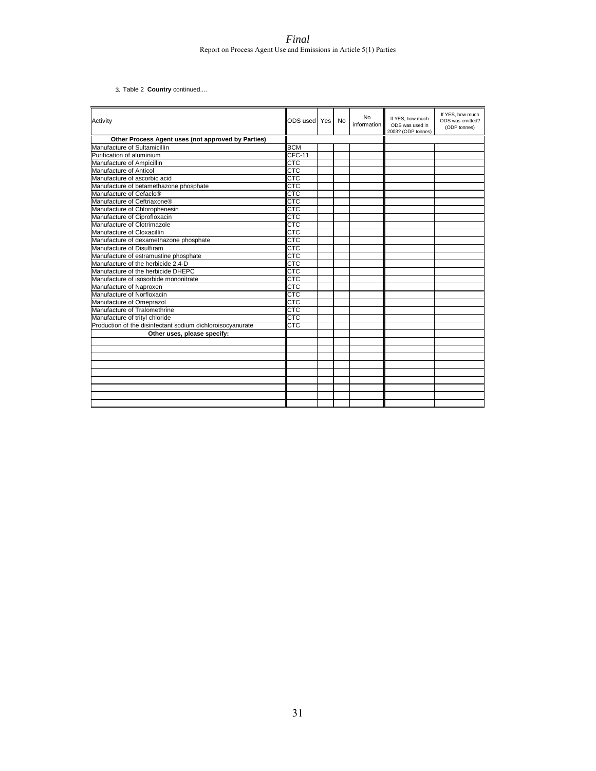3. Table 2 **Country** continued....

| Activity | ODS used | Yes | No | No information | If YES, how much ODS was used in 2003? (ODP tonnes) | If YES, how much ODS was emitted? (ODP tonnes) |
|---|---|---|---|---|---|---|
| **Other Process Agent uses (not approved by Parties)** | | | | | | |
| Manufacture of Sultamicillin | BCM | | | | | |
| Purification of aluminium | CFC-11 | | | | | |
| Manufacture of Ampicillin | CTC | | | | | |
| Manufacture of Anticol | CTC | | | | | |
| Manufacture of ascorbic acid | CTC | | | | | |
| Manufacture of betamethazone phosphate | CTC | | | | | |
| Manufacture of Cefaclo® | CTC | | | | | |
| Manufacture of Ceftriaxone® | CTC | | | | | |
| Manufacture of Chlorophenesin | CTC | | | | | |
| Manufacture of Ciprofloxacin | CTC | | | | | |
| Manufacture of Clotrimazole | CTC | | | | | |
| Manufacture of Cloxacillin | CTC | | | | | |
| Manufacture of dexamethazone phosphate | CTC | | | | | |
| Manufacture of Disulfiram | CTC | | | | | |
| Manufacture of estramustine phosphate | CTC | | | | | |
| Manufacture of the herbicide 2,4-D | CTC | | | | | |
| Manufacture of the herbicide DHEPC | CTC | | | | | |
| Manufacture of isosorbide mononitrate | CTC | | | | | |
| Manufacture of Naproxen | CTC | | | | | |
| Manufacture of Norfloxacin | CTC | | | | | |
| Manufacture of Omeprazol | CTC | | | | | |
| Manufacture of Tralomethrine | CTC | | | | | |
| Manufacture of trityl chloride | CTC | | | | | |
| Production of the disinfectant sodium dichloroisocyanurate | CTC | | | | | |
| **Other uses, please specify:** | | | | | | |
| | | | | | | |
| | | | | | | |
| | | | | | | |
| | | | | | | |
| | | | | | | |
| | | | | | | |
| | | | | | | |
| | | | | | | |
| | | | | | | |
| | | | | | | |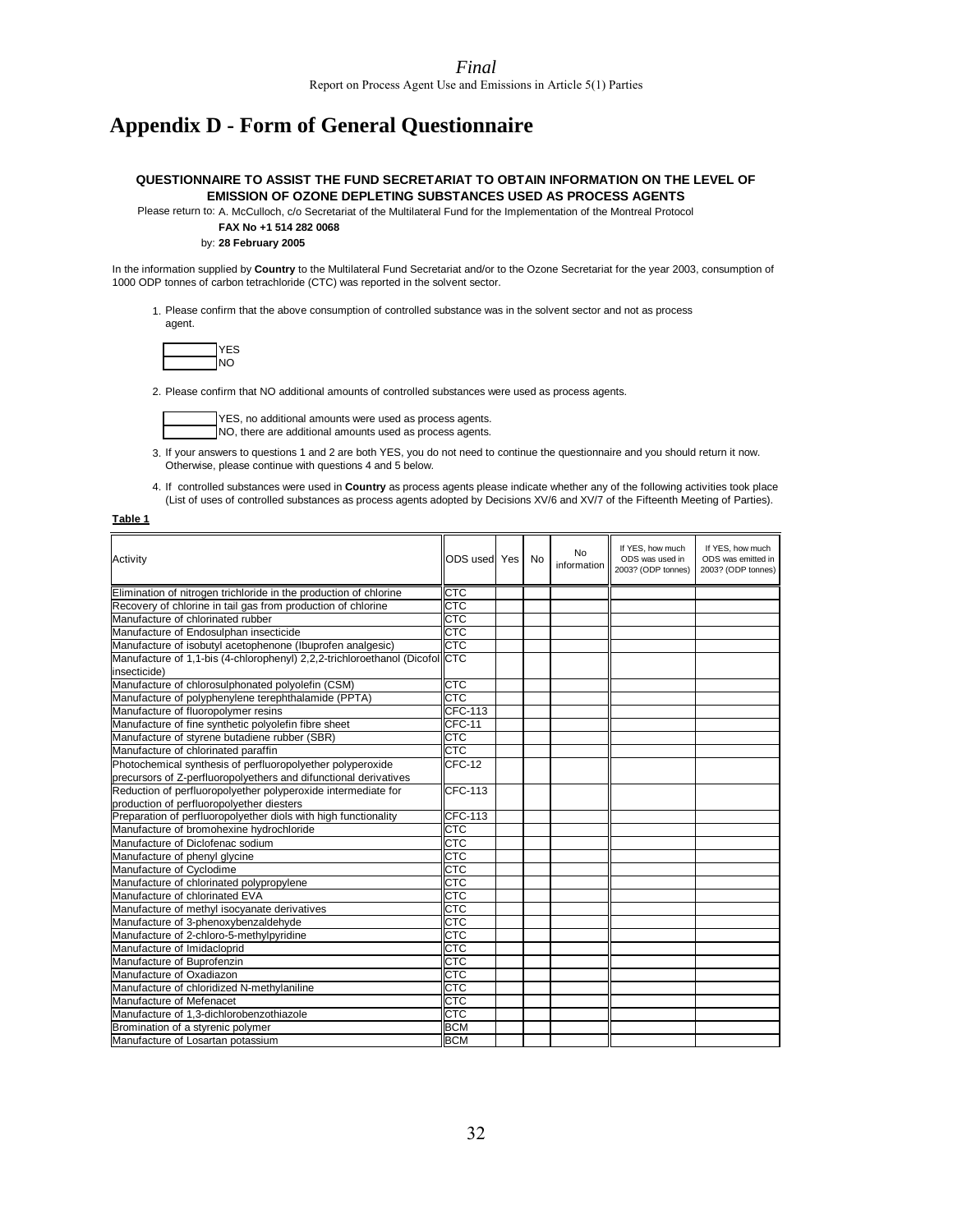# Appendix D - Form of General Questionnaire

**QUESTIONNAIRE TO ASSIST THE FUND SECRETARIAT TO OBTAIN INFORMATION ON THE LEVEL OF EMISSION OF OZONE DEPLETING SUBSTANCES USED AS PROCESS AGENTS**

Please return to: A. McCulloch, c/o Secretariat of the Multilateral Fund for the Implementation of the Montreal Protocol

**FAX No +1 514 282 0068**

by: **28 February 2005**

In the information supplied by **Country** to the Multilateral Fund Secretariat and/or to the Ozone Secretariat for the year 2003, consumption of 1000 ODP tonnes of carbon tetrachloride (CTC) was reported in the solvent sector.

1. Please confirm that the above consumption of controlled substance was in the solvent sector and not as process agent.

| | |
|---|---|
| | YES |
| | NO |

2. Please confirm that NO additional amounts of controlled substances were used as process agents.

| | |
|---|---|
| | YES, no additional amounts were used as process agents. |
| | NO, there are additional amounts used as process agents. |

3. If your answers to questions 1 and 2 are both YES, you do not need to continue the questionnaire and you should return it now. Otherwise, please continue with questions 4 and 5 below.

4. If controlled substances were used in **Country** as process agents please indicate whether any of the following activities took place (List of uses of controlled substances as process agents adopted by Decisions XV/6 and XV/7 of the Fifteenth Meeting of Parties).

**Table 1**

| Activity | ODS used | Yes | No | No information | If YES, how much ODS was used in 2003? (ODP tonnes) | If YES, how much ODS was emitted in 2003? (ODP tonnes) |
|---|---|---|---|---|---|---|
| Elimination of nitrogen trichloride in the production of chlorine | CTC | | | | | |
| Recovery of chlorine in tail gas from production of chlorine | CTC | | | | | |
| Manufacture of chlorinated rubber | CTC | | | | | |
| Manufacture of Endosulphan insecticide | CTC | | | | | |
| Manufacture of isobutyl acetophenone (Ibuprofen analgesic) | CTC | | | | | |
| Manufacture of 1,1-bis (4-chlorophenyl) 2,2,2-trichloroethanol (Dicofol insecticide) | CTC | | | | | |
| Manufacture of chlorosulphonated polyolefin (CSM) | CTC | | | | | |
| Manufacture of polyphenylene terephthalamide (PPTA) | CTC | | | | | |
| Manufacture of fluoropolymer resins | CFC-113 | | | | | |
| Manufacture of fine synthetic polyolefin fibre sheet | CFC-11 | | | | | |
| Manufacture of styrene butadiene rubber (SBR) | CTC | | | | | |
| Manufacture of chlorinated paraffin | CTC | | | | | |
| Photochemical synthesis of perfluoropolyether polyperoxide precursors of Z-perfluoropolyethers and difunctional derivatives | CFC-12 | | | | | |
| Reduction of perfluoropolyether polyperoxide intermediate for production of perfluoropolyether diesters | CFC-113 | | | | | |
| Preparation of perfluoropolyether diols with high functionality | CFC-113 | | | | | |
| Manufacture of bromohexine hydrochloride | CTC | | | | | |
| Manufacture of Diclofenac sodium | CTC | | | | | |
| Manufacture of phenyl glycine | CTC | | | | | |
| Manufacture of Cyclodime | CTC | | | | | |
| Manufacture of chlorinated polypropylene | CTC | | | | | |
| Manufacture of chlorinated EVA | CTC | | | | | |
| Manufacture of methyl isocyanate derivatives | CTC | | | | | |
| Manufacture of 3-phenoxybenzaldehyde | CTC | | | | | |
| Manufacture of 2-chloro-5-methylpyridine | CTC | | | | | |
| Manufacture of Imidacloprid | CTC | | | | | |
| Manufacture of Buprofenzin | CTC | | | | | |
| Manufacture of Oxadiazon | CTC | | | | | |
| Manufacture of chloridized N-methylaniline | CTC | | | | | |
| Manufacture of Mefenacet | CTC | | | | | |
| Manufacture of 1,3-dichlorobenzothiazole | CTC | | | | | |
| Bromination of a styrenic polymer | BCM | | | | | |
| Manufacture of Losartan potassium | BCM | | | | | |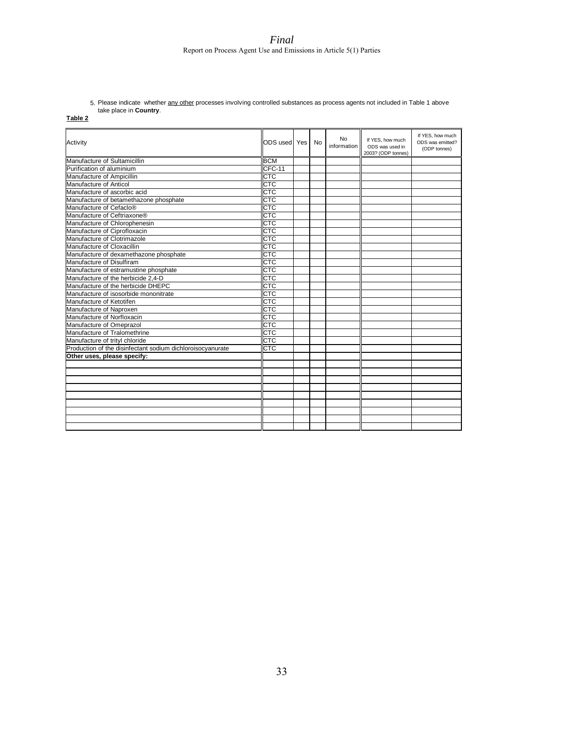5. Please indicate whether <u>any other</u> processes involving controlled substances as process agents not included in Table 1 above take place in **Country**.

**Table 2**

| Activity | ODS used | Yes | No | No information | If YES, how much ODS was used in 2003? (ODP tonnes) | If YES, how much ODS was emitted? (ODP tonnes) |
|---|---|---|---|---|---|---|
| Manufacture of Sultamicillin | BCM | | | | | |
| Purification of aluminium | CFC-11 | | | | | |
| Manufacture of Ampicillin | CTC | | | | | |
| Manufacture of Anticol | CTC | | | | | |
| Manufacture of ascorbic acid | CTC | | | | | |
| Manufacture of betamethazone phosphate | CTC | | | | | |
| Manufacture of Cefaclo® | CTC | | | | | |
| Manufacture of Ceftriaxone® | CTC | | | | | |
| Manufacture of Chlorophenesin | CTC | | | | | |
| Manufacture of Ciprofloxacin | CTC | | | | | |
| Manufacture of Clotrimazole | CTC | | | | | |
| Manufacture of Cloxacillin | CTC | | | | | |
| Manufacture of dexamethazone phosphate | CTC | | | | | |
| Manufacture of Disulfiram | CTC | | | | | |
| Manufacture of estramustine phosphate | CTC | | | | | |
| Manufacture of the herbicide 2,4-D | CTC | | | | | |
| Manufacture of the herbicide DHEPC | CTC | | | | | |
| Manufacture of isosorbide mononitrate | CTC | | | | | |
| Manufacture of Ketotifen | CTC | | | | | |
| Manufacture of Naproxen | CTC | | | | | |
| Manufacture of Norfloxacin | CTC | | | | | |
| Manufacture of Omeprazol | CTC | | | | | |
| Manufacture of Tralomethrine | CTC | | | | | |
| Manufacture of trityl chloride | CTC | | | | | |
| Production of the disinfectant sodium dichloroisocyanurate | CTC | | | | | |
| **Other uses, please specify:** | | | | | | |
| | | | | | | |
| | | | | | | |
| | | | | | | |
| | | | | | | |
| | | | | | | |
| | | | | | | |
| | | | | | | |
| | | | | | | |
| | | | | | | |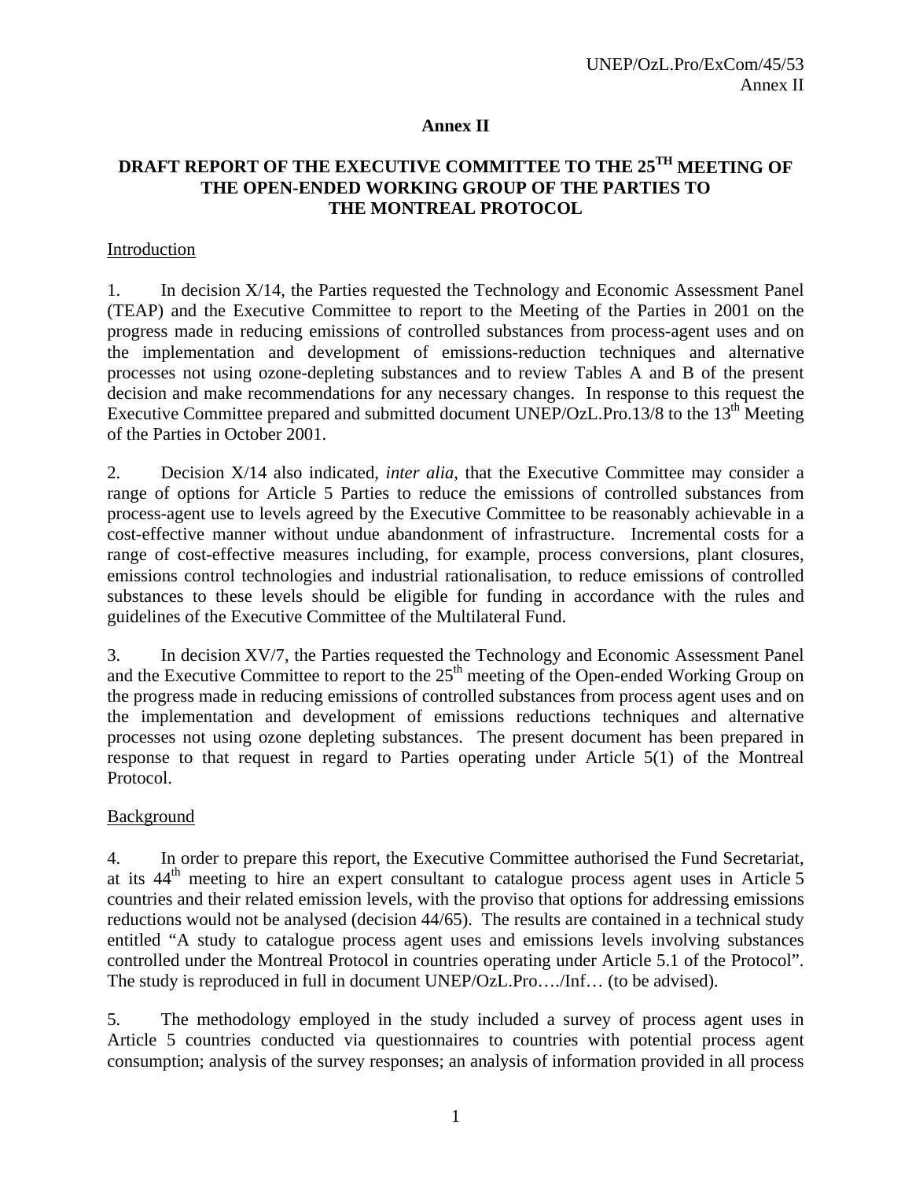# Annex II

## DRAFT REPORT OF THE EXECUTIVE COMMITTEE TO THE 25TH MEETING OF THE OPEN-ENDED WORKING GROUP OF THE PARTIES TO THE MONTREAL PROTOCOL

### Introduction

1. In decision X/14, the Parties requested the Technology and Economic Assessment Panel (TEAP) and the Executive Committee to report to the Meeting of the Parties in 2001 on the progress made in reducing emissions of controlled substances from process-agent uses and on the implementation and development of emissions-reduction techniques and alternative processes not using ozone-depleting substances and to review Tables A and B of the present decision and make recommendations for any necessary changes. In response to this request the Executive Committee prepared and submitted document UNEP/OzL.Pro.13/8 to the 13th Meeting of the Parties in October 2001.

2. Decision X/14 also indicated, *inter alia*, that the Executive Committee may consider a range of options for Article 5 Parties to reduce the emissions of controlled substances from process-agent use to levels agreed by the Executive Committee to be reasonably achievable in a cost-effective manner without undue abandonment of infrastructure. Incremental costs for a range of cost-effective measures including, for example, process conversions, plant closures, emissions control technologies and industrial rationalisation, to reduce emissions of controlled substances to these levels should be eligible for funding in accordance with the rules and guidelines of the Executive Committee of the Multilateral Fund.

3. In decision XV/7, the Parties requested the Technology and Economic Assessment Panel and the Executive Committee to report to the 25th meeting of the Open-ended Working Group on the progress made in reducing emissions of controlled substances from process agent uses and on the implementation and development of emissions reductions techniques and alternative processes not using ozone depleting substances. The present document has been prepared in response to that request in regard to Parties operating under Article 5(1) of the Montreal Protocol.

### Background

4. In order to prepare this report, the Executive Committee authorised the Fund Secretariat, at its 44th meeting to hire an expert consultant to catalogue process agent uses in Article 5 countries and their related emission levels, with the proviso that options for addressing emissions reductions would not be analysed (decision 44/65). The results are contained in a technical study entitled "A study to catalogue process agent uses and emissions levels involving substances controlled under the Montreal Protocol in countries operating under Article 5.1 of the Protocol". The study is reproduced in full in document UNEP/OzL.Pro…./Inf… (to be advised).

5. The methodology employed in the study included a survey of process agent uses in Article 5 countries conducted via questionnaires to countries with potential process agent consumption; analysis of the survey responses; an analysis of information provided in all process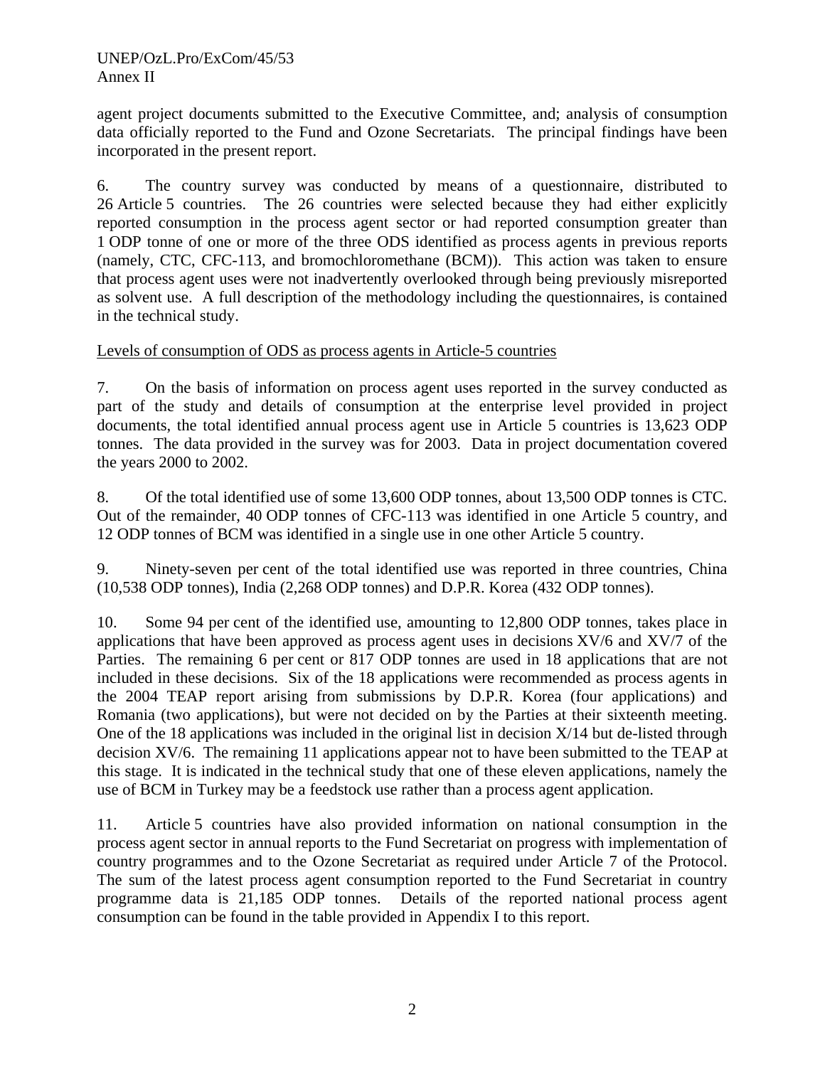agent project documents submitted to the Executive Committee, and; analysis of consumption data officially reported to the Fund and Ozone Secretariats. The principal findings have been incorporated in the present report.

6. The country survey was conducted by means of a questionnaire, distributed to 26 Article 5 countries. The 26 countries were selected because they had either explicitly reported consumption in the process agent sector or had reported consumption greater than 1 ODP tonne of one or more of the three ODS identified as process agents in previous reports (namely, CTC, CFC-113, and bromochloromethane (BCM)). This action was taken to ensure that process agent uses were not inadvertently overlooked through being previously misreported as solvent use. A full description of the methodology including the questionnaires, is contained in the technical study.

Levels of consumption of ODS as process agents in Article-5 countries

7. On the basis of information on process agent uses reported in the survey conducted as part of the study and details of consumption at the enterprise level provided in project documents, the total identified annual process agent use in Article 5 countries is 13,623 ODP tonnes. The data provided in the survey was for 2003. Data in project documentation covered the years 2000 to 2002.

8. Of the total identified use of some 13,600 ODP tonnes, about 13,500 ODP tonnes is CTC. Out of the remainder, 40 ODP tonnes of CFC-113 was identified in one Article 5 country, and 12 ODP tonnes of BCM was identified in a single use in one other Article 5 country.

9. Ninety-seven per cent of the total identified use was reported in three countries, China (10,538 ODP tonnes), India (2,268 ODP tonnes) and D.P.R. Korea (432 ODP tonnes).

10. Some 94 per cent of the identified use, amounting to 12,800 ODP tonnes, takes place in applications that have been approved as process agent uses in decisions XV/6 and XV/7 of the Parties. The remaining 6 per cent or 817 ODP tonnes are used in 18 applications that are not included in these decisions. Six of the 18 applications were recommended as process agents in the 2004 TEAP report arising from submissions by D.P.R. Korea (four applications) and Romania (two applications), but were not decided on by the Parties at their sixteenth meeting. One of the 18 applications was included in the original list in decision X/14 but de-listed through decision XV/6. The remaining 11 applications appear not to have been submitted to the TEAP at this stage. It is indicated in the technical study that one of these eleven applications, namely the use of BCM in Turkey may be a feedstock use rather than a process agent application.

11. Article 5 countries have also provided information on national consumption in the process agent sector in annual reports to the Fund Secretariat on progress with implementation of country programmes and to the Ozone Secretariat as required under Article 7 of the Protocol. The sum of the latest process agent consumption reported to the Fund Secretariat in country programme data is 21,185 ODP tonnes. Details of the reported national process agent consumption can be found in the table provided in Appendix I to this report.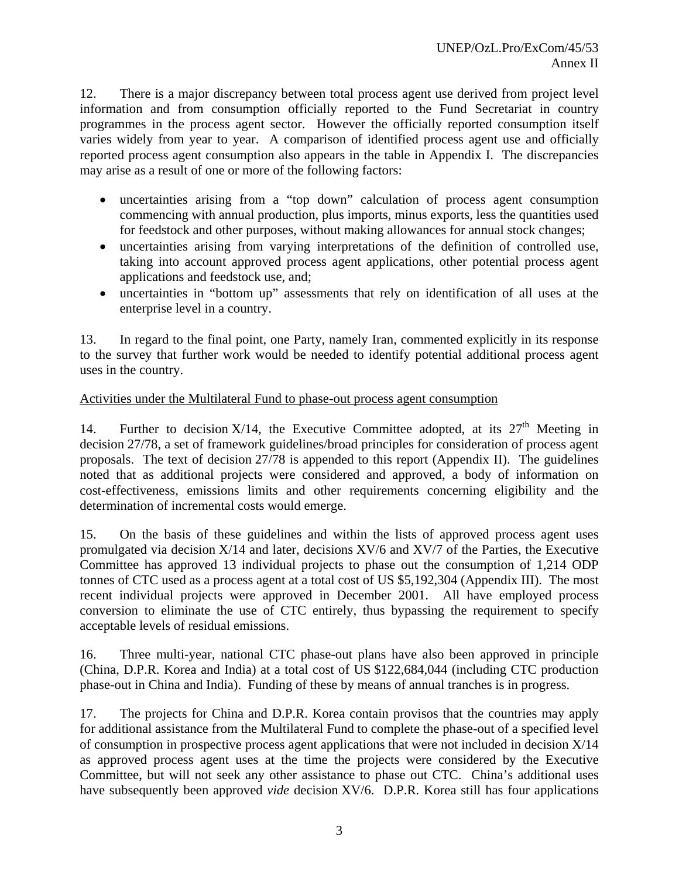12. There is a major discrepancy between total process agent use derived from project level information and from consumption officially reported to the Fund Secretariat in country programmes in the process agent sector. However the officially reported consumption itself varies widely from year to year. A comparison of identified process agent use and officially reported process agent consumption also appears in the table in Appendix I. The discrepancies may arise as a result of one or more of the following factors:

- uncertainties arising from a "top down" calculation of process agent consumption commencing with annual production, plus imports, minus exports, less the quantities used for feedstock and other purposes, without making allowances for annual stock changes;
- uncertainties arising from varying interpretations of the definition of controlled use, taking into account approved process agent applications, other potential process agent applications and feedstock use, and;
- uncertainties in "bottom up" assessments that rely on identification of all uses at the enterprise level in a country.

13. In regard to the final point, one Party, namely Iran, commented explicitly in its response to the survey that further work would be needed to identify potential additional process agent uses in the country.

Activities under the Multilateral Fund to phase-out process agent consumption

14. Further to decision X/14, the Executive Committee adopted, at its 27th Meeting in decision 27/78, a set of framework guidelines/broad principles for consideration of process agent proposals. The text of decision 27/78 is appended to this report (Appendix II). The guidelines noted that as additional projects were considered and approved, a body of information on cost-effectiveness, emissions limits and other requirements concerning eligibility and the determination of incremental costs would emerge.

15. On the basis of these guidelines and within the lists of approved process agent uses promulgated via decision X/14 and later, decisions XV/6 and XV/7 of the Parties, the Executive Committee has approved 13 individual projects to phase out the consumption of 1,214 ODP tonnes of CTC used as a process agent at a total cost of US $5,192,304 (Appendix III). The most recent individual projects were approved in December 2001. All have employed process conversion to eliminate the use of CTC entirely, thus bypassing the requirement to specify acceptable levels of residual emissions.

16. Three multi-year, national CTC phase-out plans have also been approved in principle (China, D.P.R. Korea and India) at a total cost of US $122,684,044 (including CTC production phase-out in China and India). Funding of these by means of annual tranches is in progress.

17. The projects for China and D.P.R. Korea contain provisos that the countries may apply for additional assistance from the Multilateral Fund to complete the phase-out of a specified level of consumption in prospective process agent applications that were not included in decision X/14 as approved process agent uses at the time the projects were considered by the Executive Committee, but will not seek any other assistance to phase out CTC. China's additional uses have subsequently been approved *vide* decision XV/6. D.P.R. Korea still has four applications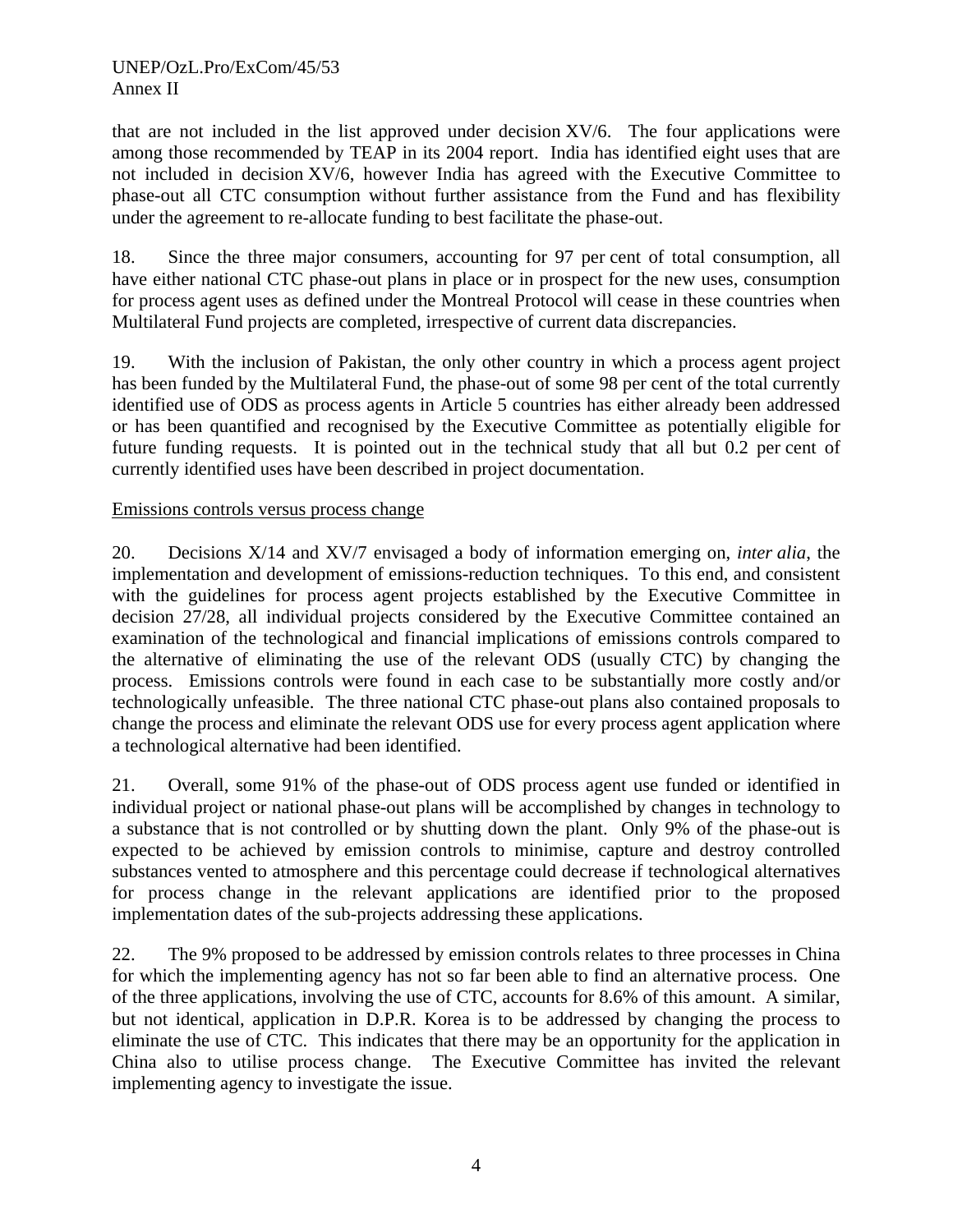that are not included in the list approved under decision XV/6. The four applications were among those recommended by TEAP in its 2004 report. India has identified eight uses that are not included in decision XV/6, however India has agreed with the Executive Committee to phase-out all CTC consumption without further assistance from the Fund and has flexibility under the agreement to re-allocate funding to best facilitate the phase-out.

18. Since the three major consumers, accounting for 97 per cent of total consumption, all have either national CTC phase-out plans in place or in prospect for the new uses, consumption for process agent uses as defined under the Montreal Protocol will cease in these countries when Multilateral Fund projects are completed, irrespective of current data discrepancies.

19. With the inclusion of Pakistan, the only other country in which a process agent project has been funded by the Multilateral Fund, the phase-out of some 98 per cent of the total currently identified use of ODS as process agents in Article 5 countries has either already been addressed or has been quantified and recognised by the Executive Committee as potentially eligible for future funding requests. It is pointed out in the technical study that all but 0.2 per cent of currently identified uses have been described in project documentation.

Emissions controls versus process change

20. Decisions X/14 and XV/7 envisaged a body of information emerging on, *inter alia*, the implementation and development of emissions-reduction techniques. To this end, and consistent with the guidelines for process agent projects established by the Executive Committee in decision 27/28, all individual projects considered by the Executive Committee contained an examination of the technological and financial implications of emissions controls compared to the alternative of eliminating the use of the relevant ODS (usually CTC) by changing the process. Emissions controls were found in each case to be substantially more costly and/or technologically unfeasible. The three national CTC phase-out plans also contained proposals to change the process and eliminate the relevant ODS use for every process agent application where a technological alternative had been identified.

21. Overall, some 91% of the phase-out of ODS process agent use funded or identified in individual project or national phase-out plans will be accomplished by changes in technology to a substance that is not controlled or by shutting down the plant. Only 9% of the phase-out is expected to be achieved by emission controls to minimise, capture and destroy controlled substances vented to atmosphere and this percentage could decrease if technological alternatives for process change in the relevant applications are identified prior to the proposed implementation dates of the sub-projects addressing these applications.

22. The 9% proposed to be addressed by emission controls relates to three processes in China for which the implementing agency has not so far been able to find an alternative process. One of the three applications, involving the use of CTC, accounts for 8.6% of this amount. A similar, but not identical, application in D.P.R. Korea is to be addressed by changing the process to eliminate the use of CTC. This indicates that there may be an opportunity for the application in China also to utilise process change. The Executive Committee has invited the relevant implementing agency to investigate the issue.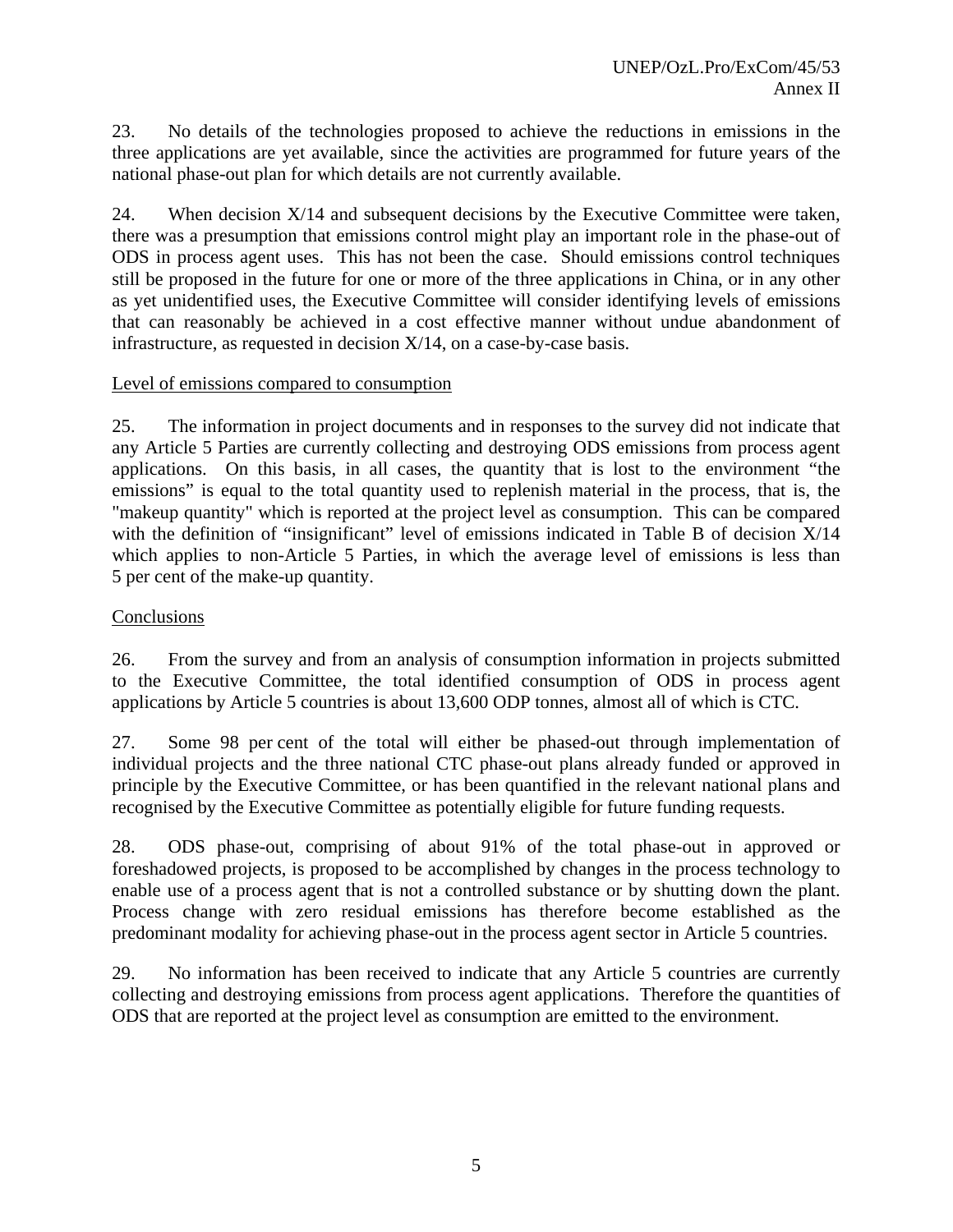23. No details of the technologies proposed to achieve the reductions in emissions in the three applications are yet available, since the activities are programmed for future years of the national phase-out plan for which details are not currently available.

24. When decision X/14 and subsequent decisions by the Executive Committee were taken, there was a presumption that emissions control might play an important role in the phase-out of ODS in process agent uses. This has not been the case. Should emissions control techniques still be proposed in the future for one or more of the three applications in China, or in any other as yet unidentified uses, the Executive Committee will consider identifying levels of emissions that can reasonably be achieved in a cost effective manner without undue abandonment of infrastructure, as requested in decision X/14, on a case-by-case basis.

Level of emissions compared to consumption

25. The information in project documents and in responses to the survey did not indicate that any Article 5 Parties are currently collecting and destroying ODS emissions from process agent applications. On this basis, in all cases, the quantity that is lost to the environment "the emissions" is equal to the total quantity used to replenish material in the process, that is, the "makeup quantity" which is reported at the project level as consumption. This can be compared with the definition of "insignificant" level of emissions indicated in Table B of decision X/14 which applies to non-Article 5 Parties, in which the average level of emissions is less than 5 per cent of the make-up quantity.

Conclusions

26. From the survey and from an analysis of consumption information in projects submitted to the Executive Committee, the total identified consumption of ODS in process agent applications by Article 5 countries is about 13,600 ODP tonnes, almost all of which is CTC.

27. Some 98 per cent of the total will either be phased-out through implementation of individual projects and the three national CTC phase-out plans already funded or approved in principle by the Executive Committee, or has been quantified in the relevant national plans and recognised by the Executive Committee as potentially eligible for future funding requests.

28. ODS phase-out, comprising of about 91% of the total phase-out in approved or foreshadowed projects, is proposed to be accomplished by changes in the process technology to enable use of a process agent that is not a controlled substance or by shutting down the plant. Process change with zero residual emissions has therefore become established as the predominant modality for achieving phase-out in the process agent sector in Article 5 countries.

29. No information has been received to indicate that any Article 5 countries are currently collecting and destroying emissions from process agent applications. Therefore the quantities of ODS that are reported at the project level as consumption are emitted to the environment.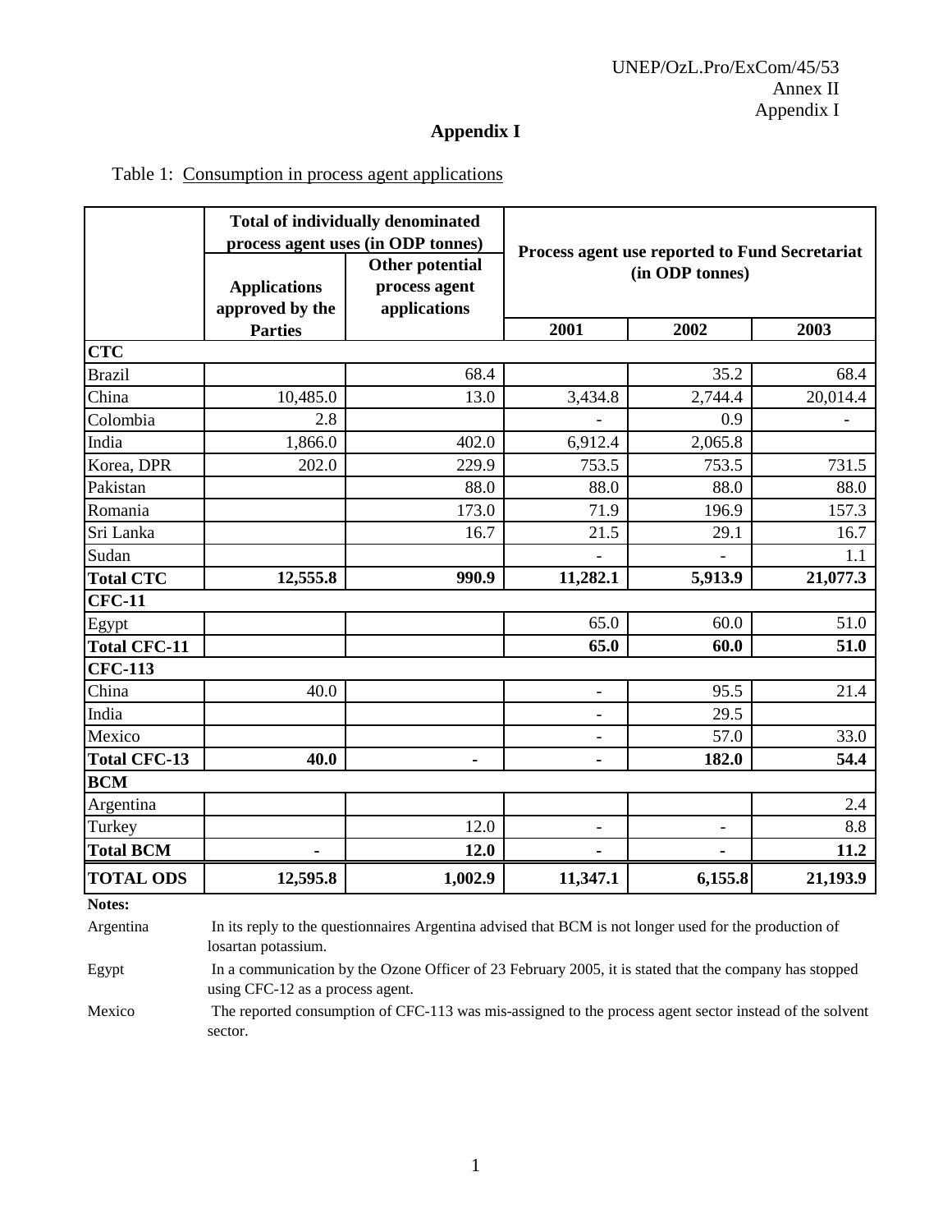# Appendix I

Table 1: Consumption in process agent applications

| | Total of individually denominated process agent uses (in ODP tonnes) | | Process agent use reported to Fund Secretariat (in ODP tonnes) | | |
|---|---|---|---|---|---|
| | Applications approved by the Parties | Other potential process agent applications | 2001 | 2002 | 2003 |
| **CTC** | | | | | |
| Brazil | | 68.4 | | 35.2 | 68.4 |
| China | 10,485.0 | 13.0 | 3,434.8 | 2,744.4 | 20,014.4 |
| Colombia | 2.8 | | - | 0.9 | - |
| India | 1,866.0 | 402.0 | 6,912.4 | 2,065.8 | |
| Korea, DPR | 202.0 | 229.9 | 753.5 | 753.5 | 731.5 |
| Pakistan | | 88.0 | 88.0 | 88.0 | 88.0 |
| Romania | | 173.0 | 71.9 | 196.9 | 157.3 |
| Sri Lanka | | 16.7 | 21.5 | 29.1 | 16.7 |
| Sudan | | | - | - | 1.1 |
| **Total CTC** | **12,555.8** | **990.9** | **11,282.1** | **5,913.9** | **21,077.3** |
| **CFC-11** | | | | | |
| Egypt | | | 65.0 | 60.0 | 51.0 |
| **Total CFC-11** | | | **65.0** | **60.0** | **51.0** |
| **CFC-113** | | | | | |
| China | 40.0 | | - | 95.5 | 21.4 |
| India | | | - | 29.5 | |
| Mexico | | | - | 57.0 | 33.0 |
| **Total CFC-13** | **40.0** | **-** | **-** | **182.0** | **54.4** |
| **BCM** | | | | | |
| Argentina | | | | | 2.4 |
| Turkey | | 12.0 | - | - | 8.8 |
| **Total BCM** | **-** | **12.0** | **-** | **-** | **11.2** |
| **TOTAL ODS** | **12,595.8** | **1,002.9** | **11,347.1** | **6,155.8** | **21,193.9** |

**Notes:**

Argentina — In its reply to the questionnaires Argentina advised that BCM is not longer used for the production of losartan potassium.

Egypt — In a communication by the Ozone Officer of 23 February 2005, it is stated that the company has stopped using CFC-12 as a process agent.

Mexico — The reported consumption of CFC-113 was mis-assigned to the process agent sector instead of the solvent sector.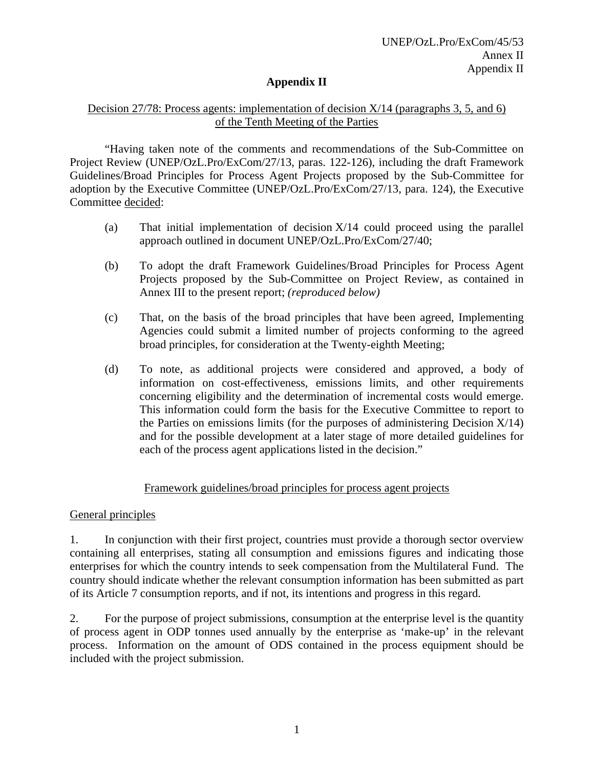## Appendix II

<u>Decision 27/78: Process agents: implementation of decision X/14 (paragraphs 3, 5, and 6) of the Tenth Meeting of the Parties</u>

"Having taken note of the comments and recommendations of the Sub-Committee on Project Review (UNEP/OzL.Pro/ExCom/27/13, paras. 122-126), including the draft Framework Guidelines/Broad Principles for Process Agent Projects proposed by the Sub-Committee for adoption by the Executive Committee (UNEP/OzL.Pro/ExCom/27/13, para. 124), the Executive Committee <u>decided</u>:

(a) That initial implementation of decision X/14 could proceed using the parallel approach outlined in document UNEP/OzL.Pro/ExCom/27/40;

(b) To adopt the draft Framework Guidelines/Broad Principles for Process Agent Projects proposed by the Sub-Committee on Project Review, as contained in Annex III to the present report; *(reproduced below)*

(c) That, on the basis of the broad principles that have been agreed, Implementing Agencies could submit a limited number of projects conforming to the agreed broad principles, for consideration at the Twenty-eighth Meeting;

(d) To note, as additional projects were considered and approved, a body of information on cost-effectiveness, emissions limits, and other requirements concerning eligibility and the determination of incremental costs would emerge. This information could form the basis for the Executive Committee to report to the Parties on emissions limits (for the purposes of administering Decision X/14) and for the possible development at a later stage of more detailed guidelines for each of the process agent applications listed in the decision."

<u>Framework guidelines/broad principles for process agent projects</u>

<u>General principles</u>

1. In conjunction with their first project, countries must provide a thorough sector overview containing all enterprises, stating all consumption and emissions figures and indicating those enterprises for which the country intends to seek compensation from the Multilateral Fund. The country should indicate whether the relevant consumption information has been submitted as part of its Article 7 consumption reports, and if not, its intentions and progress in this regard.

2. For the purpose of project submissions, consumption at the enterprise level is the quantity of process agent in ODP tonnes used annually by the enterprise as 'make-up' in the relevant process. Information on the amount of ODS contained in the process equipment should be included with the project submission.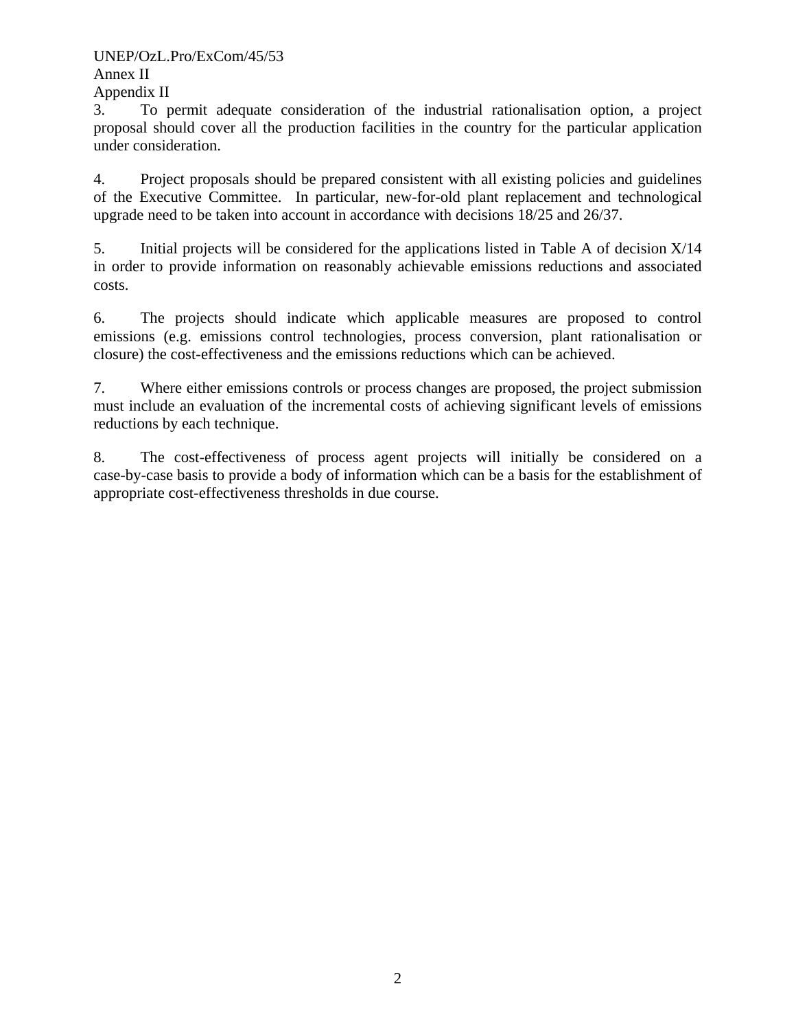3. To permit adequate consideration of the industrial rationalisation option, a project proposal should cover all the production facilities in the country for the particular application under consideration.

4. Project proposals should be prepared consistent with all existing policies and guidelines of the Executive Committee. In particular, new-for-old plant replacement and technological upgrade need to be taken into account in accordance with decisions 18/25 and 26/37.

5. Initial projects will be considered for the applications listed in Table A of decision X/14 in order to provide information on reasonably achievable emissions reductions and associated costs.

6. The projects should indicate which applicable measures are proposed to control emissions (e.g. emissions control technologies, process conversion, plant rationalisation or closure) the cost-effectiveness and the emissions reductions which can be achieved.

7. Where either emissions controls or process changes are proposed, the project submission must include an evaluation of the incremental costs of achieving significant levels of emissions reductions by each technique.

8. The cost-effectiveness of process agent projects will initially be considered on a case-by-case basis to provide a body of information which can be a basis for the establishment of appropriate cost-effectiveness thresholds in due course.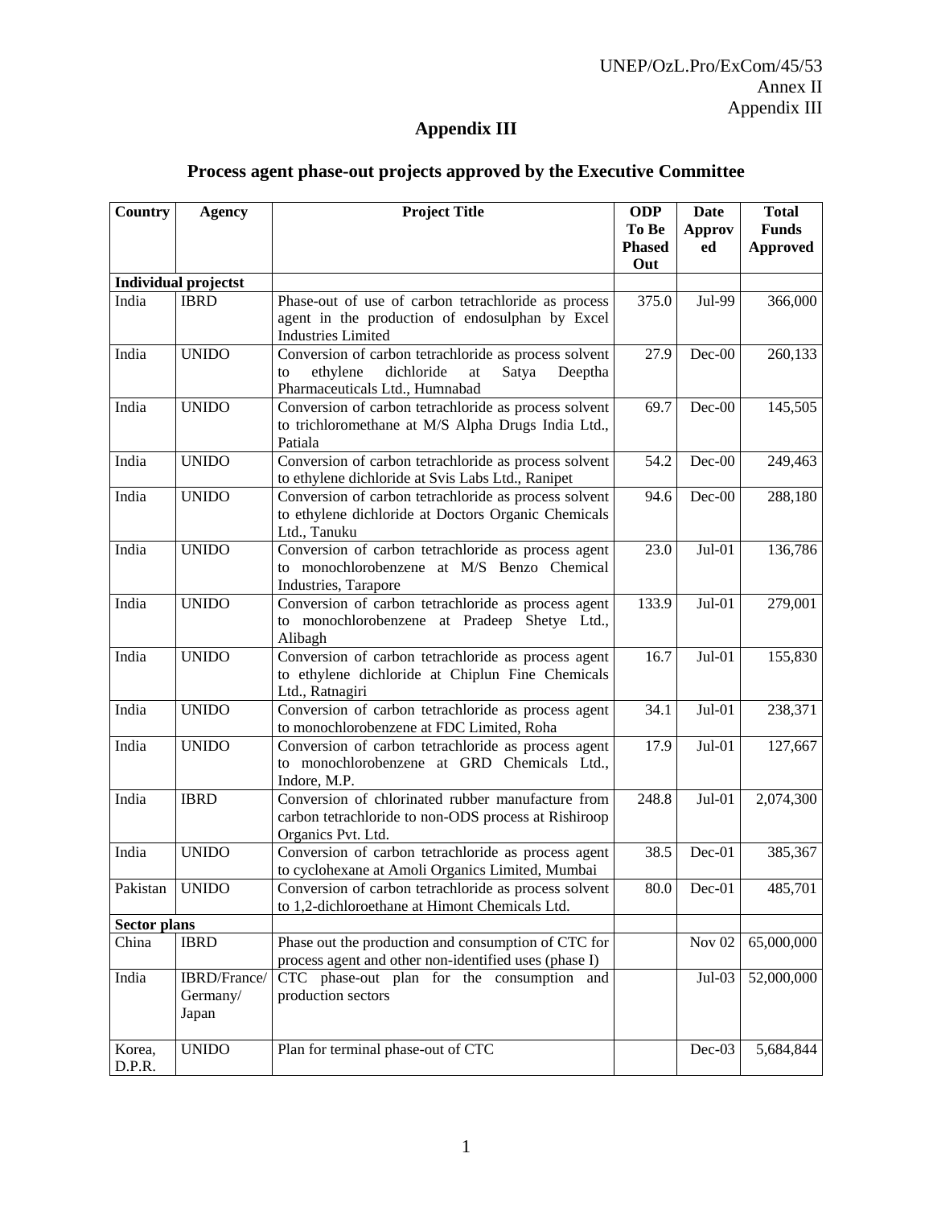# Appendix III

## Process agent phase-out projects approved by the Executive Committee

| Country | Agency | Project Title | ODP To Be Phased Out | Date Approved | Total Funds Approved |
|---|---|---|---|---|---|
| **Individual projectst** | | | | | |
| India | IBRD | Phase-out of use of carbon tetrachloride as process agent in the production of endosulphan by Excel Industries Limited | 375.0 | Jul-99 | 366,000 |
| India | UNIDO | Conversion of carbon tetrachloride as process solvent to ethylene dichloride at Satya Deeptha Pharmaceuticals Ltd., Humnabad | 27.9 | Dec-00 | 260,133 |
| India | UNIDO | Conversion of carbon tetrachloride as process solvent to trichloromethane at M/S Alpha Drugs India Ltd., Patiala | 69.7 | Dec-00 | 145,505 |
| India | UNIDO | Conversion of carbon tetrachloride as process solvent to ethylene dichloride at Svis Labs Ltd., Ranipet | 54.2 | Dec-00 | 249,463 |
| India | UNIDO | Conversion of carbon tetrachloride as process solvent to ethylene dichloride at Doctors Organic Chemicals Ltd., Tanuku | 94.6 | Dec-00 | 288,180 |
| India | UNIDO | Conversion of carbon tetrachloride as process agent to monochlorobenzene at M/S Benzo Chemical Industries, Tarapore | 23.0 | Jul-01 | 136,786 |
| India | UNIDO | Conversion of carbon tetrachloride as process agent to monochlorobenzene at Pradeep Shetye Ltd., Alibagh | 133.9 | Jul-01 | 279,001 |
| India | UNIDO | Conversion of carbon tetrachloride as process agent to ethylene dichloride at Chiplun Fine Chemicals Ltd., Ratnagiri | 16.7 | Jul-01 | 155,830 |
| India | UNIDO | Conversion of carbon tetrachloride as process agent to monochlorobenzene at FDC Limited, Roha | 34.1 | Jul-01 | 238,371 |
| India | UNIDO | Conversion of carbon tetrachloride as process agent to monochlorobenzene at GRD Chemicals Ltd., Indore, M.P. | 17.9 | Jul-01 | 127,667 |
| India | IBRD | Conversion of chlorinated rubber manufacture from carbon tetrachloride to non-ODS process at Rishiroop Organics Pvt. Ltd. | 248.8 | Jul-01 | 2,074,300 |
| India | UNIDO | Conversion of carbon tetrachloride as process agent to cyclohexane at Amoli Organics Limited, Mumbai | 38.5 | Dec-01 | 385,367 |
| Pakistan | UNIDO | Conversion of carbon tetrachloride as process solvent to 1,2-dichloroethane at Himont Chemicals Ltd. | 80.0 | Dec-01 | 485,701 |
| **Sector plans** | | | | | |
| China | IBRD | Phase out the production and consumption of CTC for process agent and other non-identified uses (phase I) | | Nov 02 | 65,000,000 |
| India | IBRD/France/ Germany/ Japan | CTC phase-out plan for the consumption and production sectors | | Jul-03 | 52,000,000 |
| Korea, D.P.R. | UNIDO | Plan for terminal phase-out of CTC | | Dec-03 | 5,684,844 |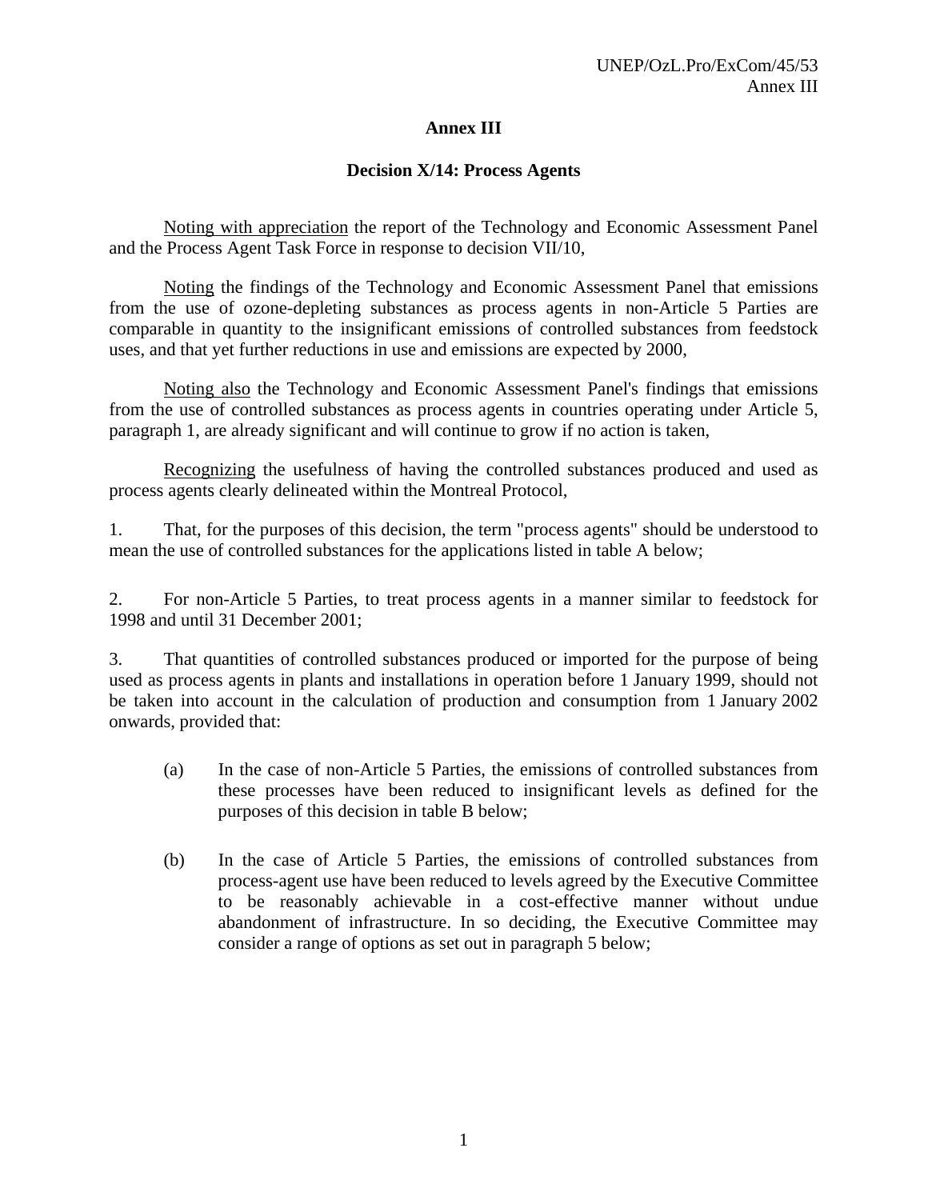# Annex III

## Decision X/14: Process Agents

<u>Noting with appreciation</u> the report of the Technology and Economic Assessment Panel and the Process Agent Task Force in response to decision VII/10,

<u>Noting</u> the findings of the Technology and Economic Assessment Panel that emissions from the use of ozone-depleting substances as process agents in non-Article 5 Parties are comparable in quantity to the insignificant emissions of controlled substances from feedstock uses, and that yet further reductions in use and emissions are expected by 2000,

<u>Noting also</u> the Technology and Economic Assessment Panel's findings that emissions from the use of controlled substances as process agents in countries operating under Article 5, paragraph 1, are already significant and will continue to grow if no action is taken,

<u>Recognizing</u> the usefulness of having the controlled substances produced and used as process agents clearly delineated within the Montreal Protocol,

1. That, for the purposes of this decision, the term "process agents" should be understood to mean the use of controlled substances for the applications listed in table A below;

2. For non-Article 5 Parties, to treat process agents in a manner similar to feedstock for 1998 and until 31 December 2001;

3. That quantities of controlled substances produced or imported for the purpose of being used as process agents in plants and installations in operation before 1 January 1999, should not be taken into account in the calculation of production and consumption from 1 January 2002 onwards, provided that:

   (a) In the case of non-Article 5 Parties, the emissions of controlled substances from these processes have been reduced to insignificant levels as defined for the purposes of this decision in table B below;

   (b) In the case of Article 5 Parties, the emissions of controlled substances from process-agent use have been reduced to levels agreed by the Executive Committee to be reasonably achievable in a cost-effective manner without undue abandonment of infrastructure. In so deciding, the Executive Committee may consider a range of options as set out in paragraph 5 below;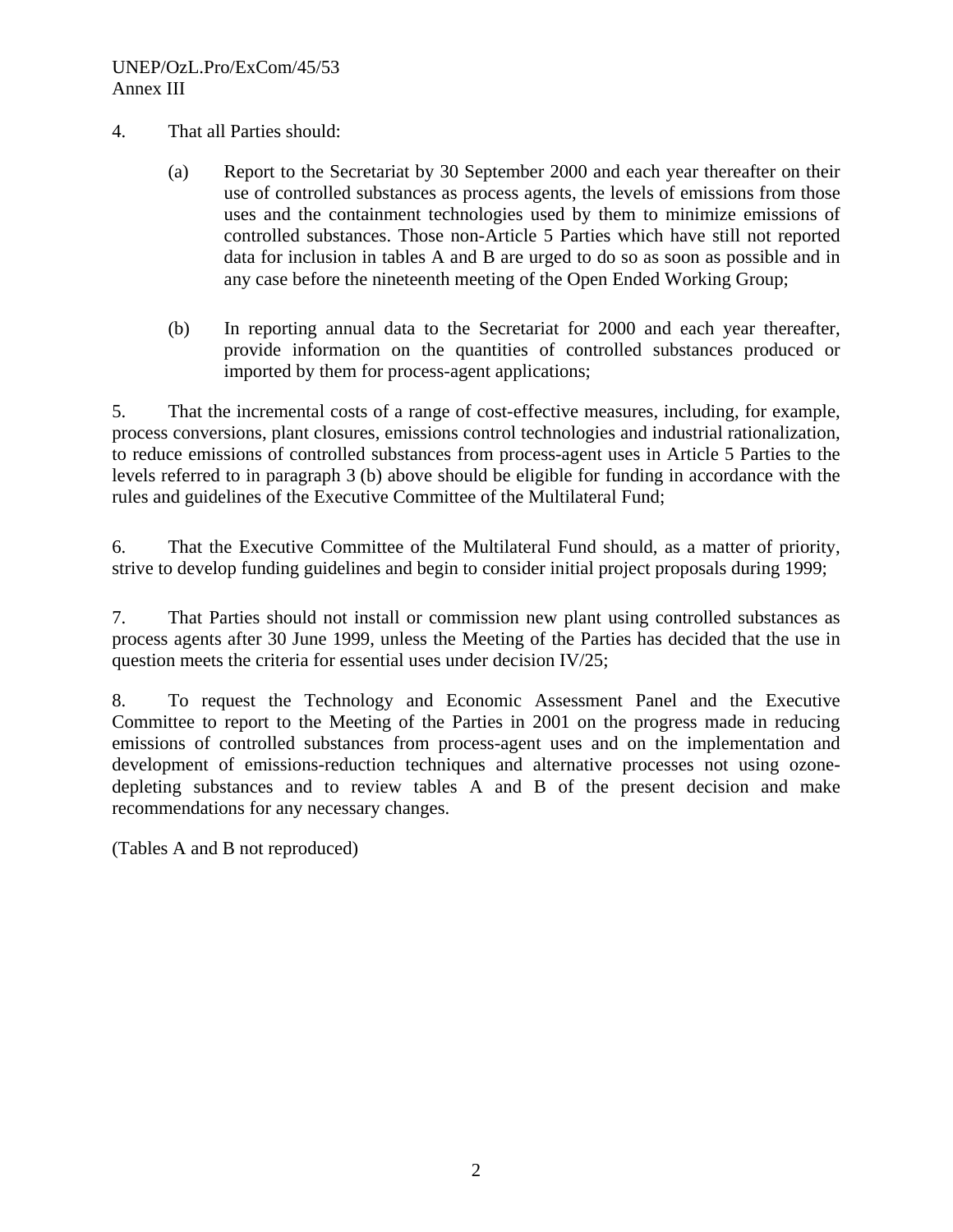4. That all Parties should:

   (a) Report to the Secretariat by 30 September 2000 and each year thereafter on their use of controlled substances as process agents, the levels of emissions from those uses and the containment technologies used by them to minimize emissions of controlled substances. Those non-Article 5 Parties which have still not reported data for inclusion in tables A and B are urged to do so as soon as possible and in any case before the nineteenth meeting of the Open Ended Working Group;

   (b) In reporting annual data to the Secretariat for 2000 and each year thereafter, provide information on the quantities of controlled substances produced or imported by them for process-agent applications;

5. That the incremental costs of a range of cost-effective measures, including, for example, process conversions, plant closures, emissions control technologies and industrial rationalization, to reduce emissions of controlled substances from process-agent uses in Article 5 Parties to the levels referred to in paragraph 3 (b) above should be eligible for funding in accordance with the rules and guidelines of the Executive Committee of the Multilateral Fund;

6. That the Executive Committee of the Multilateral Fund should, as a matter of priority, strive to develop funding guidelines and begin to consider initial project proposals during 1999;

7. That Parties should not install or commission new plant using controlled substances as process agents after 30 June 1999, unless the Meeting of the Parties has decided that the use in question meets the criteria for essential uses under decision IV/25;

8. To request the Technology and Economic Assessment Panel and the Executive Committee to report to the Meeting of the Parties in 2001 on the progress made in reducing emissions of controlled substances from process-agent uses and on the implementation and development of emissions-reduction techniques and alternative processes not using ozone-depleting substances and to review tables A and B of the present decision and make recommendations for any necessary changes.

(Tables A and B not reproduced)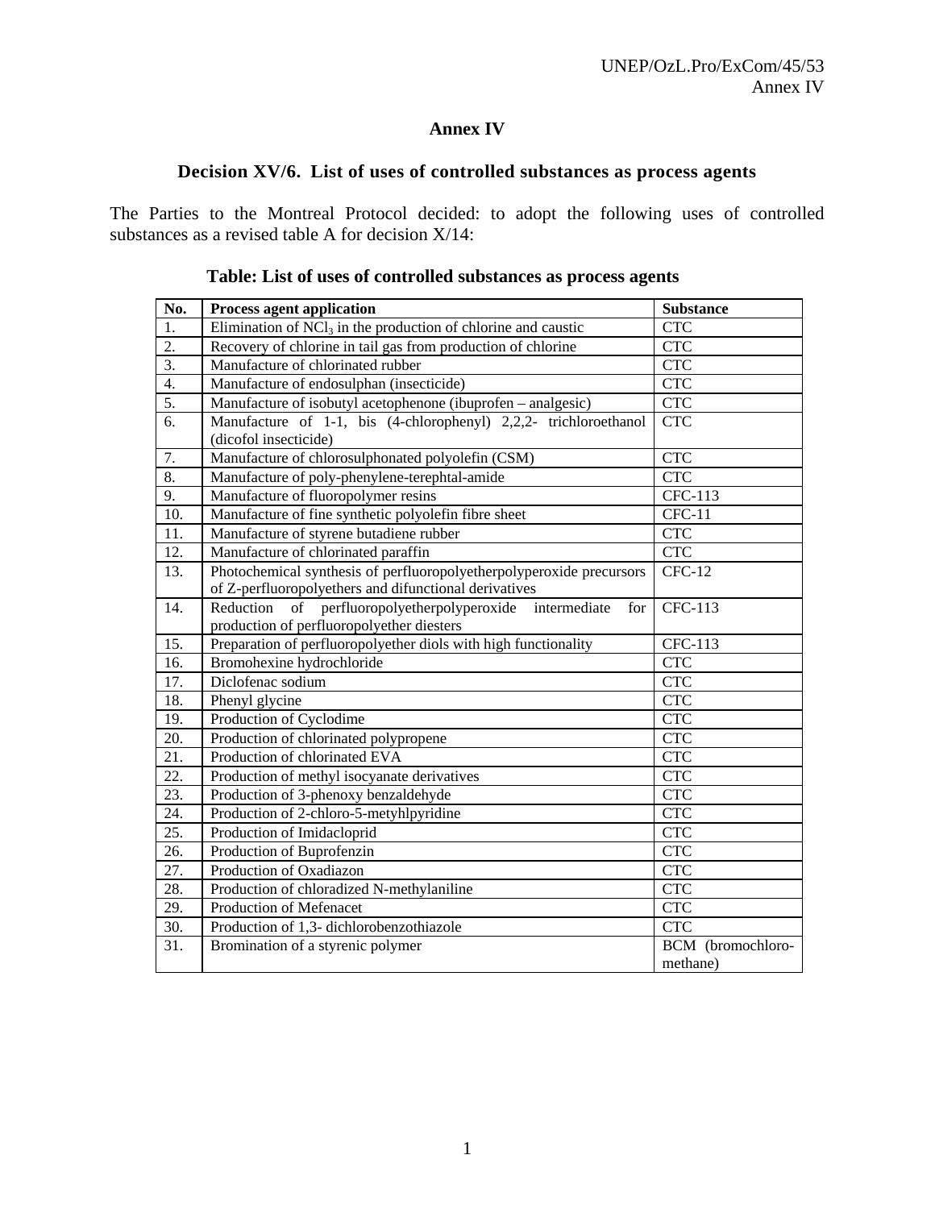# Annex IV

## Decision XV/6. List of uses of controlled substances as process agents

The Parties to the Montreal Protocol decided: to adopt the following uses of controlled substances as a revised table A for decision X/14:

### Table: List of uses of controlled substances as process agents

| No. | Process agent application | Substance |
|---|---|---|
| 1. | Elimination of $NCl_3$ in the production of chlorine and caustic | CTC |
| 2. | Recovery of chlorine in tail gas from production of chlorine | CTC |
| 3. | Manufacture of chlorinated rubber | CTC |
| 4. | Manufacture of endosulphan (insecticide) | CTC |
| 5. | Manufacture of isobutyl acetophenone (ibuprofen – analgesic) | CTC |
| 6. | Manufacture of 1-1, bis (4-chlorophenyl) 2,2,2- trichloroethanol (dicofol insecticide) | CTC |
| 7. | Manufacture of chlorosulphonated polyolefin (CSM) | CTC |
| 8. | Manufacture of poly-phenylene-terephtal-amide | CTC |
| 9. | Manufacture of fluoropolymer resins | CFC-113 |
| 10. | Manufacture of fine synthetic polyolefin fibre sheet | CFC-11 |
| 11. | Manufacture of styrene butadiene rubber | CTC |
| 12. | Manufacture of chlorinated paraffin | CTC |
| 13. | Photochemical synthesis of perfluoropolyetherpolyperoxide precursors of Z-perfluoropolyethers and difunctional derivatives | CFC-12 |
| 14. | Reduction of perfluoropolyetherpolyperoxide intermediate for production of perfluoropolyether diesters | CFC-113 |
| 15. | Preparation of perfluoropolyether diols with high functionality | CFC-113 |
| 16. | Bromohexine hydrochloride | CTC |
| 17. | Diclofenac sodium | CTC |
| 18. | Phenyl glycine | CTC |
| 19. | Production of Cyclodime | CTC |
| 20. | Production of chlorinated polypropene | CTC |
| 21. | Production of chlorinated EVA | CTC |
| 22. | Production of methyl isocyanate derivatives | CTC |
| 23. | Production of 3-phenoxy benzaldehyde | CTC |
| 24. | Production of 2-chloro-5-metyhlpyridine | CTC |
| 25. | Production of Imidacloprid | CTC |
| 26. | Production of Buprofenzin | CTC |
| 27. | Production of Oxadiazon | CTC |
| 28. | Production of chloradized N-methylaniline | CTC |
| 29. | Production of Mefenacet | CTC |
| 30. | Production of 1,3- dichlorobenzothiazole | CTC |
| 31. | Bromination of a styrenic polymer | BCM (bromochloro-methane) |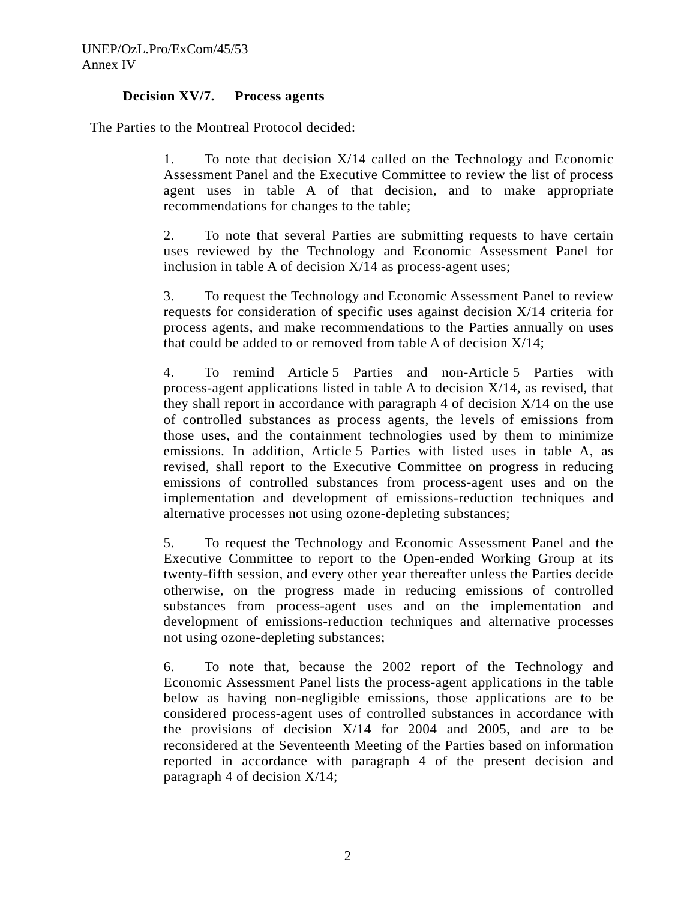**Decision XV/7. Process agents**

The Parties to the Montreal Protocol decided:

1. To note that decision X/14 called on the Technology and Economic Assessment Panel and the Executive Committee to review the list of process agent uses in table A of that decision, and to make appropriate recommendations for changes to the table;

2. To note that several Parties are submitting requests to have certain uses reviewed by the Technology and Economic Assessment Panel for inclusion in table A of decision X/14 as process-agent uses;

3. To request the Technology and Economic Assessment Panel to review requests for consideration of specific uses against decision X/14 criteria for process agents, and make recommendations to the Parties annually on uses that could be added to or removed from table A of decision X/14;

4. To remind Article 5 Parties and non-Article 5 Parties with process-agent applications listed in table A to decision X/14, as revised, that they shall report in accordance with paragraph 4 of decision X/14 on the use of controlled substances as process agents, the levels of emissions from those uses, and the containment technologies used by them to minimize emissions. In addition, Article 5 Parties with listed uses in table A, as revised, shall report to the Executive Committee on progress in reducing emissions of controlled substances from process-agent uses and on the implementation and development of emissions-reduction techniques and alternative processes not using ozone-depleting substances;

5. To request the Technology and Economic Assessment Panel and the Executive Committee to report to the Open-ended Working Group at its twenty-fifth session, and every other year thereafter unless the Parties decide otherwise, on the progress made in reducing emissions of controlled substances from process-agent uses and on the implementation and development of emissions-reduction techniques and alternative processes not using ozone-depleting substances;

6. To note that, because the 2002 report of the Technology and Economic Assessment Panel lists the process-agent applications in the table below as having non-negligible emissions, those applications are to be considered process-agent uses of controlled substances in accordance with the provisions of decision X/14 for 2004 and 2005, and are to be reconsidered at the Seventeenth Meeting of the Parties based on information reported in accordance with paragraph 4 of the present decision and paragraph 4 of decision X/14;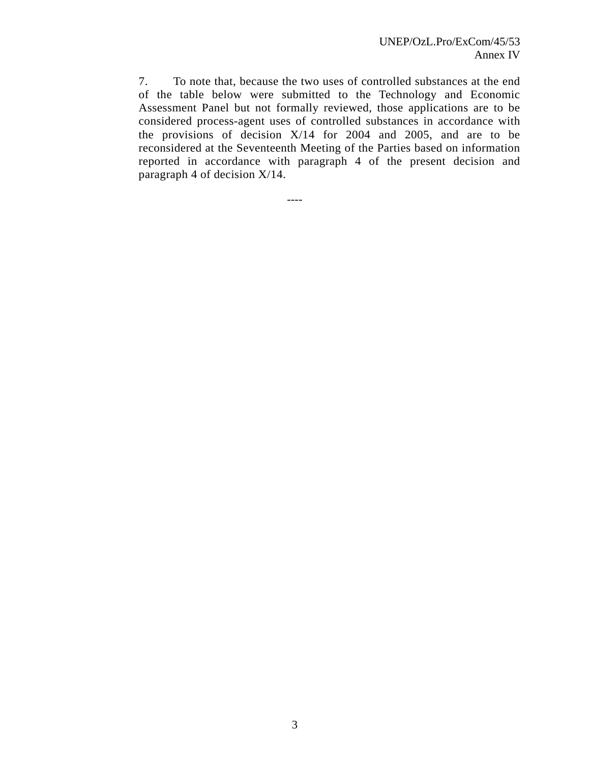7. To note that, because the two uses of controlled substances at the end of the table below were submitted to the Technology and Economic Assessment Panel but not formally reviewed, those applications are to be considered process-agent uses of controlled substances in accordance with the provisions of decision X/14 for 2004 and 2005, and are to be reconsidered at the Seventeenth Meeting of the Parties based on information reported in accordance with paragraph 4 of the present decision and paragraph 4 of decision X/14.

----